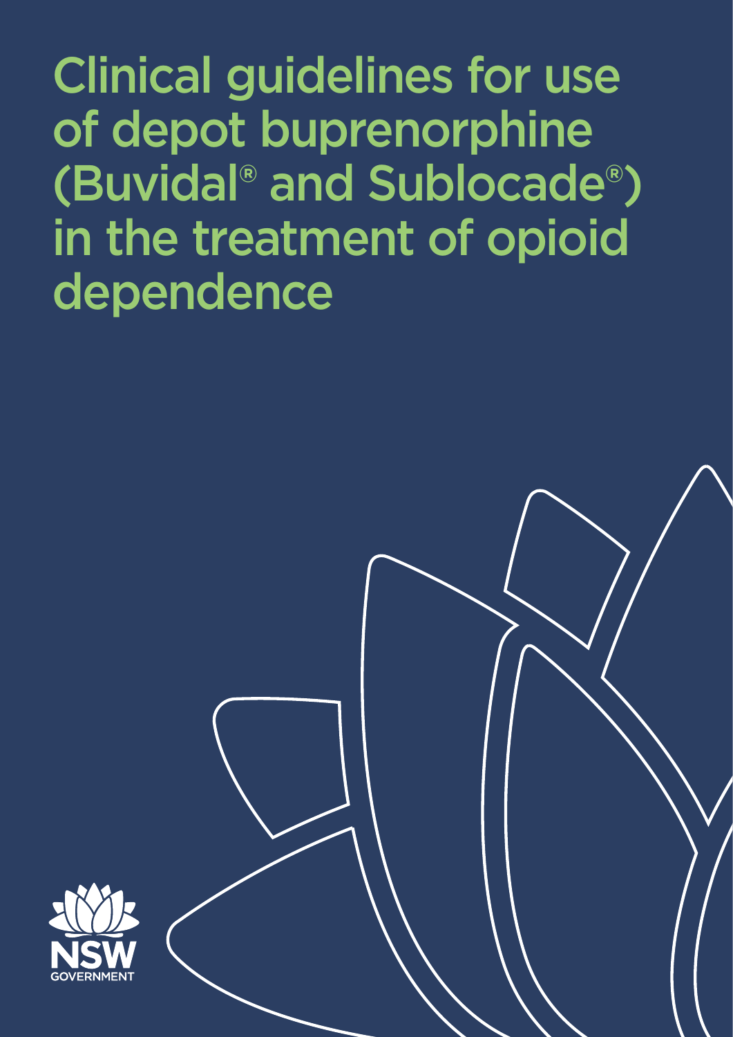# Clinical guidelines for use of depot buprenorphine (Buvidal® and Sublocade®) in the treatment of opioid dependence

NSW GOVERNMENT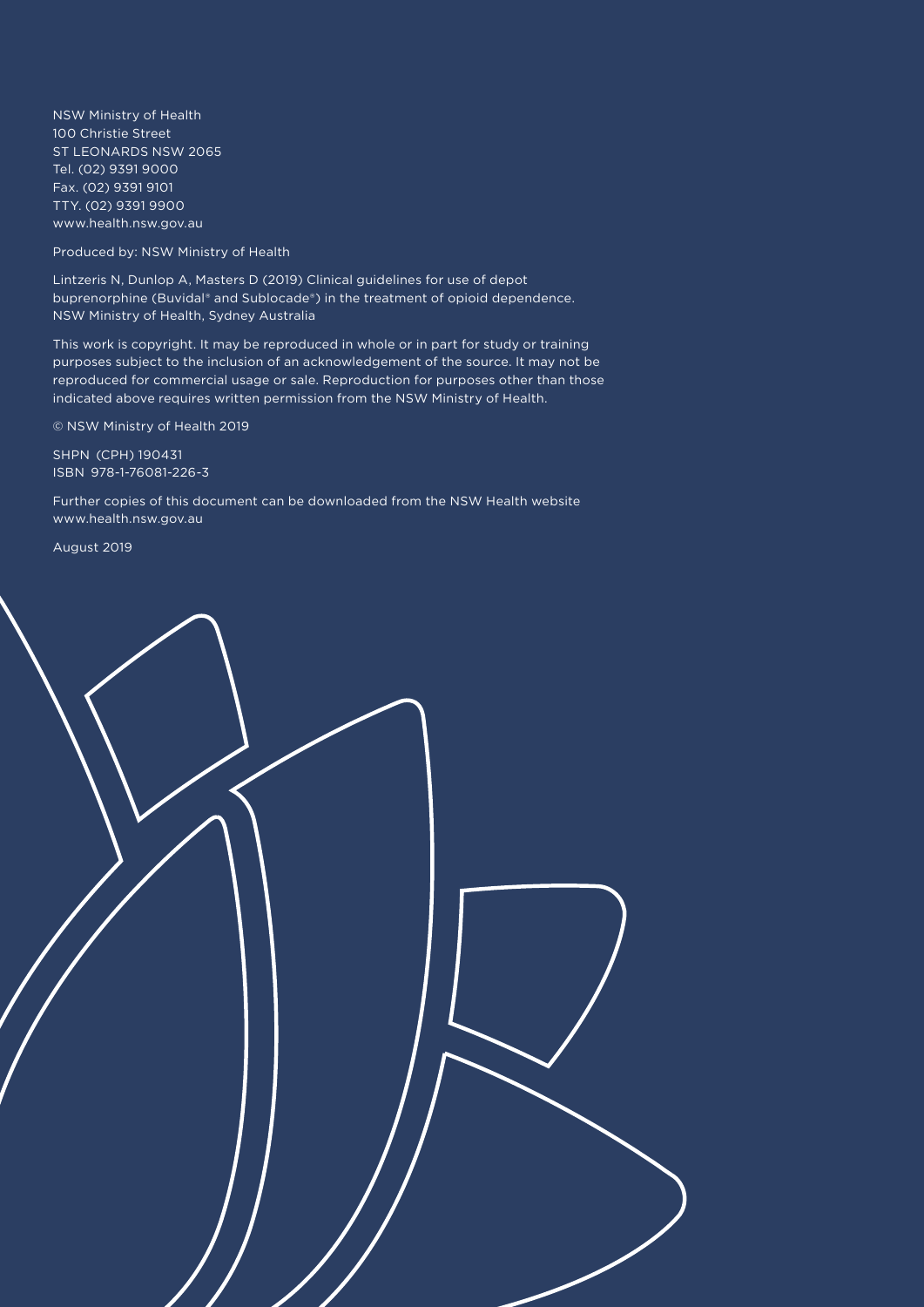NSW Ministry of Health
100 Christie Street
ST LEONARDS NSW 2065
Tel. (02) 9391 9000
Fax. (02) 9391 9101
TTY. (02) 9391 9900
www.health.nsw.gov.au

Produced by: NSW Ministry of Health

Lintzeris N, Dunlop A, Masters D (2019) Clinical guidelines for use of depot buprenorphine (Buvidal® and Sublocade®) in the treatment of opioid dependence. NSW Ministry of Health, Sydney Australia

This work is copyright. It may be reproduced in whole or in part for study or training purposes subject to the inclusion of an acknowledgement of the source. It may not be reproduced for commercial usage or sale. Reproduction for purposes other than those indicated above requires written permission from the NSW Ministry of Health.

© NSW Ministry of Health 2019

SHPN (CPH) 190431
ISBN 978-1-76081-226-3

Further copies of this document can be downloaded from the NSW Health website www.health.nsw.gov.au

August 2019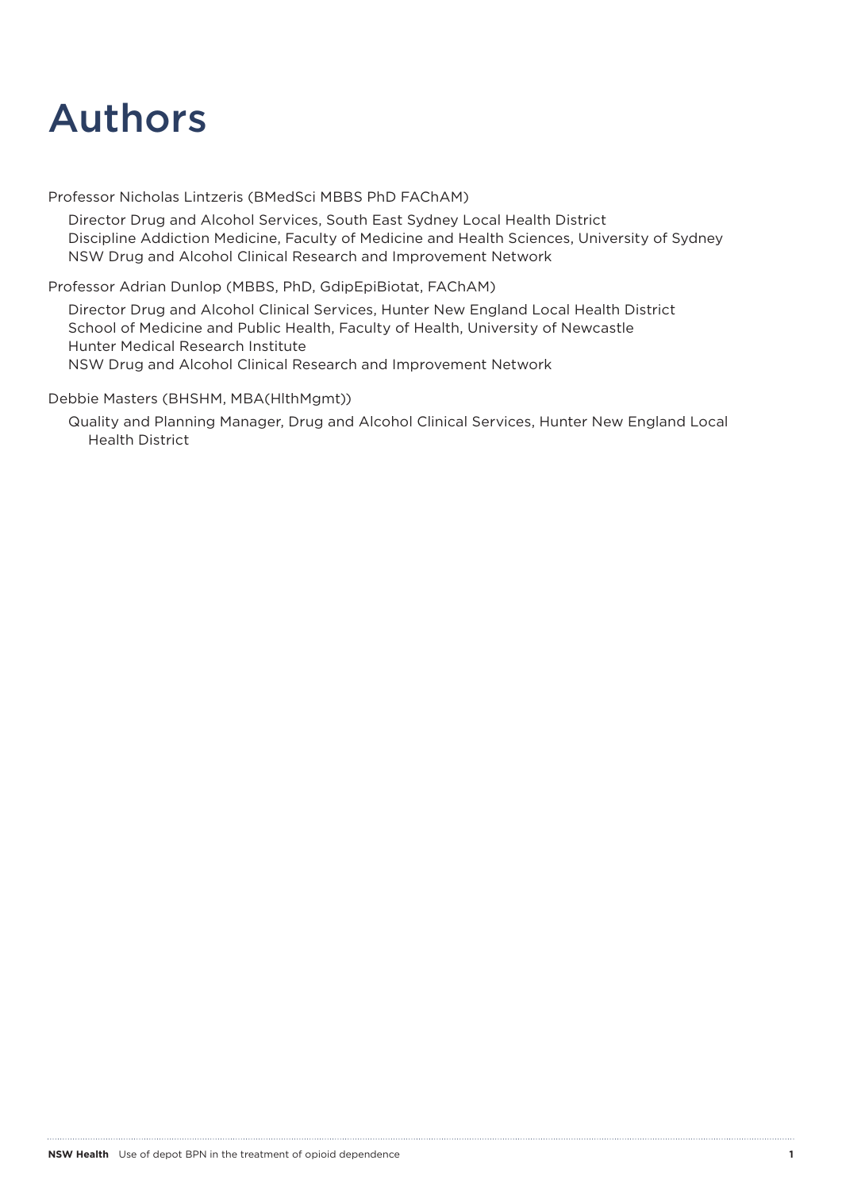# Authors

Professor Nicholas Lintzeris (BMedSci MBBS PhD FAChAM)

Director Drug and Alcohol Services, South East Sydney Local Health District
Discipline Addiction Medicine, Faculty of Medicine and Health Sciences, University of Sydney
NSW Drug and Alcohol Clinical Research and Improvement Network

Professor Adrian Dunlop (MBBS, PhD, GdipEpiBiotat, FAChAM)

Director Drug and Alcohol Clinical Services, Hunter New England Local Health District
School of Medicine and Public Health, Faculty of Health, University of Newcastle
Hunter Medical Research Institute
NSW Drug and Alcohol Clinical Research and Improvement Network

Debbie Masters (BHSHM, MBA(HlthMgmt))

Quality and Planning Manager, Drug and Alcohol Clinical Services, Hunter New England Local Health District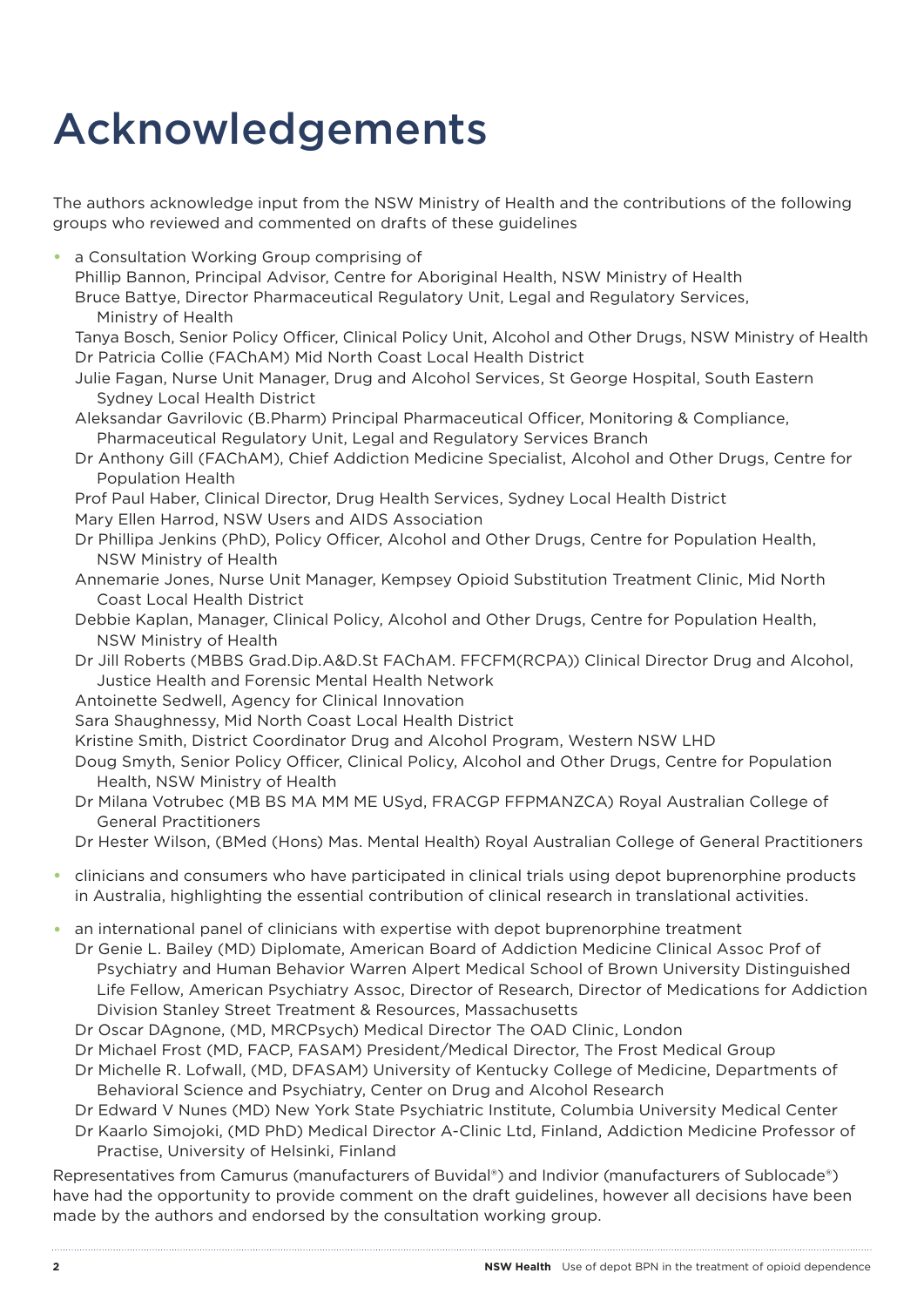# Acknowledgements

The authors acknowledge input from the NSW Ministry of Health and the contributions of the following groups who reviewed and commented on drafts of these guidelines

- a Consultation Working Group comprising of
  Phillip Bannon, Principal Advisor, Centre for Aboriginal Health, NSW Ministry of Health
  Bruce Battye, Director Pharmaceutical Regulatory Unit, Legal and Regulatory Services, Ministry of Health
  Tanya Bosch, Senior Policy Officer, Clinical Policy Unit, Alcohol and Other Drugs, NSW Ministry of Health
  Dr Patricia Collie (FAChAM) Mid North Coast Local Health District
  Julie Fagan, Nurse Unit Manager, Drug and Alcohol Services, St George Hospital, South Eastern Sydney Local Health District
  Aleksandar Gavrilovic (B.Pharm) Principal Pharmaceutical Officer, Monitoring & Compliance, Pharmaceutical Regulatory Unit, Legal and Regulatory Services Branch
  Dr Anthony Gill (FAChAM), Chief Addiction Medicine Specialist, Alcohol and Other Drugs, Centre for Population Health
  Prof Paul Haber, Clinical Director, Drug Health Services, Sydney Local Health District
  Mary Ellen Harrod, NSW Users and AIDS Association
  Dr Phillipa Jenkins (PhD), Policy Officer, Alcohol and Other Drugs, Centre for Population Health, NSW Ministry of Health
  Annemarie Jones, Nurse Unit Manager, Kempsey Opioid Substitution Treatment Clinic, Mid North Coast Local Health District
  Debbie Kaplan, Manager, Clinical Policy, Alcohol and Other Drugs, Centre for Population Health, NSW Ministry of Health
  Dr Jill Roberts (MBBS Grad.Dip.A&D.St FAChAM. FFCFM(RCPA)) Clinical Director Drug and Alcohol, Justice Health and Forensic Mental Health Network
  Antoinette Sedwell, Agency for Clinical Innovation
  Sara Shaughnessy, Mid North Coast Local Health District
  Kristine Smith, District Coordinator Drug and Alcohol Program, Western NSW LHD
  Doug Smyth, Senior Policy Officer, Clinical Policy, Alcohol and Other Drugs, Centre for Population Health, NSW Ministry of Health
  Dr Milana Votrubec (MB BS MA MM ME USyd, FRACGP FFPMANZCA) Royal Australian College of General Practitioners
  Dr Hester Wilson, (BMed (Hons) Mas. Mental Health) Royal Australian College of General Practitioners

- clinicians and consumers who have participated in clinical trials using depot buprenorphine products in Australia, highlighting the essential contribution of clinical research in translational activities.

- an international panel of clinicians with expertise with depot buprenorphine treatment
  Dr Genie L. Bailey (MD) Diplomate, American Board of Addiction Medicine Clinical Assoc Prof of Psychiatry and Human Behavior Warren Alpert Medical School of Brown University Distinguished Life Fellow, American Psychiatry Assoc, Director of Research, Director of Medications for Addiction Division Stanley Street Treatment & Resources, Massachusetts
  Dr Oscar DAgnone, (MD, MRCPsych) Medical Director The OAD Clinic, London
  Dr Michael Frost (MD, FACP, FASAM) President/Medical Director, The Frost Medical Group
  Dr Michelle R. Lofwall, (MD, DFASAM) University of Kentucky College of Medicine, Departments of Behavioral Science and Psychiatry, Center on Drug and Alcohol Research
  Dr Edward V Nunes (MD) New York State Psychiatric Institute, Columbia University Medical Center
  Dr Kaarlo Simojoki, (MD PhD) Medical Director A-Clinic Ltd, Finland, Addiction Medicine Professor of Practise, University of Helsinki, Finland

Representatives from Camurus (manufacturers of Buvidal®) and Indivior (manufacturers of Sublocade®) have had the opportunity to provide comment on the draft guidelines, however all decisions have been made by the authors and endorsed by the consultation working group.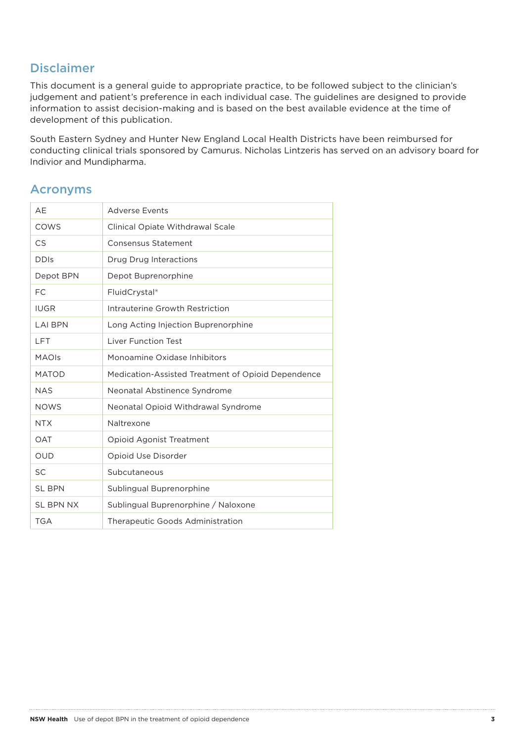## Disclaimer

This document is a general guide to appropriate practice, to be followed subject to the clinician's judgement and patient's preference in each individual case. The guidelines are designed to provide information to assist decision-making and is based on the best available evidence at the time of development of this publication.

South Eastern Sydney and Hunter New England Local Health Districts have been reimbursed for conducting clinical trials sponsored by Camurus. Nicholas Lintzeris has served on an advisory board for Indivior and Mundipharma.

## Acronyms

| | |
|---|---|
| AE | Adverse Events |
| COWS | Clinical Opiate Withdrawal Scale |
| CS | Consensus Statement |
| DDIs | Drug Drug Interactions |
| Depot BPN | Depot Buprenorphine |
| FC | FluidCrystal® |
| IUGR | Intrauterine Growth Restriction |
| LAI BPN | Long Acting Injection Buprenorphine |
| LFT | Liver Function Test |
| MAOIs | Monoamine Oxidase Inhibitors |
| MATOD | Medication-Assisted Treatment of Opioid Dependence |
| NAS | Neonatal Abstinence Syndrome |
| NOWS | Neonatal Opioid Withdrawal Syndrome |
| NTX | Naltrexone |
| OAT | Opioid Agonist Treatment |
| OUD | Opioid Use Disorder |
| SC | Subcutaneous |
| SL BPN | Sublingual Buprenorphine |
| SL BPN NX | Sublingual Buprenorphine / Naloxone |
| TGA | Therapeutic Goods Administration |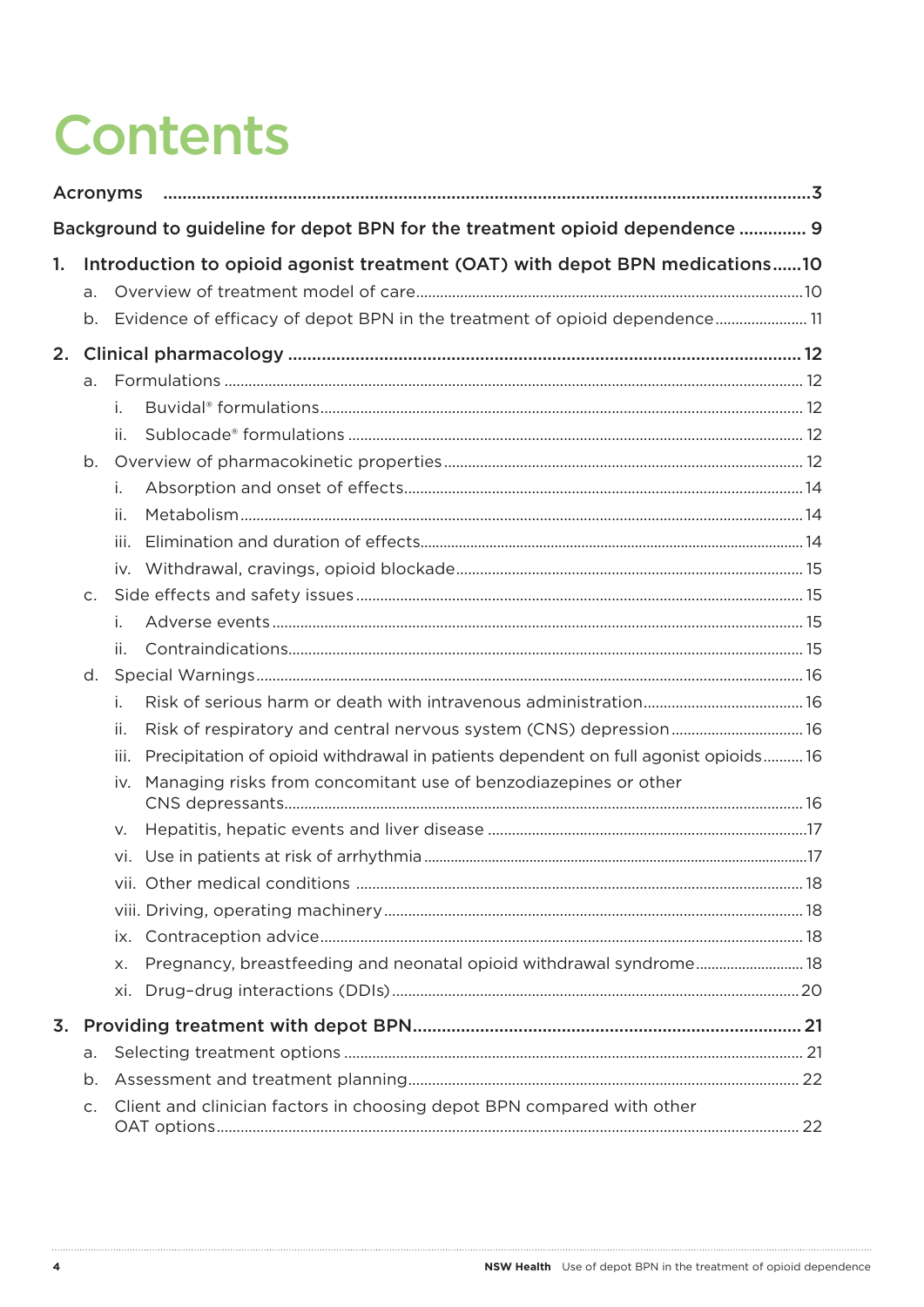# Contents

Acronyms ....................................................................................................................................3

Background to guideline for depot BPN for the treatment opioid dependence .............. 9

1. Introduction to opioid agonist treatment (OAT) with depot BPN medications......10
   a. Overview of treatment model of care.................................................................................10
   b. Evidence of efficacy of depot BPN in the treatment of opioid dependence....................... 11

2. Clinical pharmacology .......................................................................................................... 12
   a. Formulations ............................................................................................................................ 12
      i. Buvidal® formulations........................................................................................................ 12
      ii. Sublocade® formulations ................................................................................................. 12
   b. Overview of pharmacokinetic properties ........................................................................... 12
      i. Absorption and onset of effects...................................................................................14
      ii. Metabolism............................................................................................................................14
      iii. Elimination and duration of effects.................................................................................14
      iv. Withdrawal, cravings, opioid blockade.......................................................................... 15
   c. Side effects and safety issues .............................................................................................. 15
      i. Adverse events ..................................................................................................................... 15
      ii. Contraindications................................................................................................................ 15
   d. Special Warnings.......................................................................................................................16
      i. Risk of serious harm or death with intravenous administration........................................16
      ii. Risk of respiratory and central nervous system (CNS) depression.................................16
      iii. Precipitation of opioid withdrawal in patients dependent on full agonist opioids..........16
      iv. Managing risks from concomitant use of benzodiazepines or other CNS depressants..................................................................................................16
      v. Hepatitis, hepatic events and liver disease ....................................................................17
      vi. Use in patients at risk of arrhythmia.................................................................................17
      vii. Other medical conditions ............................................................................................... 18
      viii. Driving, operating machinery........................................................................................ 18
      ix. Contraception advice........................................................................................................ 18
      x. Pregnancy, breastfeeding and neonatal opioid withdrawal syndrome............................ 18
      xi. Drug–drug interactions (DDIs)..................................................................................... 20

3. Providing treatment with depot BPN................................................................................. 21
   a. Selecting treatment options ................................................................................................. 21
   b. Assessment and treatment planning.................................................................................. 22
   c. Client and clinician factors in choosing depot BPN compared with other OAT options............................................................................................................... 22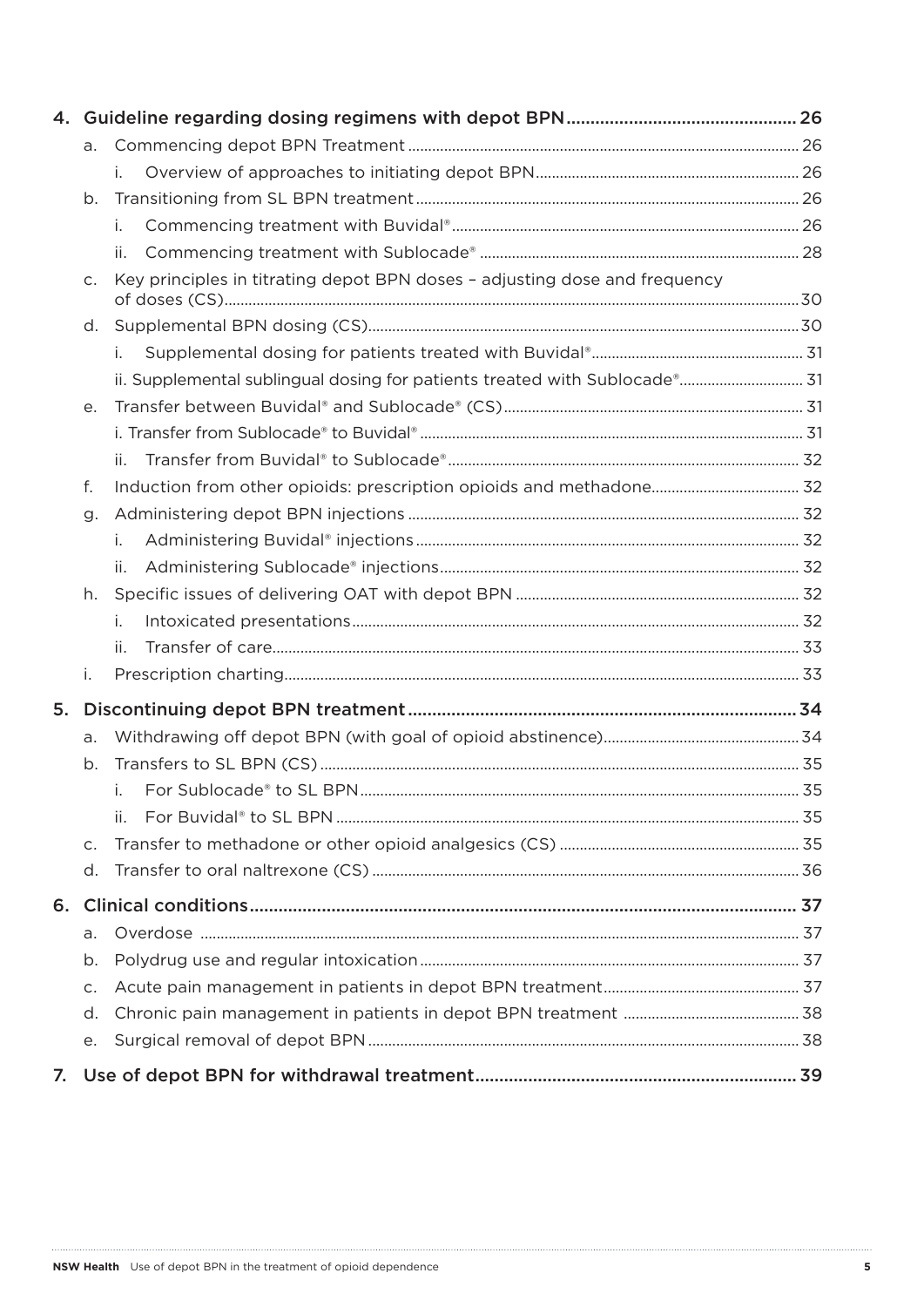4. Guideline regarding dosing regimens with depot BPN ........ 26
   - a. Commencing depot BPN Treatment ........ 26
     - i. Overview of approaches to initiating depot BPN ........ 26
   - b. Transitioning from SL BPN treatment ........ 26
     - i. Commencing treatment with Buvidal® ........ 26
     - ii. Commencing treatment with Sublocade® ........ 28
   - c. Key principles in titrating depot BPN doses – adjusting dose and frequency of doses (CS) ........ 30
   - d. Supplemental BPN dosing (CS) ........ 30
     - i. Supplemental dosing for patients treated with Buvidal® ........ 31
     - ii. Supplemental sublingual dosing for patients treated with Sublocade® ........ 31
   - e. Transfer between Buvidal® and Sublocade® (CS) ........ 31
     - i. Transfer from Sublocade® to Buvidal® ........ 31
     - ii. Transfer from Buvidal® to Sublocade® ........ 32
   - f. Induction from other opioids: prescription opioids and methadone ........ 32
   - g. Administering depot BPN injections ........ 32
     - i. Administering Buvidal® injections ........ 32
     - ii. Administering Sublocade® injections ........ 32
   - h. Specific issues of delivering OAT with depot BPN ........ 32
     - i. Intoxicated presentations ........ 32
     - ii. Transfer of care ........ 33
   - i. Prescription charting ........ 33

5. Discontinuing depot BPN treatment ........ 34
   - a. Withdrawing off depot BPN (with goal of opioid abstinence) ........ 34
   - b. Transfers to SL BPN (CS) ........ 35
     - i. For Sublocade® to SL BPN ........ 35
     - ii. For Buvidal® to SL BPN ........ 35
   - c. Transfer to methadone or other opioid analgesics (CS) ........ 35
   - d. Transfer to oral naltrexone (CS) ........ 36

6. Clinical conditions ........ 37
   - a. Overdose ........ 37
   - b. Polydrug use and regular intoxication ........ 37
   - c. Acute pain management in patients in depot BPN treatment ........ 37
   - d. Chronic pain management in patients in depot BPN treatment ........ 38
   - e. Surgical removal of depot BPN ........ 38

7. Use of depot BPN for withdrawal treatment ........ 39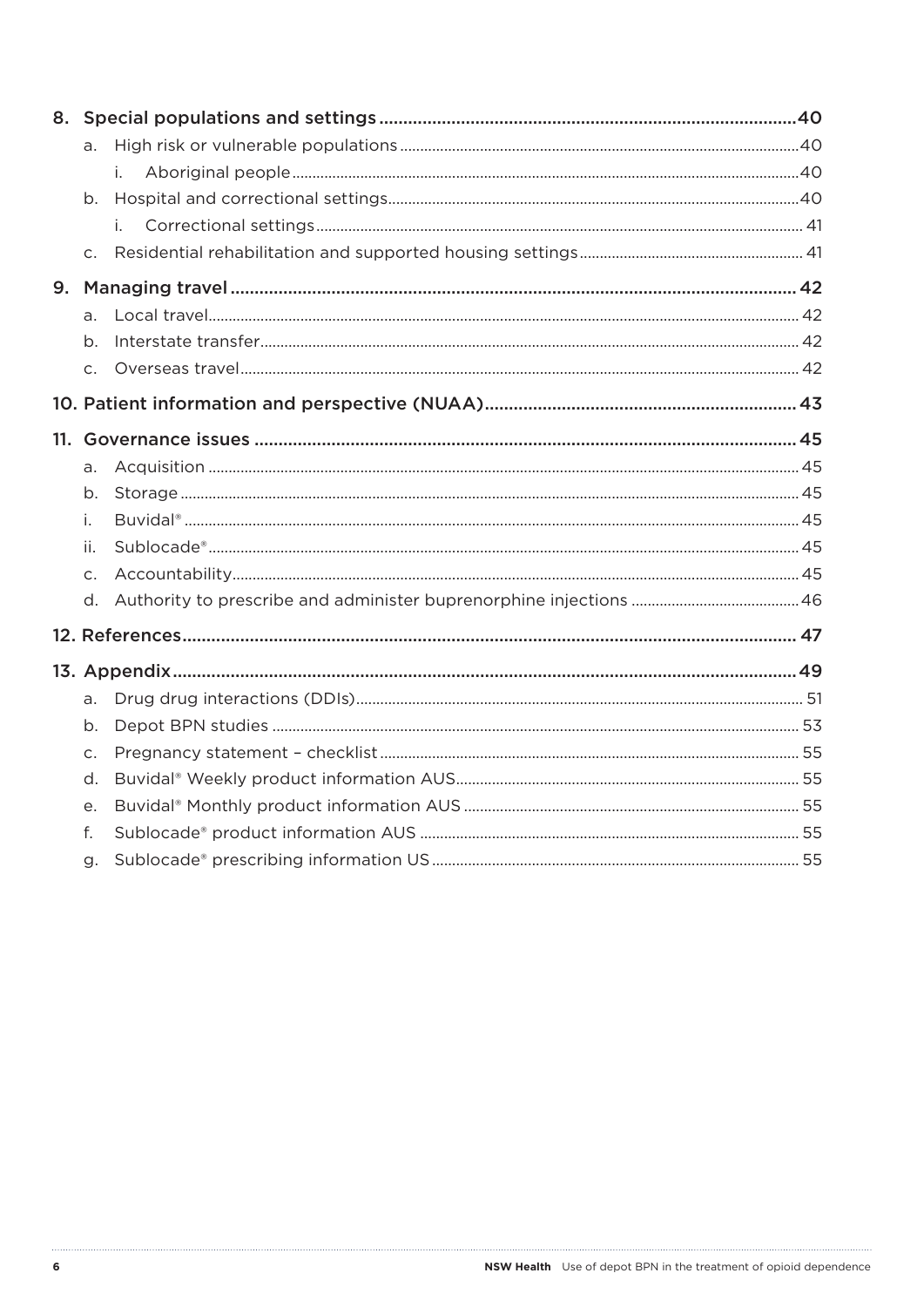- 8. Special populations and settings ........ 40
  - a. High risk or vulnerable populations ........ 40
    - i. Aboriginal people ........ 40
  - b. Hospital and correctional settings ........ 40
    - i. Correctional settings ........ 41
  - c. Residential rehabilitation and supported housing settings ........ 41
- 9. Managing travel ........ 42
  - a. Local travel ........ 42
  - b. Interstate transfer ........ 42
  - c. Overseas travel ........ 42
- 10. Patient information and perspective (NUAA) ........ 43
- 11. Governance issues ........ 45
  - a. Acquisition ........ 45
  - b. Storage ........ 45
  - i. Buvidal® ........ 45
  - ii. Sublocade® ........ 45
  - c. Accountability ........ 45
  - d. Authority to prescribe and administer buprenorphine injections ........ 46
- 12. References ........ 47
- 13. Appendix ........ 49
  - a. Drug drug interactions (DDIs) ........ 51
  - b. Depot BPN studies ........ 53
  - c. Pregnancy statement – checklist ........ 55
  - d. Buvidal® Weekly product information AUS ........ 55
  - e. Buvidal® Monthly product information AUS ........ 55
  - f. Sublocade® product information AUS ........ 55
  - g. Sublocade® prescribing information US ........ 55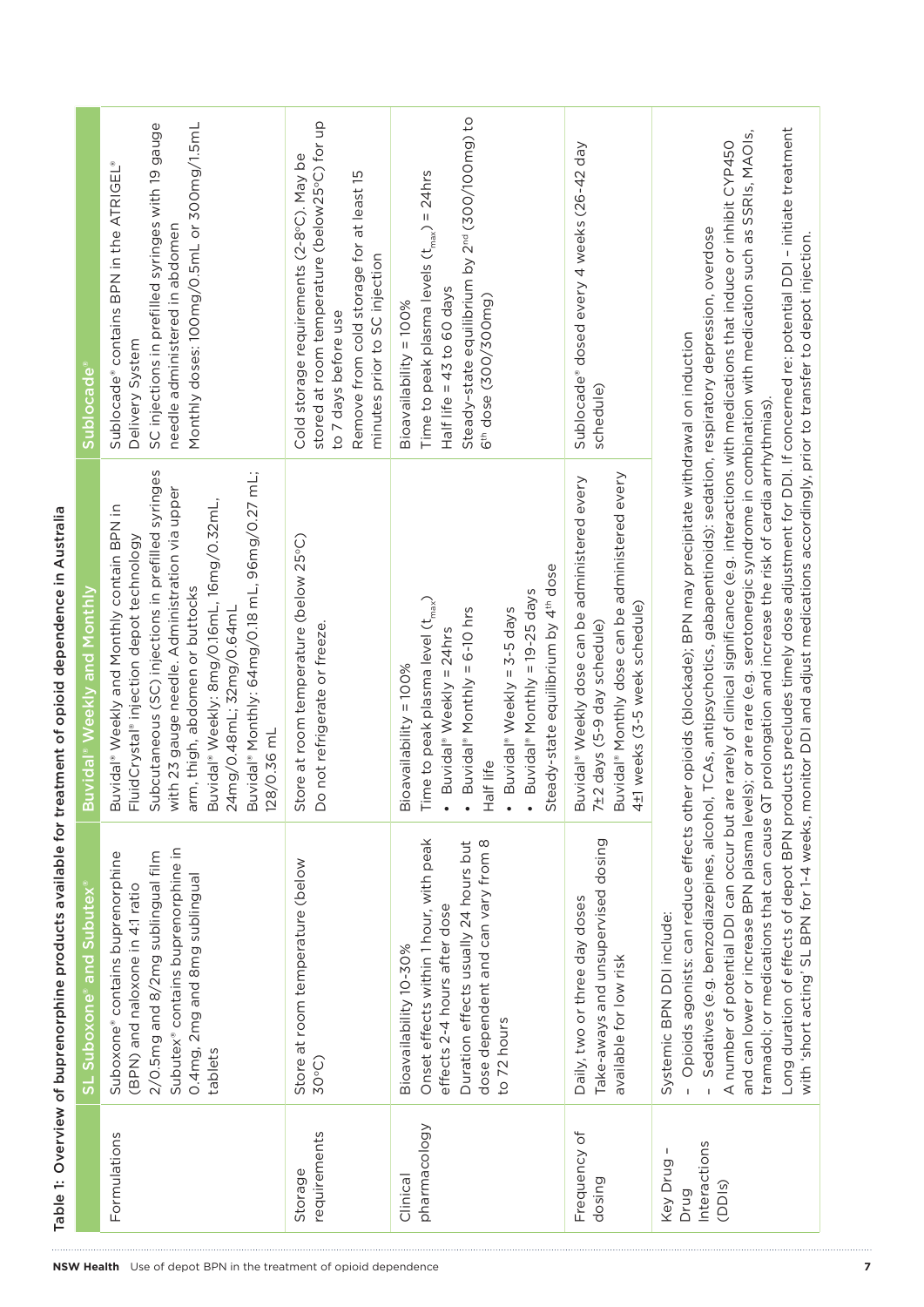Table 1: Overview of buprenorphine products available for treatment of opioid dependence in Australia

| | SL Suboxone® and Subutex® | Buvidal® Weekly and Monthly | Sublocade® |
|---|---|---|---|
| Formulations | Suboxone® contains buprenorphine (BPN) and naloxone in 4:1 ratio<br>2/0.5mg and 8/2mg sublingual film<br>Subutex® contains buprenorphine in 0.4mg, 2mg and 8mg sublingual tablets | Buvidal® Weekly and Monthly contain BPN in FluidCrystal® injection depot technology<br>Subcutaneous (SC) injections in prefilled syringes with 23 gauge needle. Administration via upper arm, thigh, abdomen or buttocks<br>Buvidal® Weekly: 8mg/0.16mL, 16mg/0.32mL, 24mg/0.48mL; 32mg/0.64mL<br>Buvidal® Monthly: 64mg/0.18 mL, 96mg/0.27 mL; 128/0.36 mL | Sublocade® contains BPN in the ATRIGEL® Delivery System<br>SC injections in prefilled syringes with 19 gauge needle administered in abdomen<br>Monthly doses: 100mg/0.5mL or 300mg/1.5mL |
| Storage requirements | Store at room temperature (below 30°C) | Store at room temperature (below 25°C)<br>Do not refrigerate or freeze. | Cold storage requirements (2-8°C). May be stored at room temperature (below25°C) for up to 7 days before use<br>Remove from cold storage for at least 15 minutes prior to SC injection |
| Clinical pharmacology | Bioavailability 10-30%<br>Onset effects within 1 hour, with peak effects 2-4 hours after dose<br>Duration effects usually 24 hours but dose dependent and can vary from 8 to 72 hours | Bioavailability = 100%<br>Time to peak plasma level ($t_{max}$)<br>• Buvidal® Weekly = 24hrs<br>• Buvidal® Monthly = 6-10 hrs<br>Half life<br>• Buvidal® Weekly = 3-5 days<br>• Buvidal® Monthly = 19-25 days<br>Steady-state equilibrium by 4th dose | Bioavailability = 100%<br>Time to peak plasma levels ($t_{max}$) = 24hrs<br>Half life = 43 to 60 days<br>Steady-state equilibrium by 2nd (300/100mg) to 6th dose (300/300mg) |
| Frequency of dosing | Daily, two or three day doses<br>Take-aways and unsupervised dosing available for low risk | Buvidal® Weekly dose can be administered every 7±2 days (5-9 day schedule)<br>Buvidal® Monthly dose can be administered every 4±1 weeks (3-5 week schedule) | Sublocade® dosed every 4 weeks (26-42 day schedule) |
| Key Drug – Drug Interactions (DDIs) | Systemic BPN DDI include:<br>– Opioids agonists: can reduce effects other opioids (blockade); BPN may precipitate withdrawal on induction<br>– Sedatives (e.g. benzodiazepines, alcohol, TCAs, antipsychotics, gabapentinoids): sedation, respiratory depression, overdose<br>A number of potential DDI can occur but are rarely of clinical significance (e.g. interactions with medications that induce or inhibit CYP450 and can lower or increase BPN plasma levels); or are rare (e.g. serotonergic syndrome in combination with medication such as SSRIs, MAOIs, tramadol; or medications that can cause QT prolongation and increase the risk of cardia arrhythmias).<br>Long duration of effects of depot BPN products precludes timely dose adjustment for DDI. If concerned re: potential DDI – initiate treatment with 'short acting' SL BPN for 1-4 weeks, monitor DDI and adjust medications accordingly, prior to transfer to depot injection. | | |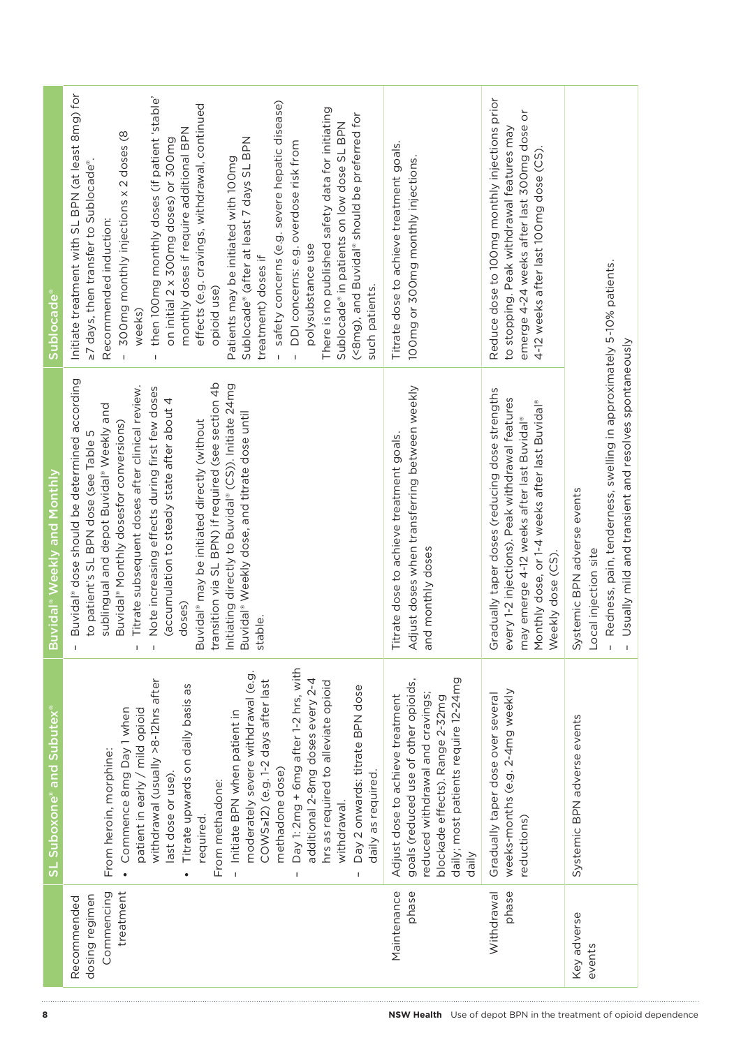|  | SL Suboxone® and Subutex® | Buvidal® Weekly and Monthly | Sublocade® |
|---|---|---|---|
| Recommended dosing regimen<br>Commencing treatment | From heroin, morphine:<br>• Commence 8mg Day 1 when patient in early / mild opioid withdrawal (usually >8-12hrs after last dose or use).<br>• Titrate upwards on daily basis as required.<br>From methadone:<br>- Initiate BPN when patient in moderately severe withdrawal (e.g. COWS≥12) (e.g. 1-2 days after last methadone dose)<br>- Day 1: 2mg + 6mg after 1-2 hrs, with additional 2-8mg doses every 2-4 hrs as required to alleviate opioid withdrawal.<br>- Day 2 onwards: titrate BPN dose daily as required. | - Buvidal® dose should be determined according to patient's SL BPN dose (see Table 5 sublingual and depot Buvidal® Weekly and Buvidal® Monthly dosesfor conversions)<br>- Titrate subsequent doses after clinical review.<br>- Note increasing effects during first few doses (accumulation to steady state after about 4 doses)<br>Buvidal® may be initiated directly (without transition via SL BPN) if required (see section 4b Initiating directly to Buvidal® (CS)). Initiate 24mg Buvidal® Weekly dose, and titrate dose until stable. | Initiate treatment with SL BPN (at least 8mg) for ≥7 days, then transfer to Sublocade®.<br>Recommended induction:<br>- 300mg monthly injections x 2 doses (8 weeks)<br>- then 100mg monthly doses (if patient 'stable' on initial 2 x 300mg doses) or 300mg monthly doses if require additional BPN effects (e.g. cravings, withdrawal, continued opioid use)<br>Patients may be initiated with 100mg Sublocade® (after at least 7 days SL BPN treatment) doses if<br>- safety concerns (e.g. severe hepatic disease)<br>- DDI concerns: e.g. overdose risk from polysubstance use<br>There is no published safety data for initiating Sublocade® in patients on low dose SL BPN (<8mg), and Buvidal® should be preferred for such patients. |
| Maintenance phase | Adjust dose to achieve treatment goals (reduced use of other opioids, reduced withdrawal and cravings; blockade effects). Range 2-32mg daily; most patients require 12-24mg daily | Titrate dose to achieve treatment goals.<br>Adjust doses when transferring between weekly and monthly doses | Titrate dose to achieve treatment goals.<br>100mg or 300mg monthly injections. |
| Withdrawal phase | Gradually taper dose over several weeks-months (e.g. 2-4mg weekly reductions) | Gradually taper doses (reducing dose strengths every 1-2 injections). Peak withdrawal features may emerge 4-12 weeks after last Buvidal® Monthly dose, or 1-4 weeks after last Buvidal® Weekly dose (CS). | Reduce dose to 100mg monthly injections prior to stopping. Peak withdrawal features may emerge 4-24 weeks after last 300mg dose or 4-12 weeks after last 100mg dose (CS). |
| Key adverse events | Systemic BPN adverse events | Systemic BPN adverse events<br>Local injection site<br>- Redness, pain, tenderness, swelling in approximately 5-10% patients.<br>- Usually mild and transient and resolves spontaneously | |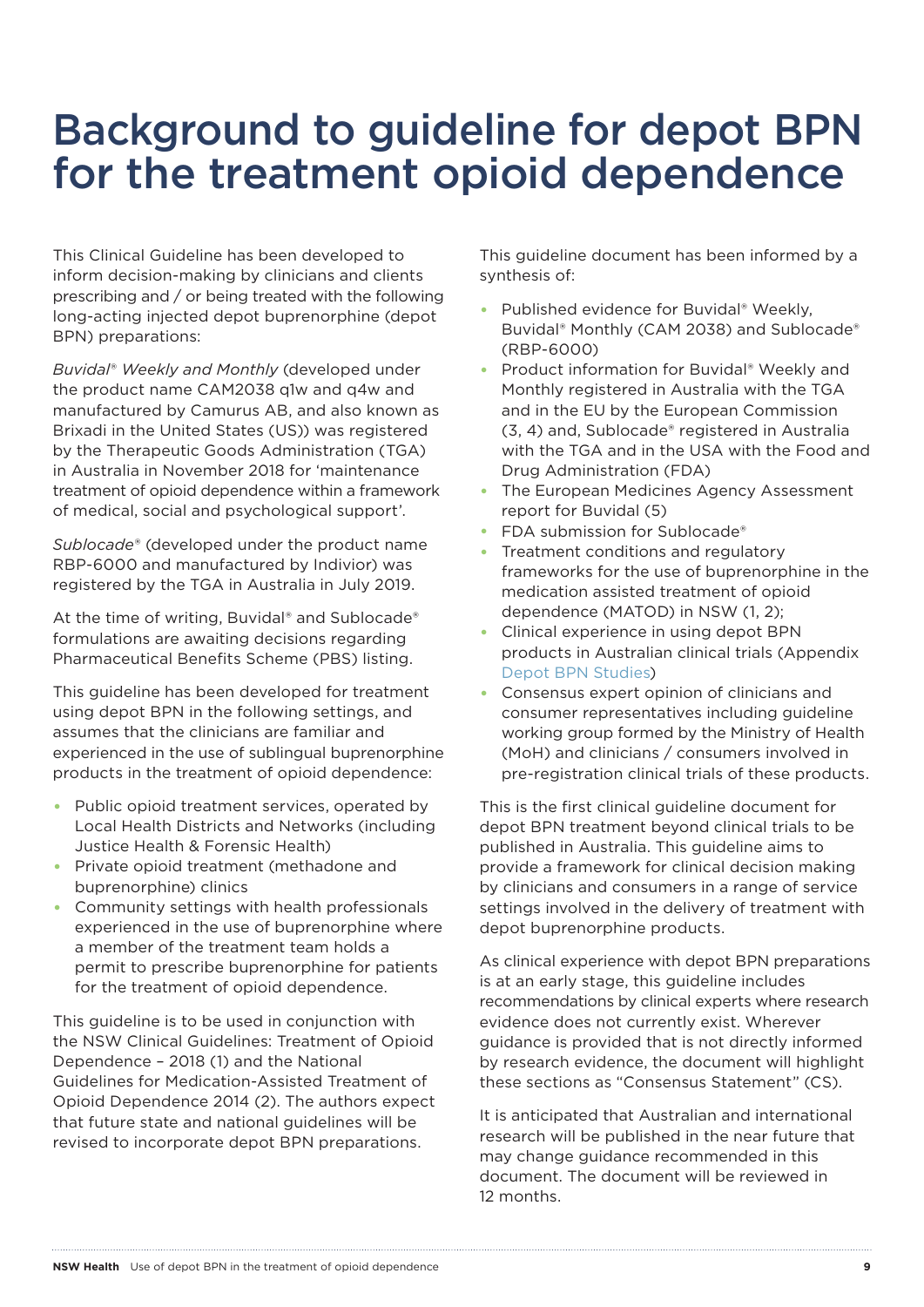# Background to guideline for depot BPN for the treatment opioid dependence

This Clinical Guideline has been developed to inform decision-making by clinicians and clients prescribing and / or being treated with the following long-acting injected depot buprenorphine (depot BPN) preparations:

*Buvidal® Weekly and Monthly* (developed under the product name CAM2038 q1w and q4w and manufactured by Camurus AB, and also known as Brixadi in the United States (US)) was registered by the Therapeutic Goods Administration (TGA) in Australia in November 2018 for 'maintenance treatment of opioid dependence within a framework of medical, social and psychological support'.

*Sublocade®* (developed under the product name RBP-6000 and manufactured by Indivior) was registered by the TGA in Australia in July 2019.

At the time of writing, Buvidal® and Sublocade® formulations are awaiting decisions regarding Pharmaceutical Benefits Scheme (PBS) listing.

This guideline has been developed for treatment using depot BPN in the following settings, and assumes that the clinicians are familiar and experienced in the use of sublingual buprenorphine products in the treatment of opioid dependence:

- Public opioid treatment services, operated by Local Health Districts and Networks (including Justice Health & Forensic Health)
- Private opioid treatment (methadone and buprenorphine) clinics
- Community settings with health professionals experienced in the use of buprenorphine where a member of the treatment team holds a permit to prescribe buprenorphine for patients for the treatment of opioid dependence.

This guideline is to be used in conjunction with the NSW Clinical Guidelines: Treatment of Opioid Dependence – 2018 (1) and the National Guidelines for Medication-Assisted Treatment of Opioid Dependence 2014 (2). The authors expect that future state and national guidelines will be revised to incorporate depot BPN preparations.

This guideline document has been informed by a synthesis of:

- Published evidence for Buvidal® Weekly, Buvidal® Monthly (CAM 2038) and Sublocade® (RBP-6000)
- Product information for Buvidal® Weekly and Monthly registered in Australia with the TGA and in the EU by the European Commission (3, 4) and, Sublocade® registered in Australia with the TGA and in the USA with the Food and Drug Administration (FDA)
- The European Medicines Agency Assessment report for Buvidal (5)
- FDA submission for Sublocade®
- Treatment conditions and regulatory frameworks for the use of buprenorphine in the medication assisted treatment of opioid dependence (MATOD) in NSW (1, 2);
- Clinical experience in using depot BPN products in Australian clinical trials (Appendix Depot BPN Studies)
- Consensus expert opinion of clinicians and consumer representatives including guideline working group formed by the Ministry of Health (MoH) and clinicians / consumers involved in pre-registration clinical trials of these products.

This is the first clinical guideline document for depot BPN treatment beyond clinical trials to be published in Australia. This guideline aims to provide a framework for clinical decision making by clinicians and consumers in a range of service settings involved in the delivery of treatment with depot buprenorphine products.

As clinical experience with depot BPN preparations is at an early stage, this guideline includes recommendations by clinical experts where research evidence does not currently exist. Wherever guidance is provided that is not directly informed by research evidence, the document will highlight these sections as "Consensus Statement" (CS).

It is anticipated that Australian and international research will be published in the near future that may change guidance recommended in this document. The document will be reviewed in 12 months.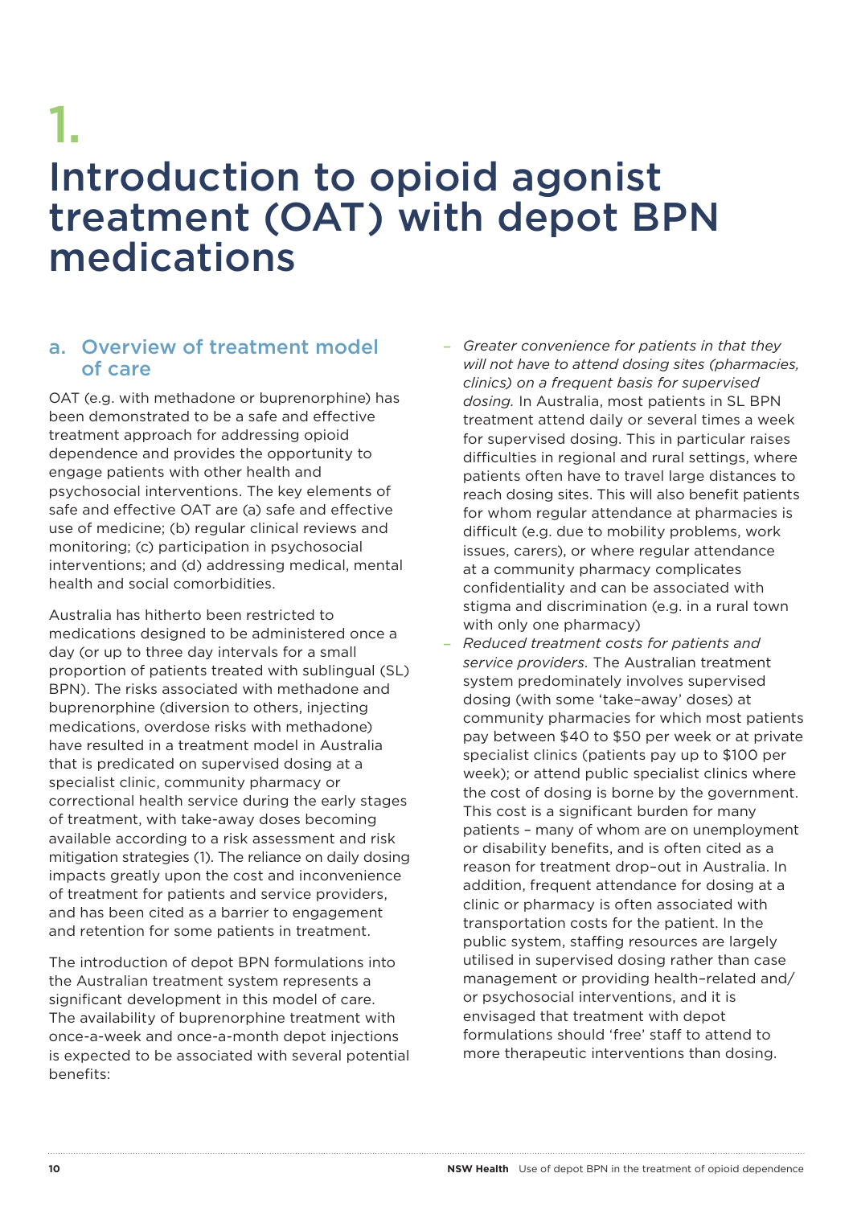# 1. Introduction to opioid agonist treatment (OAT) with depot BPN medications

## a. Overview of treatment model of care

OAT (e.g. with methadone or buprenorphine) has been demonstrated to be a safe and effective treatment approach for addressing opioid dependence and provides the opportunity to engage patients with other health and psychosocial interventions. The key elements of safe and effective OAT are (a) safe and effective use of medicine; (b) regular clinical reviews and monitoring; (c) participation in psychosocial interventions; and (d) addressing medical, mental health and social comorbidities.

Australia has hitherto been restricted to medications designed to be administered once a day (or up to three day intervals for a small proportion of patients treated with sublingual (SL) BPN). The risks associated with methadone and buprenorphine (diversion to others, injecting medications, overdose risks with methadone) have resulted in a treatment model in Australia that is predicated on supervised dosing at a specialist clinic, community pharmacy or correctional health service during the early stages of treatment, with take-away doses becoming available according to a risk assessment and risk mitigation strategies (1). The reliance on daily dosing impacts greatly upon the cost and inconvenience of treatment for patients and service providers, and has been cited as a barrier to engagement and retention for some patients in treatment.

The introduction of depot BPN formulations into the Australian treatment system represents a significant development in this model of care. The availability of buprenorphine treatment with once-a-week and once-a-month depot injections is expected to be associated with several potential benefits:

- *Greater convenience for patients in that they will not have to attend dosing sites (pharmacies, clinics) on a frequent basis for supervised dosing.* In Australia, most patients in SL BPN treatment attend daily or several times a week for supervised dosing. This in particular raises difficulties in regional and rural settings, where patients often have to travel large distances to reach dosing sites. This will also benefit patients for whom regular attendance at pharmacies is difficult (e.g. due to mobility problems, work issues, carers), or where regular attendance at a community pharmacy complicates confidentiality and can be associated with stigma and discrimination (e.g. in a rural town with only one pharmacy)
- *Reduced treatment costs for patients and service providers.* The Australian treatment system predominately involves supervised dosing (with some 'take–away' doses) at community pharmacies for which most patients pay between $40 to $50 per week or at private specialist clinics (patients pay up to $100 per week); or attend public specialist clinics where the cost of dosing is borne by the government. This cost is a significant burden for many patients – many of whom are on unemployment or disability benefits, and is often cited as a reason for treatment drop–out in Australia. In addition, frequent attendance for dosing at a clinic or pharmacy is often associated with transportation costs for the patient. In the public system, staffing resources are largely utilised in supervised dosing rather than case management or providing health–related and/or psychosocial interventions, and it is envisaged that treatment with depot formulations should 'free' staff to attend to more therapeutic interventions than dosing.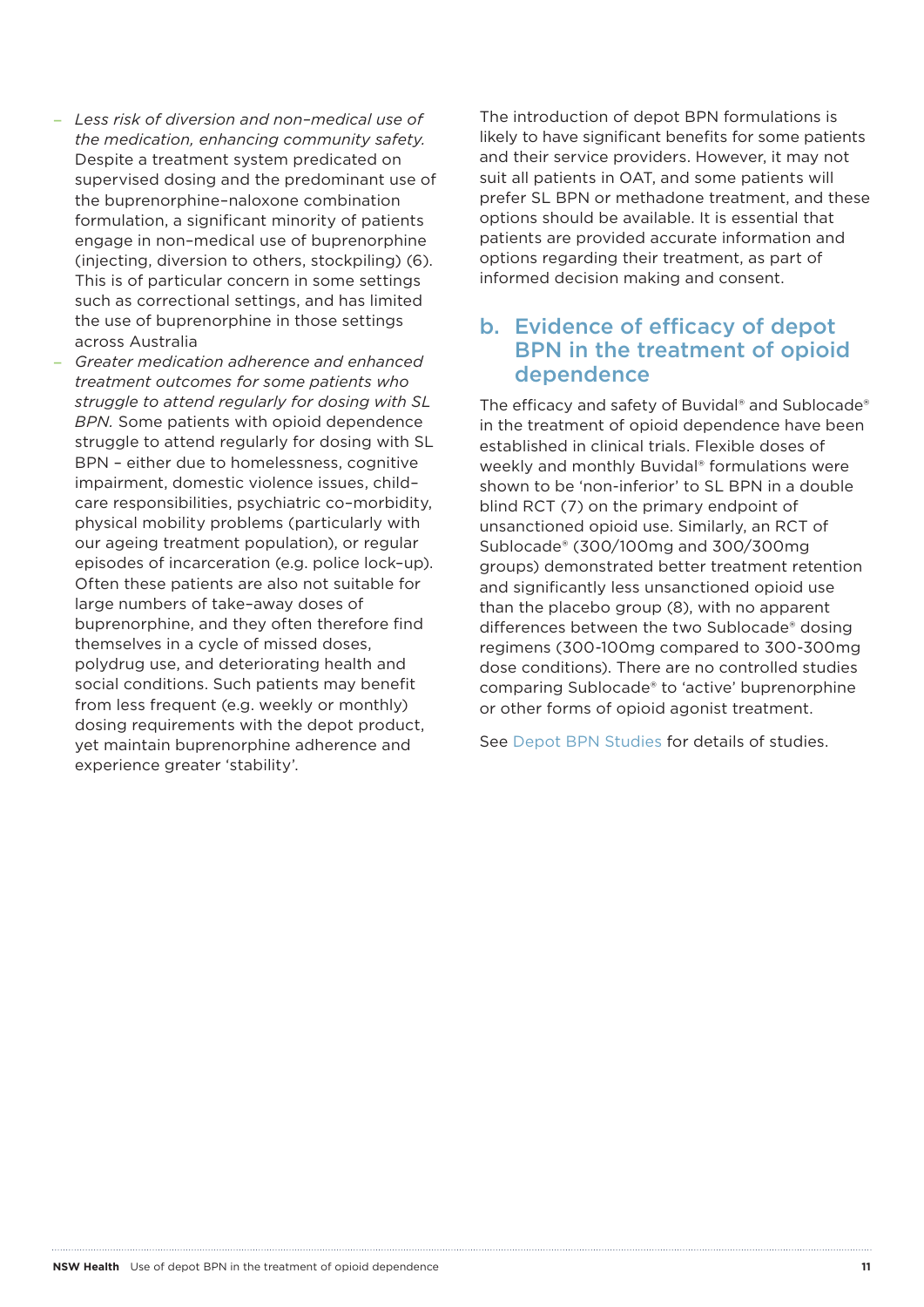- *Less risk of diversion and non–medical use of the medication, enhancing community safety.* Despite a treatment system predicated on supervised dosing and the predominant use of the buprenorphine–naloxone combination formulation, a significant minority of patients engage in non–medical use of buprenorphine (injecting, diversion to others, stockpiling) (6). This is of particular concern in some settings such as correctional settings, and has limited the use of buprenorphine in those settings across Australia
- *Greater medication adherence and enhanced treatment outcomes for some patients who struggle to attend regularly for dosing with SL BPN.* Some patients with opioid dependence struggle to attend regularly for dosing with SL BPN – either due to homelessness, cognitive impairment, domestic violence issues, child–care responsibilities, psychiatric co–morbidity, physical mobility problems (particularly with our ageing treatment population), or regular episodes of incarceration (e.g. police lock–up). Often these patients are also not suitable for large numbers of take–away doses of buprenorphine, and they often therefore find themselves in a cycle of missed doses, polydrug use, and deteriorating health and social conditions. Such patients may benefit from less frequent (e.g. weekly or monthly) dosing requirements with the depot product, yet maintain buprenorphine adherence and experience greater 'stability'.

The introduction of depot BPN formulations is likely to have significant benefits for some patients and their service providers. However, it may not suit all patients in OAT, and some patients will prefer SL BPN or methadone treatment, and these options should be available. It is essential that patients are provided accurate information and options regarding their treatment, as part of informed decision making and consent.

## b. Evidence of efficacy of depot BPN in the treatment of opioid dependence

The efficacy and safety of Buvidal® and Sublocade® in the treatment of opioid dependence have been established in clinical trials. Flexible doses of weekly and monthly Buvidal® formulations were shown to be 'non-inferior' to SL BPN in a double blind RCT (7) on the primary endpoint of unsanctioned opioid use. Similarly, an RCT of Sublocade® (300/100mg and 300/300mg groups) demonstrated better treatment retention and significantly less unsanctioned opioid use than the placebo group (8), with no apparent differences between the two Sublocade® dosing regimens (300-100mg compared to 300-300mg dose conditions). There are no controlled studies comparing Sublocade® to 'active' buprenorphine or other forms of opioid agonist treatment.

See Depot BPN Studies for details of studies.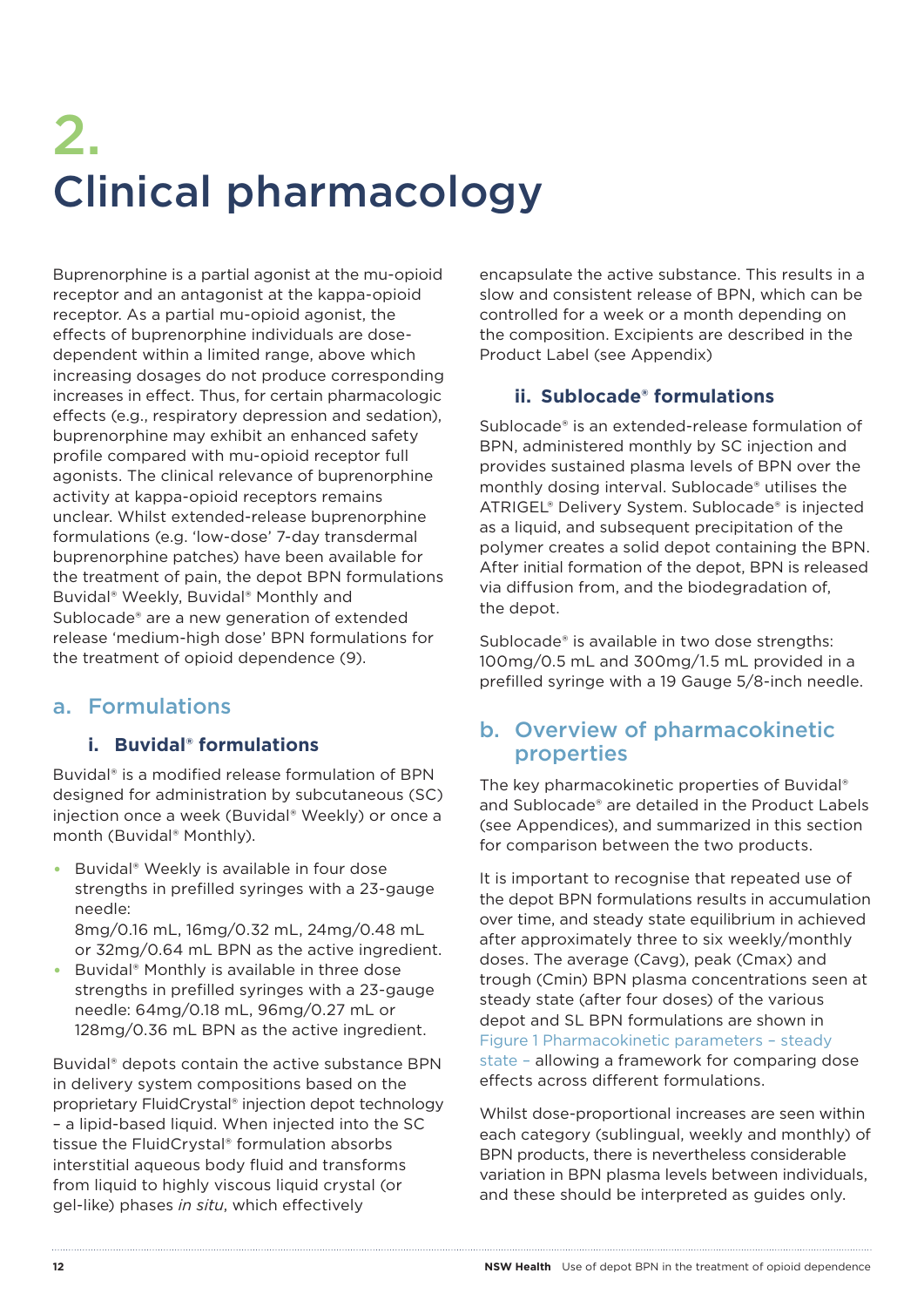# 2. Clinical pharmacology

Buprenorphine is a partial agonist at the mu-opioid receptor and an antagonist at the kappa-opioid receptor. As a partial mu-opioid agonist, the effects of buprenorphine individuals are dose-dependent within a limited range, above which increasing dosages do not produce corresponding increases in effect. Thus, for certain pharmacologic effects (e.g., respiratory depression and sedation), buprenorphine may exhibit an enhanced safety profile compared with mu-opioid receptor full agonists. The clinical relevance of buprenorphine activity at kappa-opioid receptors remains unclear. Whilst extended-release buprenorphine formulations (e.g. 'low-dose' 7-day transdermal buprenorphine patches) have been available for the treatment of pain, the depot BPN formulations Buvidal® Weekly, Buvidal® Monthly and Sublocade® are a new generation of extended release 'medium-high dose' BPN formulations for the treatment of opioid dependence (9).

## a. Formulations

### i. Buvidal® formulations

Buvidal® is a modified release formulation of BPN designed for administration by subcutaneous (SC) injection once a week (Buvidal® Weekly) or once a month (Buvidal® Monthly).

- Buvidal® Weekly is available in four dose strengths in prefilled syringes with a 23-gauge needle:
  8mg/0.16 mL, 16mg/0.32 mL, 24mg/0.48 mL or 32mg/0.64 mL BPN as the active ingredient.
- Buvidal® Monthly is available in three dose strengths in prefilled syringes with a 23-gauge needle: 64mg/0.18 mL, 96mg/0.27 mL or 128mg/0.36 mL BPN as the active ingredient.

Buvidal® depots contain the active substance BPN in delivery system compositions based on the proprietary FluidCrystal® injection depot technology – a lipid-based liquid. When injected into the SC tissue the FluidCrystal® formulation absorbs interstitial aqueous body fluid and transforms from liquid to highly viscous liquid crystal (or gel-like) phases *in situ*, which effectively encapsulate the active substance. This results in a slow and consistent release of BPN, which can be controlled for a week or a month depending on the composition. Excipients are described in the Product Label (see Appendix)

### ii. Sublocade® formulations

Sublocade® is an extended-release formulation of BPN, administered monthly by SC injection and provides sustained plasma levels of BPN over the monthly dosing interval. Sublocade® utilises the ATRIGEL® Delivery System. Sublocade® is injected as a liquid, and subsequent precipitation of the polymer creates a solid depot containing the BPN. After initial formation of the depot, BPN is released via diffusion from, and the biodegradation of, the depot.

Sublocade® is available in two dose strengths: 100mg/0.5 mL and 300mg/1.5 mL provided in a prefilled syringe with a 19 Gauge 5/8-inch needle.

## b. Overview of pharmacokinetic properties

The key pharmacokinetic properties of Buvidal® and Sublocade® are detailed in the Product Labels (see Appendices), and summarized in this section for comparison between the two products.

It is important to recognise that repeated use of the depot BPN formulations results in accumulation over time, and steady state equilibrium in achieved after approximately three to six weekly/monthly doses. The average (Cavg), peak (Cmax) and trough (Cmin) BPN plasma concentrations seen at steady state (after four doses) of the various depot and SL BPN formulations are shown in Figure 1 Pharmacokinetic parameters – steady state – allowing a framework for comparing dose effects across different formulations.

Whilst dose-proportional increases are seen within each category (sublingual, weekly and monthly) of BPN products, there is nevertheless considerable variation in BPN plasma levels between individuals, and these should be interpreted as guides only.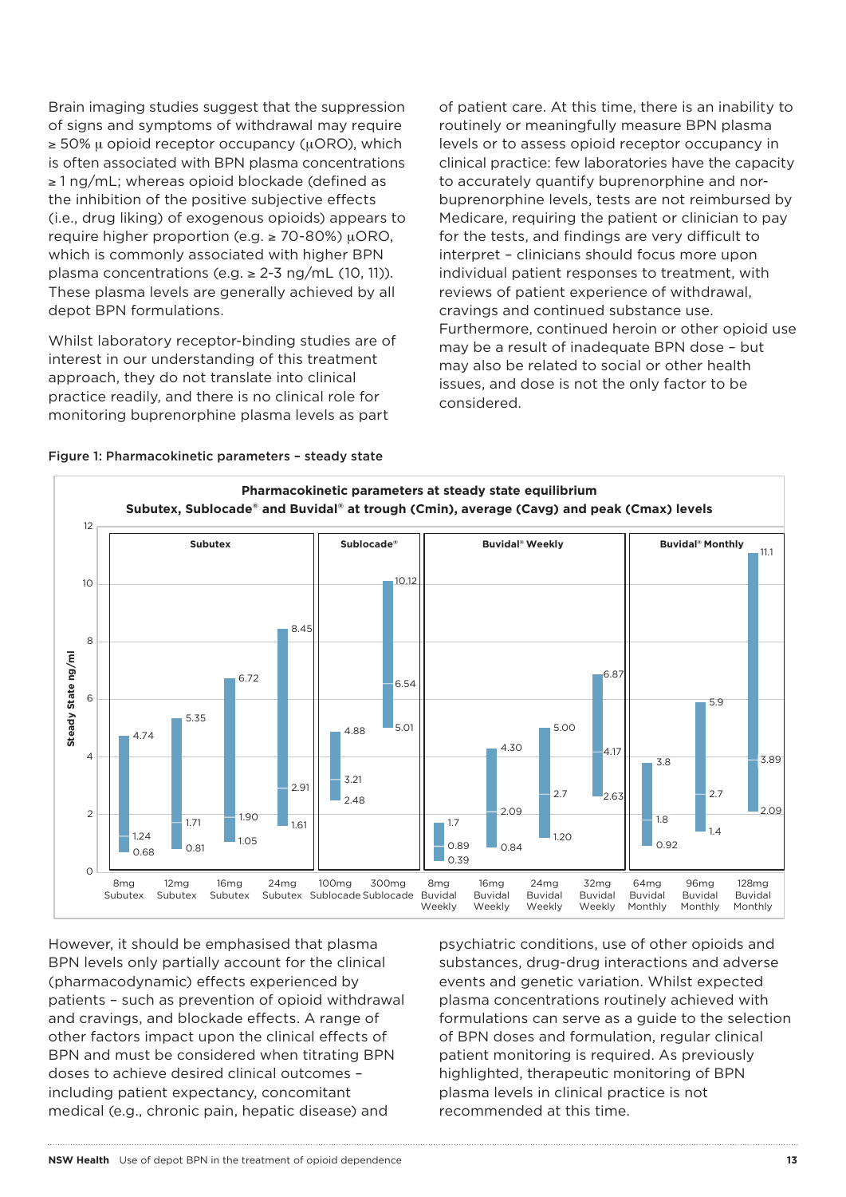Brain imaging studies suggest that the suppression of signs and symptoms of withdrawal may require ≥ 50% μ opioid receptor occupancy (μORO), which is often associated with BPN plasma concentrations ≥ 1 ng/mL; whereas opioid blockade (defined as the inhibition of the positive subjective effects (i.e., drug liking) of exogenous opioids) appears to require higher proportion (e.g. ≥ 70-80%) μORO, which is commonly associated with higher BPN plasma concentrations (e.g. ≥ 2-3 ng/mL (10, 11)). These plasma levels are generally achieved by all depot BPN formulations.

Whilst laboratory receptor-binding studies are of interest in our understanding of this treatment approach, they do not translate into clinical practice readily, and there is no clinical role for monitoring buprenorphine plasma levels as part of patient care. At this time, there is an inability to routinely or meaningfully measure BPN plasma levels or to assess opioid receptor occupancy in clinical practice: few laboratories have the capacity to accurately quantify buprenorphine and nor-buprenorphine levels, tests are not reimbursed by Medicare, requiring the patient or clinician to pay for the tests, and findings are very difficult to interpret – clinicians should focus more upon individual patient responses to treatment, with reviews of patient experience of withdrawal, cravings and continued substance use. Furthermore, continued heroin or other opioid use may be a result of inadequate BPN dose – but may also be related to social or other health issues, and dose is not the only factor to be considered.

**Figure 1: Pharmacokinetic parameters – steady state**

**Pharmacokinetic parameters at steady state equilibrium**
**Subutex, Sublocade® and Buvidal® at trough (Cmin), average (Cavg) and peak (Cmax) levels**

| Group | Formulation | Cmin (ng/ml) | Cavg (ng/ml) | Cmax (ng/ml) |
|---|---|---|---|---|
| Subutex | 8mg Subutex | 0.68 | 1.24 | 4.74 |
| | 12mg Subutex | 0.81 | 1.71 | 5.35 |
| | 16mg Subutex | 1.05 | 1.90 | 6.72 |
| | 24mg Subutex | 1.61 | 2.91 | 8.45 |
| Sublocade® | 100mg Sublocade | 2.48 | 3.21 | 4.88 |
| | 300mg Sublocade | 5.01 | 6.54 | 10.12 |
| Buvidal® Weekly | 8mg Buvidal Weekly | 0.39 | 0.89 | 1.7 |
| | 16mg Buvidal Weekly | 0.84 | 2.09 | 4.30 |
| | 24mg Buvidal Weekly | 1.20 | 2.7 | 5.00 |
| | 32mg Buvidal Weekly | 2.63 | 4.17 | 6.87 |
| Buvidal® Monthly | 64mg Buvidal Monthly | 0.92 | 1.8 | 3.8 |
| | 96mg Buvidal Monthly | 1.4 | 2.7 | 5.9 |
| | 128mg Buvidal Monthly | 2.09 | 3.89 | 11.1 |

However, it should be emphasised that plasma BPN levels only partially account for the clinical (pharmacodynamic) effects experienced by patients – such as prevention of opioid withdrawal and cravings, and blockade effects. A range of other factors impact upon the clinical effects of BPN and must be considered when titrating BPN doses to achieve desired clinical outcomes – including patient expectancy, concomitant medical (e.g., chronic pain, hepatic disease) and psychiatric conditions, use of other opioids and substances, drug-drug interactions and adverse events and genetic variation. Whilst expected plasma concentrations routinely achieved with formulations can serve as a guide to the selection of BPN doses and formulation, regular clinical patient monitoring is required. As previously highlighted, therapeutic monitoring of BPN plasma levels in clinical practice is not recommended at this time.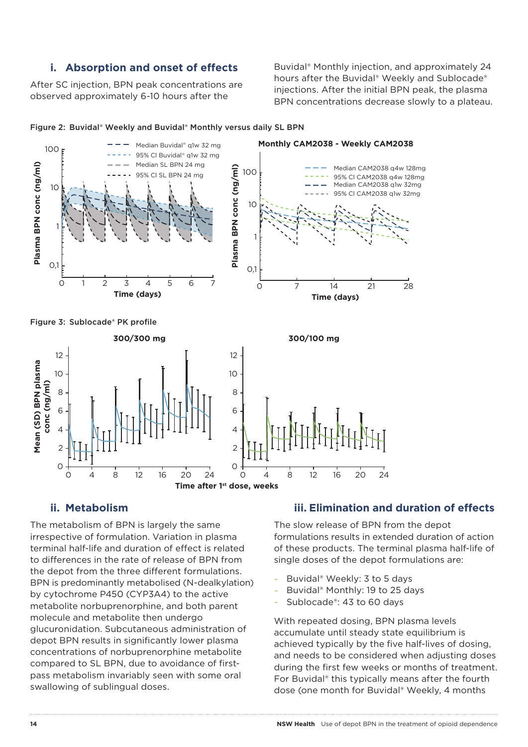### i. Absorption and onset of effects

After SC injection, BPN peak concentrations are observed approximately 6-10 hours after the Buvidal® Monthly injection, and approximately 24 hours after the Buvidal® Weekly and Sublocade® injections. After the initial BPN peak, the plasma BPN concentrations decrease slowly to a plateau.

Figure 2: Buvidal® Weekly and Buvidal® Monthly versus daily SL BPN

Figure 3: Sublocade® PK profile

### ii. Metabolism

The metabolism of BPN is largely the same irrespective of formulation. Variation in plasma terminal half-life and duration of effect is related to differences in the rate of release of BPN from the depot from the three different formulations. BPN is predominantly metabolised (N-dealkylation) by cytochrome P450 (CYP3A4) to the active metabolite norbuprenorphine, and both parent molecule and metabolite then undergo glucuronidation. Subcutaneous administration of depot BPN results in significantly lower plasma concentrations of norbuprenorphine metabolite compared to SL BPN, due to avoidance of first-pass metabolism invariably seen with some oral swallowing of sublingual doses.

### iii. Elimination and duration of effects

The slow release of BPN from the depot formulations results in extended duration of action of these products. The terminal plasma half-life of single doses of the depot formulations are:

- Buvidal® Weekly: 3 to 5 days
- Buvidal® Monthly: 19 to 25 days
- Sublocade®: 43 to 60 days

With repeated dosing, BPN plasma levels accumulate until steady state equilibrium is achieved typically by the five half-lives of dosing, and needs to be considered when adjusting doses during the first few weeks or months of treatment. For Buvidal® this typically means after the fourth dose (one month for Buvidal® Weekly, 4 months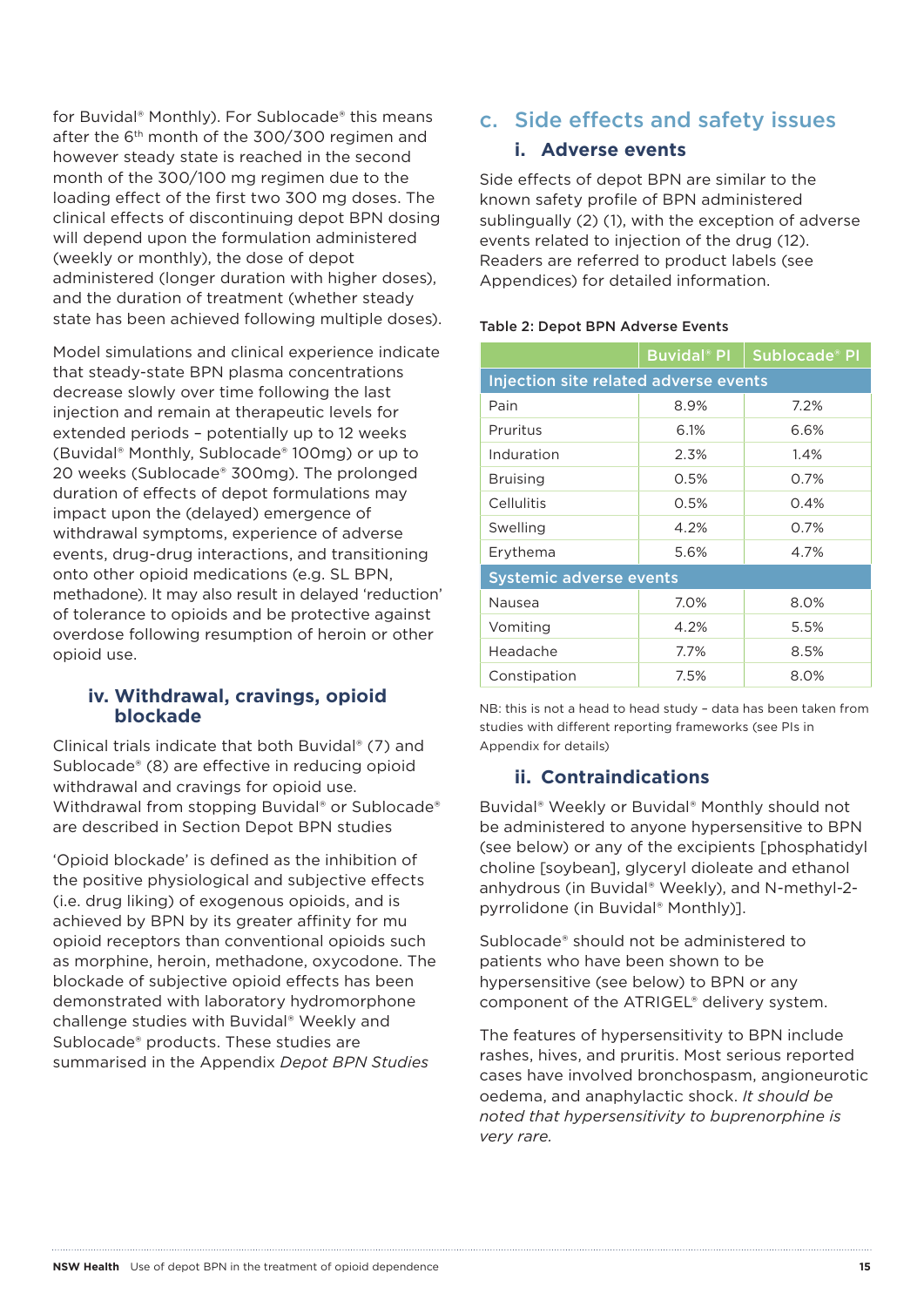for Buvidal® Monthly). For Sublocade® this means after the 6th month of the 300/300 regimen and however steady state is reached in the second month of the 300/100 mg regimen due to the loading effect of the first two 300 mg doses. The clinical effects of discontinuing depot BPN dosing will depend upon the formulation administered (weekly or monthly), the dose of depot administered (longer duration with higher doses), and the duration of treatment (whether steady state has been achieved following multiple doses).

Model simulations and clinical experience indicate that steady-state BPN plasma concentrations decrease slowly over time following the last injection and remain at therapeutic levels for extended periods – potentially up to 12 weeks (Buvidal® Monthly, Sublocade® 100mg) or up to 20 weeks (Sublocade® 300mg). The prolonged duration of effects of depot formulations may impact upon the (delayed) emergence of withdrawal symptoms, experience of adverse events, drug-drug interactions, and transitioning onto other opioid medications (e.g. SL BPN, methadone). It may also result in delayed 'reduction' of tolerance to opioids and be protective against overdose following resumption of heroin or other opioid use.

### iv. Withdrawal, cravings, opioid blockade

Clinical trials indicate that both Buvidal® (7) and Sublocade® (8) are effective in reducing opioid withdrawal and cravings for opioid use. Withdrawal from stopping Buvidal® or Sublocade® are described in Section Depot BPN studies

'Opioid blockade' is defined as the inhibition of the positive physiological and subjective effects (i.e. drug liking) of exogenous opioids, and is achieved by BPN by its greater affinity for mu opioid receptors than conventional opioids such as morphine, heroin, methadone, oxycodone. The blockade of subjective opioid effects has been demonstrated with laboratory hydromorphone challenge studies with Buvidal® Weekly and Sublocade® products. These studies are summarised in the Appendix *Depot BPN Studies*

## c. Side effects and safety issues

### i. Adverse events

Side effects of depot BPN are similar to the known safety profile of BPN administered sublingually (2) (1), with the exception of adverse events related to injection of the drug (12). Readers are referred to product labels (see Appendices) for detailed information.

**Table 2: Depot BPN Adverse Events**

| | Buvidal® PI | Sublocade® PI |
|---|---|---|
| **Injection site related adverse events** | | |
| Pain | 8.9% | 7.2% |
| Pruritus | 6.1% | 6.6% |
| Induration | 2.3% | 1.4% |
| Bruising | 0.5% | 0.7% |
| Cellulitis | 0.5% | 0.4% |
| Swelling | 4.2% | 0.7% |
| Erythema | 5.6% | 4.7% |
| **Systemic adverse events** | | |
| Nausea | 7.0% | 8.0% |
| Vomiting | 4.2% | 5.5% |
| Headache | 7.7% | 8.5% |
| Constipation | 7.5% | 8.0% |

NB: this is not a head to head study – data has been taken from studies with different reporting frameworks (see PIs in Appendix for details)

### ii. Contraindications

Buvidal® Weekly or Buvidal® Monthly should not be administered to anyone hypersensitive to BPN (see below) or any of the excipients [phosphatidyl choline [soybean], glyceryl dioleate and ethanol anhydrous (in Buvidal® Weekly), and N-methyl-2-pyrrolidone (in Buvidal® Monthly)].

Sublocade® should not be administered to patients who have been shown to be hypersensitive (see below) to BPN or any component of the ATRIGEL® delivery system.

The features of hypersensitivity to BPN include rashes, hives, and pruritis. Most serious reported cases have involved bronchospasm, angioneurotic oedema, and anaphylactic shock. *It should be noted that hypersensitivity to buprenorphine is very rare.*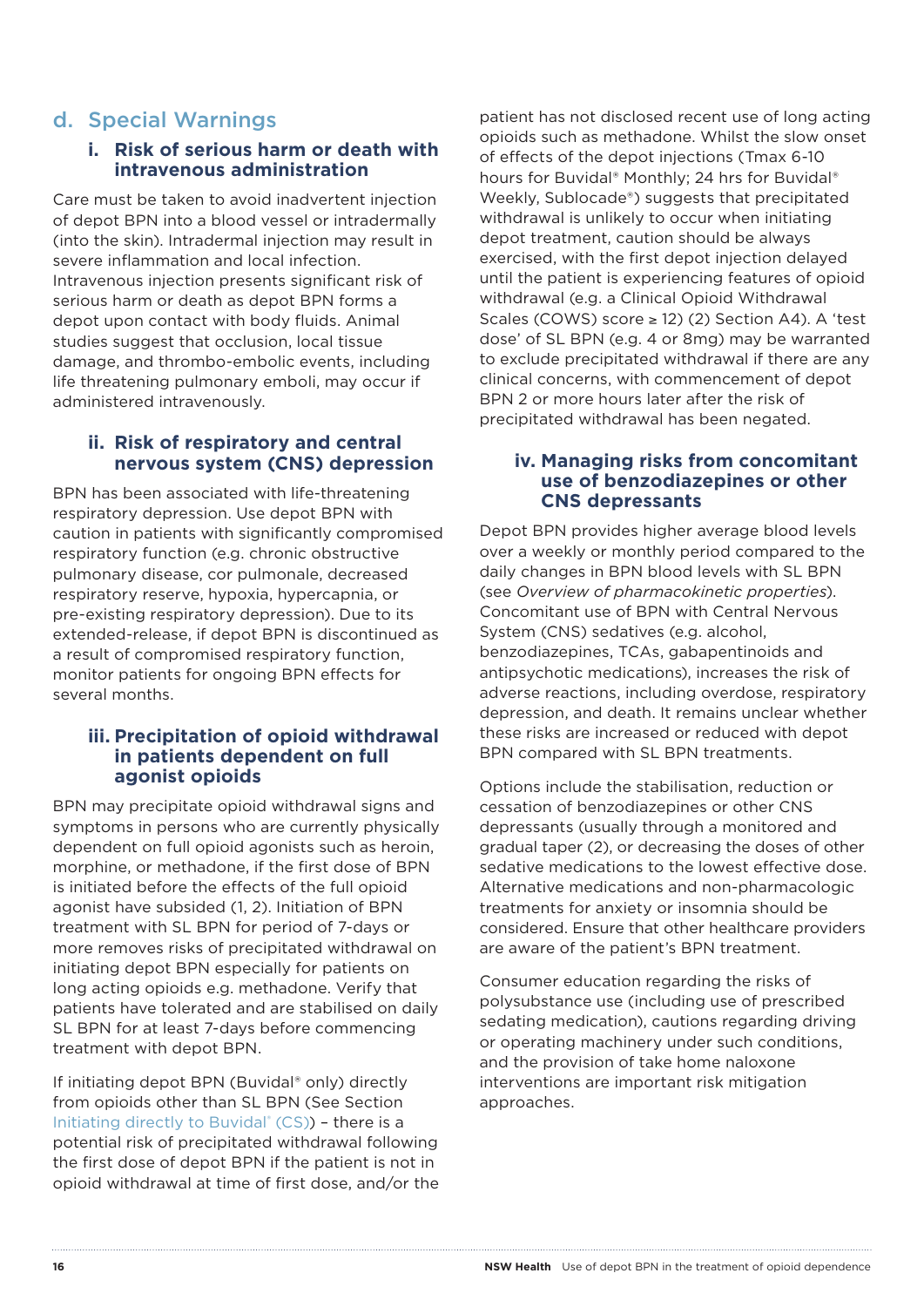## d. Special Warnings

### i. Risk of serious harm or death with intravenous administration

Care must be taken to avoid inadvertent injection of depot BPN into a blood vessel or intradermally (into the skin). Intradermal injection may result in severe inflammation and local infection. Intravenous injection presents significant risk of serious harm or death as depot BPN forms a depot upon contact with body fluids. Animal studies suggest that occlusion, local tissue damage, and thrombo-embolic events, including life threatening pulmonary emboli, may occur if administered intravenously.

### ii. Risk of respiratory and central nervous system (CNS) depression

BPN has been associated with life-threatening respiratory depression. Use depot BPN with caution in patients with significantly compromised respiratory function (e.g. chronic obstructive pulmonary disease, cor pulmonale, decreased respiratory reserve, hypoxia, hypercapnia, or pre-existing respiratory depression). Due to its extended-release, if depot BPN is discontinued as a result of compromised respiratory function, monitor patients for ongoing BPN effects for several months.

### iii. Precipitation of opioid withdrawal in patients dependent on full agonist opioids

BPN may precipitate opioid withdrawal signs and symptoms in persons who are currently physically dependent on full opioid agonists such as heroin, morphine, or methadone, if the first dose of BPN is initiated before the effects of the full opioid agonist have subsided (1, 2). Initiation of BPN treatment with SL BPN for period of 7-days or more removes risks of precipitated withdrawal on initiating depot BPN especially for patients on long acting opioids e.g. methadone. Verify that patients have tolerated and are stabilised on daily SL BPN for at least 7-days before commencing treatment with depot BPN.

If initiating depot BPN (Buvidal® only) directly from opioids other than SL BPN (See Section Initiating directly to Buvidal® (CS)) – there is a potential risk of precipitated withdrawal following the first dose of depot BPN if the patient is not in opioid withdrawal at time of first dose, and/or the patient has not disclosed recent use of long acting opioids such as methadone. Whilst the slow onset of effects of the depot injections (Tmax 6-10 hours for Buvidal® Monthly; 24 hrs for Buvidal® Weekly, Sublocade®) suggests that precipitated withdrawal is unlikely to occur when initiating depot treatment, caution should be always exercised, with the first depot injection delayed until the patient is experiencing features of opioid withdrawal (e.g. a Clinical Opioid Withdrawal Scales (COWS) score ≥ 12) (2) Section A4). A 'test dose' of SL BPN (e.g. 4 or 8mg) may be warranted to exclude precipitated withdrawal if there are any clinical concerns, with commencement of depot BPN 2 or more hours later after the risk of precipitated withdrawal has been negated.

### iv. Managing risks from concomitant use of benzodiazepines or other CNS depressants

Depot BPN provides higher average blood levels over a weekly or monthly period compared to the daily changes in BPN blood levels with SL BPN (see *Overview of pharmacokinetic properties*). Concomitant use of BPN with Central Nervous System (CNS) sedatives (e.g. alcohol, benzodiazepines, TCAs, gabapentinoids and antipsychotic medications), increases the risk of adverse reactions, including overdose, respiratory depression, and death. It remains unclear whether these risks are increased or reduced with depot BPN compared with SL BPN treatments.

Options include the stabilisation, reduction or cessation of benzodiazepines or other CNS depressants (usually through a monitored and gradual taper (2), or decreasing the doses of other sedative medications to the lowest effective dose. Alternative medications and non-pharmacologic treatments for anxiety or insomnia should be considered. Ensure that other healthcare providers are aware of the patient's BPN treatment.

Consumer education regarding the risks of polysubstance use (including use of prescribed sedating medication), cautions regarding driving or operating machinery under such conditions, and the provision of take home naloxone interventions are important risk mitigation approaches.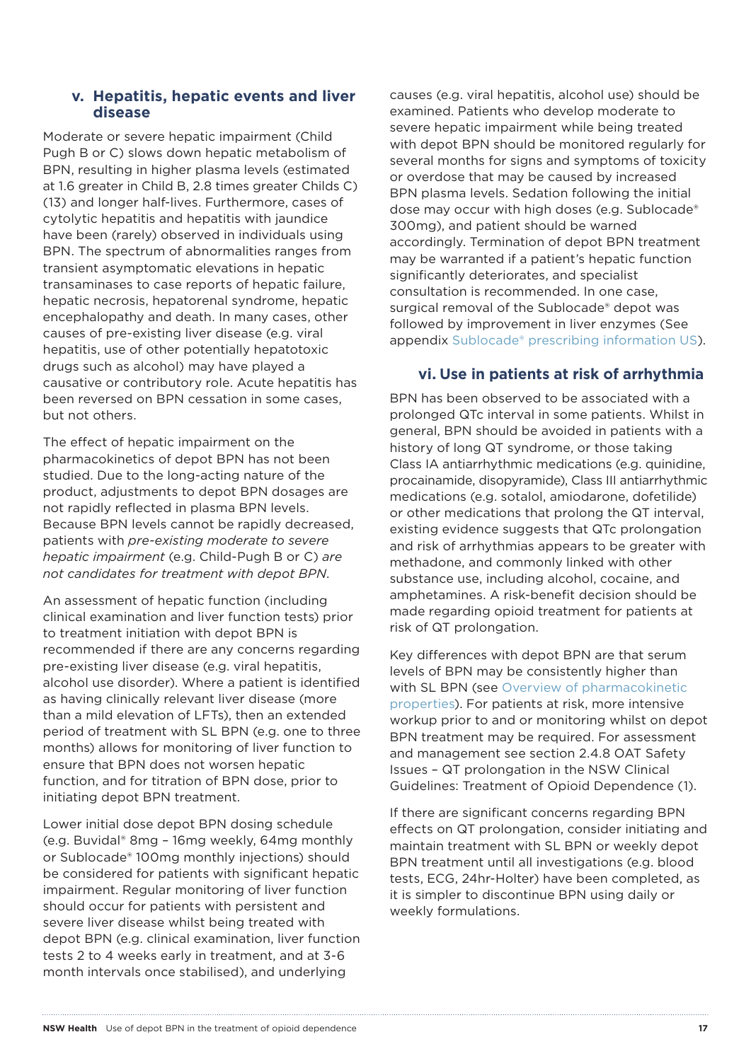### v. Hepatitis, hepatic events and liver disease

Moderate or severe hepatic impairment (Child Pugh B or C) slows down hepatic metabolism of BPN, resulting in higher plasma levels (estimated at 1.6 greater in Child B, 2.8 times greater Childs C) (13) and longer half-lives. Furthermore, cases of cytolytic hepatitis and hepatitis with jaundice have been (rarely) observed in individuals using BPN. The spectrum of abnormalities ranges from transient asymptomatic elevations in hepatic transaminases to case reports of hepatic failure, hepatic necrosis, hepatorenal syndrome, hepatic encephalopathy and death. In many cases, other causes of pre-existing liver disease (e.g. viral hepatitis, use of other potentially hepatotoxic drugs such as alcohol) may have played a causative or contributory role. Acute hepatitis has been reversed on BPN cessation in some cases, but not others.

The effect of hepatic impairment on the pharmacokinetics of depot BPN has not been studied. Due to the long-acting nature of the product, adjustments to depot BPN dosages are not rapidly reflected in plasma BPN levels. Because BPN levels cannot be rapidly decreased, patients with *pre-existing moderate to severe hepatic impairment* (e.g. Child-Pugh B or C) *are not candidates for treatment with depot BPN*.

An assessment of hepatic function (including clinical examination and liver function tests) prior to treatment initiation with depot BPN is recommended if there are any concerns regarding pre-existing liver disease (e.g. viral hepatitis, alcohol use disorder). Where a patient is identified as having clinically relevant liver disease (more than a mild elevation of LFTs), then an extended period of treatment with SL BPN (e.g. one to three months) allows for monitoring of liver function to ensure that BPN does not worsen hepatic function, and for titration of BPN dose, prior to initiating depot BPN treatment.

Lower initial dose depot BPN dosing schedule (e.g. Buvidal® 8mg – 16mg weekly, 64mg monthly or Sublocade® 100mg monthly injections) should be considered for patients with significant hepatic impairment. Regular monitoring of liver function should occur for patients with persistent and severe liver disease whilst being treated with depot BPN (e.g. clinical examination, liver function tests 2 to 4 weeks early in treatment, and at 3-6 month intervals once stabilised), and underlying causes (e.g. viral hepatitis, alcohol use) should be examined. Patients who develop moderate to severe hepatic impairment while being treated with depot BPN should be monitored regularly for several months for signs and symptoms of toxicity or overdose that may be caused by increased BPN plasma levels. Sedation following the initial dose may occur with high doses (e.g. Sublocade® 300mg), and patient should be warned accordingly. Termination of depot BPN treatment may be warranted if a patient's hepatic function significantly deteriorates, and specialist consultation is recommended. In one case, surgical removal of the Sublocade® depot was followed by improvement in liver enzymes (See appendix Sublocade® prescribing information US).

### vi. Use in patients at risk of arrhythmia

BPN has been observed to be associated with a prolonged QTc interval in some patients. Whilst in general, BPN should be avoided in patients with a history of long QT syndrome, or those taking Class IA antiarrhythmic medications (e.g. quinidine, procainamide, disopyramide), Class III antiarrhythmic medications (e.g. sotalol, amiodarone, dofetilide) or other medications that prolong the QT interval, existing evidence suggests that QTc prolongation and risk of arrhythmias appears to be greater with methadone, and commonly linked with other substance use, including alcohol, cocaine, and amphetamines. A risk-benefit decision should be made regarding opioid treatment for patients at risk of QT prolongation.

Key differences with depot BPN are that serum levels of BPN may be consistently higher than with SL BPN (see Overview of pharmacokinetic properties). For patients at risk, more intensive workup prior to and or monitoring whilst on depot BPN treatment may be required. For assessment and management see section 2.4.8 OAT Safety Issues – QT prolongation in the NSW Clinical Guidelines: Treatment of Opioid Dependence (1).

If there are significant concerns regarding BPN effects on QT prolongation, consider initiating and maintain treatment with SL BPN or weekly depot BPN treatment until all investigations (e.g. blood tests, ECG, 24hr-Holter) have been completed, as it is simpler to discontinue BPN using daily or weekly formulations.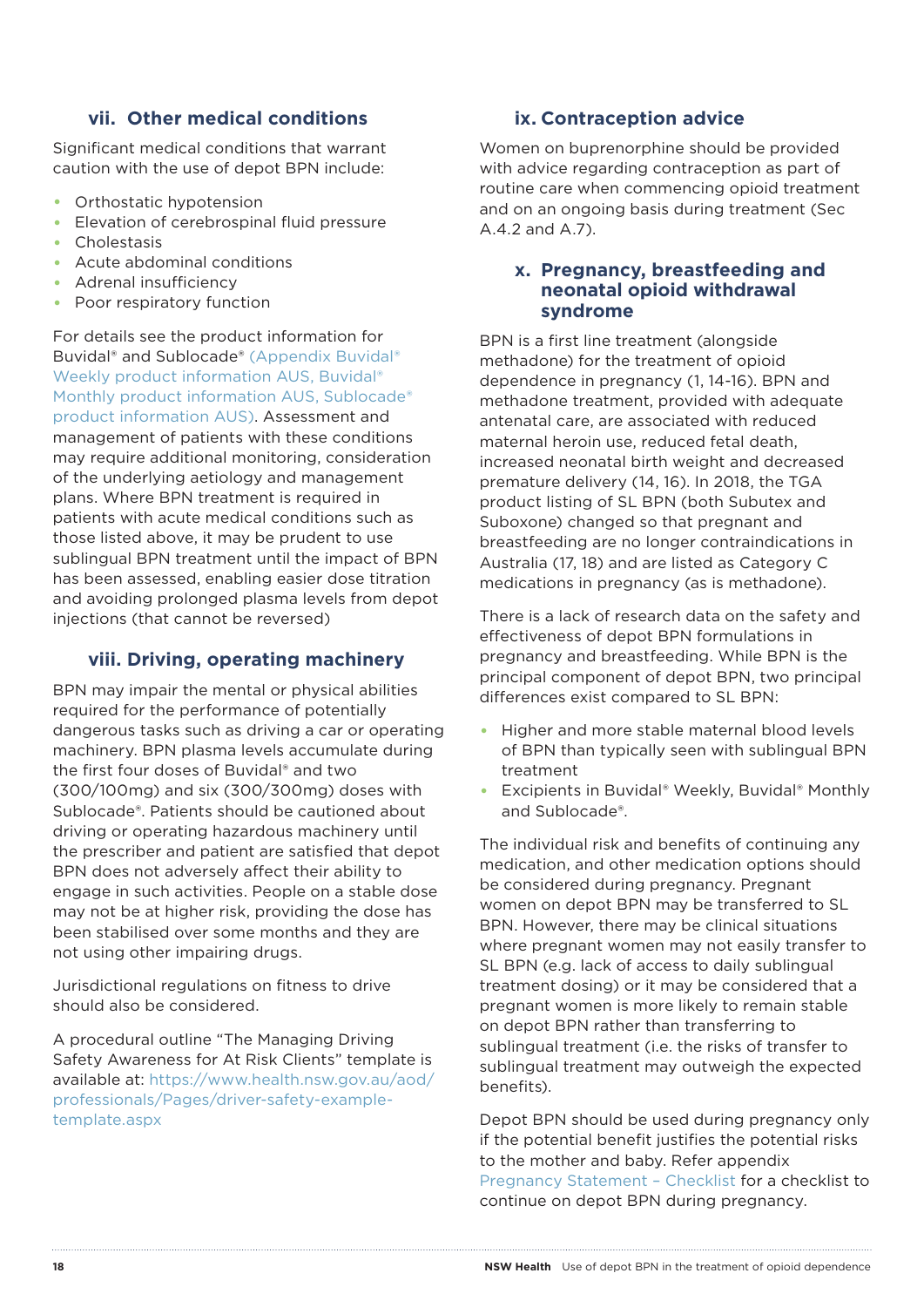### vii. Other medical conditions

Significant medical conditions that warrant caution with the use of depot BPN include:

- Orthostatic hypotension
- Elevation of cerebrospinal fluid pressure
- Cholestasis
- Acute abdominal conditions
- Adrenal insufficiency
- Poor respiratory function

For details see the product information for Buvidal® and Sublocade® (Appendix Buvidal® Weekly product information AUS, Buvidal® Monthly product information AUS, Sublocade® product information AUS). Assessment and management of patients with these conditions may require additional monitoring, consideration of the underlying aetiology and management plans. Where BPN treatment is required in patients with acute medical conditions such as those listed above, it may be prudent to use sublingual BPN treatment until the impact of BPN has been assessed, enabling easier dose titration and avoiding prolonged plasma levels from depot injections (that cannot be reversed)

### viii. Driving, operating machinery

BPN may impair the mental or physical abilities required for the performance of potentially dangerous tasks such as driving a car or operating machinery. BPN plasma levels accumulate during the first four doses of Buvidal® and two (300/100mg) and six (300/300mg) doses with Sublocade®. Patients should be cautioned about driving or operating hazardous machinery until the prescriber and patient are satisfied that depot BPN does not adversely affect their ability to engage in such activities. People on a stable dose may not be at higher risk, providing the dose has been stabilised over some months and they are not using other impairing drugs.

Jurisdictional regulations on fitness to drive should also be considered.

A procedural outline "The Managing Driving Safety Awareness for At Risk Clients" template is available at: https://www.health.nsw.gov.au/aod/professionals/Pages/driver-safety-example-template.aspx

### ix. Contraception advice

Women on buprenorphine should be provided with advice regarding contraception as part of routine care when commencing opioid treatment and on an ongoing basis during treatment (Sec A.4.2 and A.7).

### x. Pregnancy, breastfeeding and neonatal opioid withdrawal syndrome

BPN is a first line treatment (alongside methadone) for the treatment of opioid dependence in pregnancy (1, 14-16). BPN and methadone treatment, provided with adequate antenatal care, are associated with reduced maternal heroin use, reduced fetal death, increased neonatal birth weight and decreased premature delivery (14, 16). In 2018, the TGA product listing of SL BPN (both Subutex and Suboxone) changed so that pregnant and breastfeeding are no longer contraindications in Australia (17, 18) and are listed as Category C medications in pregnancy (as is methadone).

There is a lack of research data on the safety and effectiveness of depot BPN formulations in pregnancy and breastfeeding. While BPN is the principal component of depot BPN, two principal differences exist compared to SL BPN:

- Higher and more stable maternal blood levels of BPN than typically seen with sublingual BPN treatment
- Excipients in Buvidal® Weekly, Buvidal® Monthly and Sublocade®.

The individual risk and benefits of continuing any medication, and other medication options should be considered during pregnancy. Pregnant women on depot BPN may be transferred to SL BPN. However, there may be clinical situations where pregnant women may not easily transfer to SL BPN (e.g. lack of access to daily sublingual treatment dosing) or it may be considered that a pregnant women is more likely to remain stable on depot BPN rather than transferring to sublingual treatment (i.e. the risks of transfer to sublingual treatment may outweigh the expected benefits).

Depot BPN should be used during pregnancy only if the potential benefit justifies the potential risks to the mother and baby. Refer appendix Pregnancy Statement – Checklist for a checklist to continue on depot BPN during pregnancy.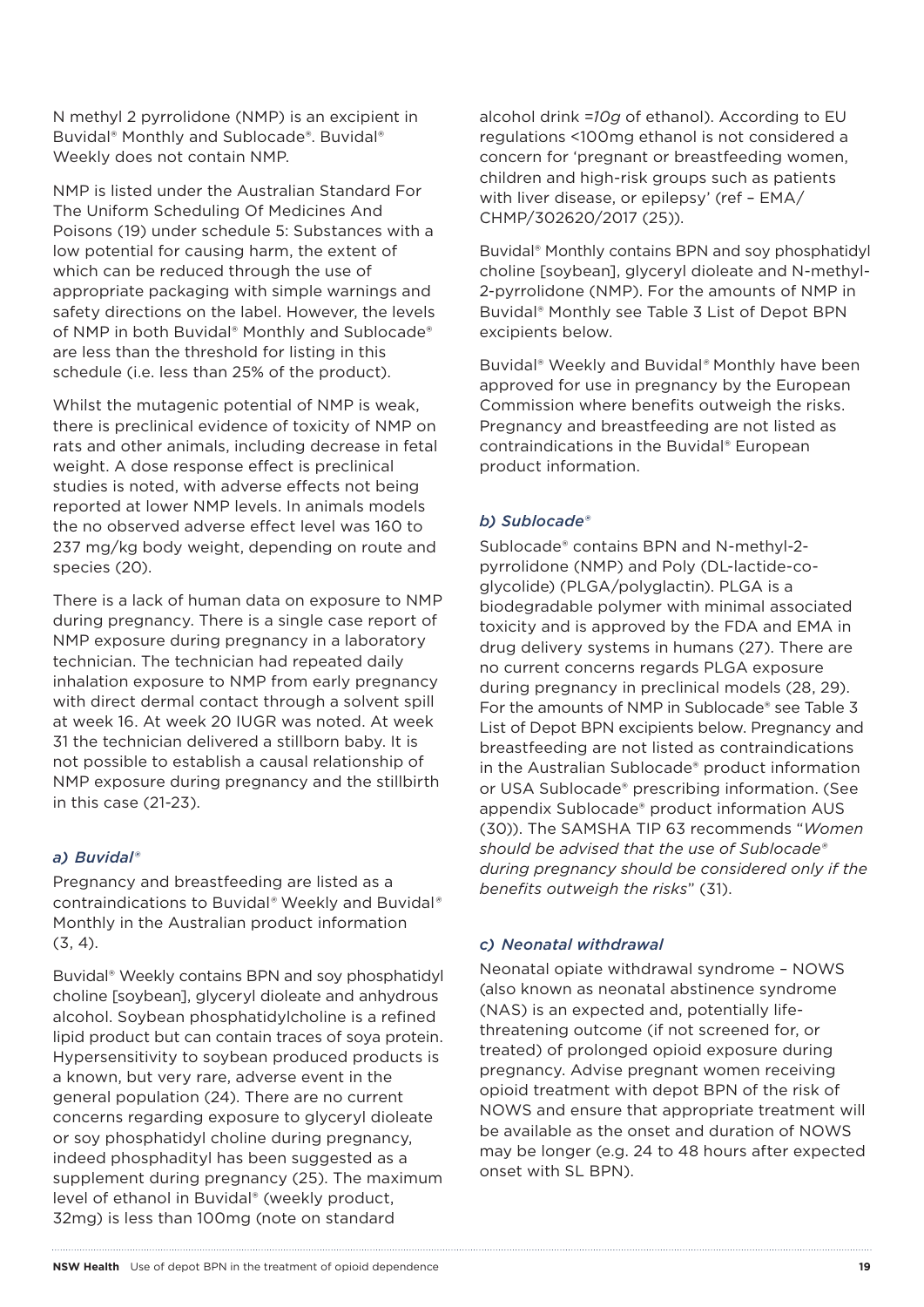N methyl 2 pyrrolidone (NMP) is an excipient in Buvidal® Monthly and Sublocade®. Buvidal® Weekly does not contain NMP.

NMP is listed under the Australian Standard For The Uniform Scheduling Of Medicines And Poisons (19) under schedule 5: Substances with a low potential for causing harm, the extent of which can be reduced through the use of appropriate packaging with simple warnings and safety directions on the label. However, the levels of NMP in both Buvidal® Monthly and Sublocade® are less than the threshold for listing in this schedule (i.e. less than 25% of the product).

Whilst the mutagenic potential of NMP is weak, there is preclinical evidence of toxicity of NMP on rats and other animals, including decrease in fetal weight. A dose response effect is preclinical studies is noted, with adverse effects not being reported at lower NMP levels. In animals models the no observed adverse effect level was 160 to 237 mg/kg body weight, depending on route and species (20).

There is a lack of human data on exposure to NMP during pregnancy. There is a single case report of NMP exposure during pregnancy in a laboratory technician. The technician had repeated daily inhalation exposure to NMP from early pregnancy with direct dermal contact through a solvent spill at week 16. At week 20 IUGR was noted. At week 31 the technician delivered a stillborn baby. It is not possible to establish a causal relationship of NMP exposure during pregnancy and the stillbirth in this case (21-23).

### *a) Buvidal®*

Pregnancy and breastfeeding are listed as a contraindications to Buvidal® Weekly and Buvidal® Monthly in the Australian product information (3, 4).

Buvidal® Weekly contains BPN and soy phosphatidyl choline [soybean], glyceryl dioleate and anhydrous alcohol. Soybean phosphatidylcholine is a refined lipid product but can contain traces of soya protein. Hypersensitivity to soybean produced products is a known, but very rare, adverse event in the general population (24). There are no current concerns regarding exposure to glyceryl dioleate or soy phosphatidyl choline during pregnancy, indeed phosphadityl has been suggested as a supplement during pregnancy (25). The maximum level of ethanol in Buvidal® (weekly product, 32mg) is less than 100mg (note on standard alcohol drink =*10g* of ethanol). According to EU regulations <100mg ethanol is not considered a concern for 'pregnant or breastfeeding women, children and high-risk groups such as patients with liver disease, or epilepsy' (ref – EMA/CHMP/302620/2017 (25)).

Buvidal® Monthly contains BPN and soy phosphatidyl choline [soybean], glyceryl dioleate and N-methyl-2-pyrrolidone (NMP). For the amounts of NMP in Buvidal® Monthly see Table 3 List of Depot BPN excipients below.

Buvidal® Weekly and Buvidal® Monthly have been approved for use in pregnancy by the European Commission where benefits outweigh the risks. Pregnancy and breastfeeding are not listed as contraindications in the Buvidal® European product information.

### *b) Sublocade®*

Sublocade® contains BPN and N-methyl-2-pyrrolidone (NMP) and Poly (DL-lactide-co-glycolide) (PLGA/polyglactin). PLGA is a biodegradable polymer with minimal associated toxicity and is approved by the FDA and EMA in drug delivery systems in humans (27). There are no current concerns regards PLGA exposure during pregnancy in preclinical models (28, 29). For the amounts of NMP in Sublocade® see Table 3 List of Depot BPN excipients below. Pregnancy and breastfeeding are not listed as contraindications in the Australian Sublocade® product information or USA Sublocade® prescribing information. (See appendix Sublocade® product information AUS (30)). The SAMSHA TIP 63 recommends "*Women should be advised that the use of Sublocade® during pregnancy should be considered only if the benefits outweigh the risks*" (31).

### *c) Neonatal withdrawal*

Neonatal opiate withdrawal syndrome – NOWS (also known as neonatal abstinence syndrome (NAS) is an expected and, potentially life-threatening outcome (if not screened for, or treated) of prolonged opioid exposure during pregnancy. Advise pregnant women receiving opioid treatment with depot BPN of the risk of NOWS and ensure that appropriate treatment will be available as the onset and duration of NOWS may be longer (e.g. 24 to 48 hours after expected onset with SL BPN).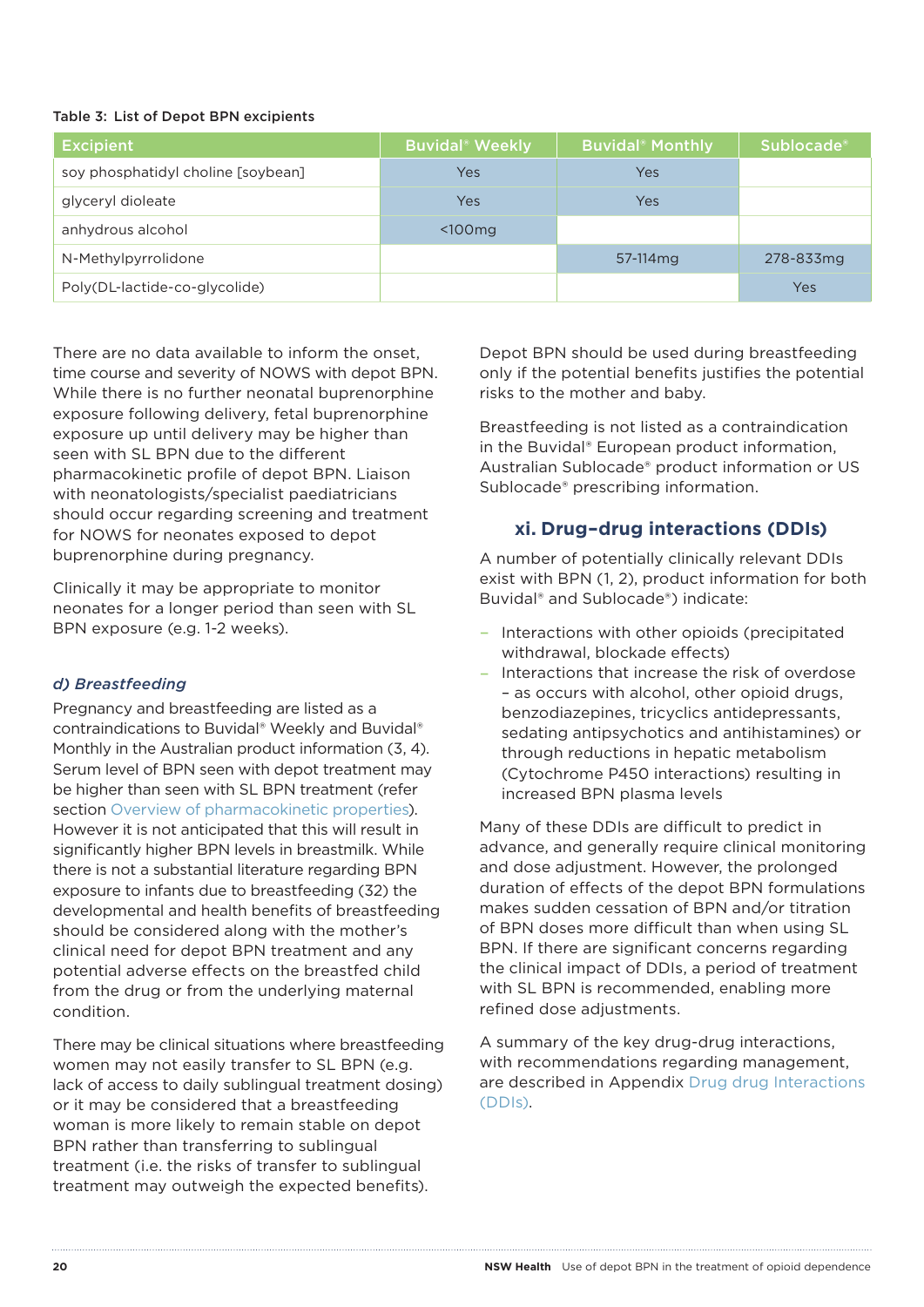Table 3: List of Depot BPN excipients

| Excipient | Buvidal® Weekly | Buvidal® Monthly | Sublocade® |
|---|---|---|---|
| soy phosphatidyl choline [soybean] | Yes | Yes | |
| glyceryl dioleate | Yes | Yes | |
| anhydrous alcohol | <100mg | | |
| N-Methylpyrrolidone | | 57-114mg | 278-833mg |
| Poly(DL-lactide-co-glycolide) | | | Yes |

There are no data available to inform the onset, time course and severity of NOWS with depot BPN. While there is no further neonatal buprenorphine exposure following delivery, fetal buprenorphine exposure up until delivery may be higher than seen with SL BPN due to the different pharmacokinetic profile of depot BPN. Liaison with neonatologists/specialist paediatricians should occur regarding screening and treatment for NOWS for neonates exposed to depot buprenorphine during pregnancy.

Clinically it may be appropriate to monitor neonates for a longer period than seen with SL BPN exposure (e.g. 1-2 weeks).

### *d) Breastfeeding*

Pregnancy and breastfeeding are listed as a contraindications to Buvidal® Weekly and Buvidal® Monthly in the Australian product information (3, 4). Serum level of BPN seen with depot treatment may be higher than seen with SL BPN treatment (refer section Overview of pharmacokinetic properties). However it is not anticipated that this will result in significantly higher BPN levels in breastmilk. While there is not a substantial literature regarding BPN exposure to infants due to breastfeeding (32) the developmental and health benefits of breastfeeding should be considered along with the mother's clinical need for depot BPN treatment and any potential adverse effects on the breastfed child from the drug or from the underlying maternal condition.

There may be clinical situations where breastfeeding women may not easily transfer to SL BPN (e.g. lack of access to daily sublingual treatment dosing) or it may be considered that a breastfeeding woman is more likely to remain stable on depot BPN rather than transferring to sublingual treatment (i.e. the risks of transfer to sublingual treatment may outweigh the expected benefits).

Depot BPN should be used during breastfeeding only if the potential benefits justifies the potential risks to the mother and baby.

Breastfeeding is not listed as a contraindication in the Buvidal® European product information, Australian Sublocade® product information or US Sublocade® prescribing information.

## xi. Drug–drug interactions (DDIs)

A number of potentially clinically relevant DDIs exist with BPN (1, 2), product information for both Buvidal® and Sublocade®) indicate:

- Interactions with other opioids (precipitated withdrawal, blockade effects)
- Interactions that increase the risk of overdose – as occurs with alcohol, other opioid drugs, benzodiazepines, tricyclic antidepressants, sedating antipsychotics and antihistamines) or through reductions in hepatic metabolism (Cytochrome P450 interactions) resulting in increased BPN plasma levels

Many of these DDIs are difficult to predict in advance, and generally require clinical monitoring and dose adjustment. However, the prolonged duration of effects of the depot BPN formulations makes sudden cessation of BPN and/or titration of BPN doses more difficult than when using SL BPN. If there are significant concerns regarding the clinical impact of DDIs, a period of treatment with SL BPN is recommended, enabling more refined dose adjustments.

A summary of the key drug-drug interactions, with recommendations regarding management, are described in Appendix Drug drug Interactions (DDIs).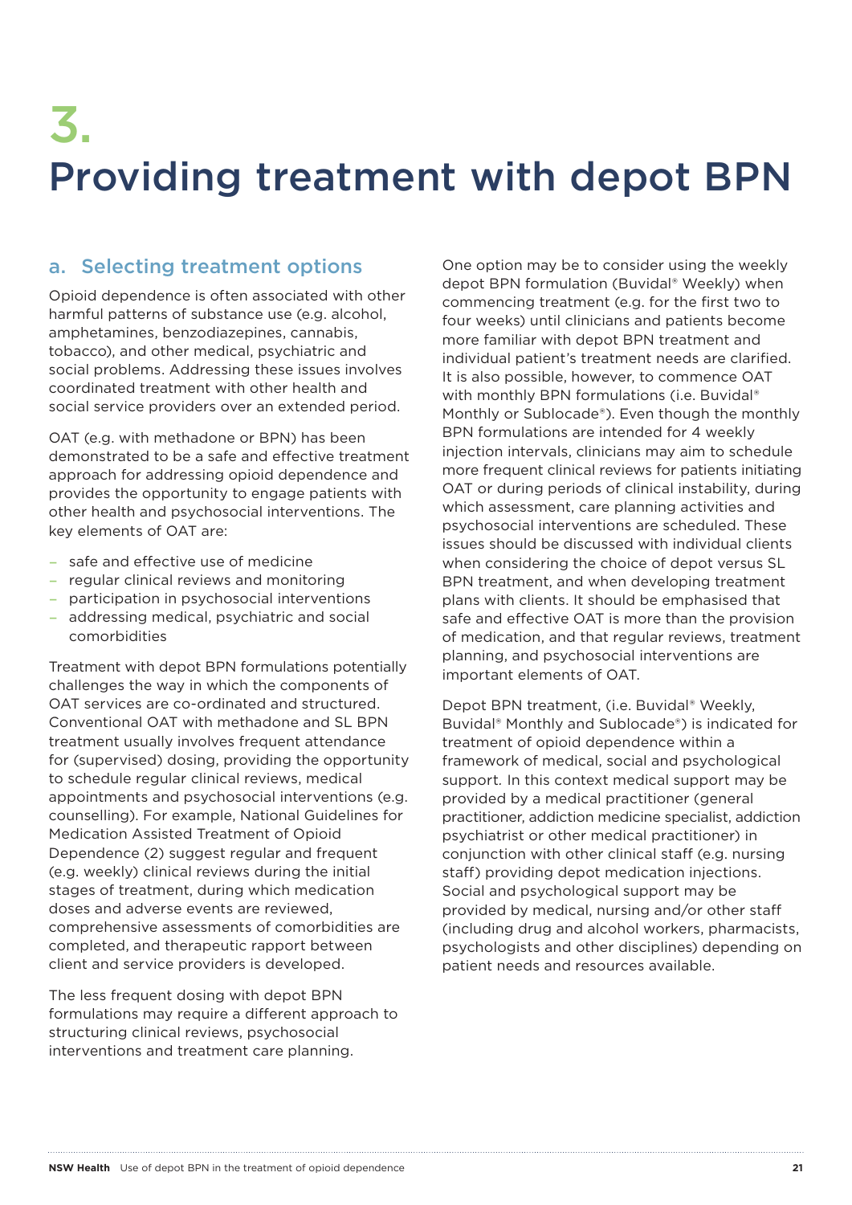# 3. Providing treatment with depot BPN

## a. Selecting treatment options

Opioid dependence is often associated with other harmful patterns of substance use (e.g. alcohol, amphetamines, benzodiazepines, cannabis, tobacco), and other medical, psychiatric and social problems. Addressing these issues involves coordinated treatment with other health and social service providers over an extended period.

OAT (e.g. with methadone or BPN) has been demonstrated to be a safe and effective treatment approach for addressing opioid dependence and provides the opportunity to engage patients with other health and psychosocial interventions. The key elements of OAT are:

- safe and effective use of medicine
- regular clinical reviews and monitoring
- participation in psychosocial interventions
- addressing medical, psychiatric and social comorbidities

Treatment with depot BPN formulations potentially challenges the way in which the components of OAT services are co-ordinated and structured. Conventional OAT with methadone and SL BPN treatment usually involves frequent attendance for (supervised) dosing, providing the opportunity to schedule regular clinical reviews, medical appointments and psychosocial interventions (e.g. counselling). For example, National Guidelines for Medication Assisted Treatment of Opioid Dependence (2) suggest regular and frequent (e.g. weekly) clinical reviews during the initial stages of treatment, during which medication doses and adverse events are reviewed, comprehensive assessments of comorbidities are completed, and therapeutic rapport between client and service providers is developed.

The less frequent dosing with depot BPN formulations may require a different approach to structuring clinical reviews, psychosocial interventions and treatment care planning.

One option may be to consider using the weekly depot BPN formulation (Buvidal® Weekly) when commencing treatment (e.g. for the first two to four weeks) until clinicians and patients become more familiar with depot BPN treatment and individual patient's treatment needs are clarified. It is also possible, however, to commence OAT with monthly BPN formulations (i.e. Buvidal® Monthly or Sublocade®). Even though the monthly BPN formulations are intended for 4 weekly injection intervals, clinicians may aim to schedule more frequent clinical reviews for patients initiating OAT or during periods of clinical instability, during which assessment, care planning activities and psychosocial interventions are scheduled. These issues should be discussed with individual clients when considering the choice of depot versus SL BPN treatment, and when developing treatment plans with clients. It should be emphasised that safe and effective OAT is more than the provision of medication, and that regular reviews, treatment planning, and psychosocial interventions are important elements of OAT.

Depot BPN treatment, (i.e. Buvidal® Weekly, Buvidal® Monthly and Sublocade®) is indicated for treatment of opioid dependence within a framework of medical, social and psychological support. In this context medical support may be provided by a medical practitioner (general practitioner, addiction medicine specialist, addiction psychiatrist or other medical practitioner) in conjunction with other clinical staff (e.g. nursing staff) providing depot medication injections. Social and psychological support may be provided by medical, nursing and/or other staff (including drug and alcohol workers, pharmacists, psychologists and other disciplines) depending on patient needs and resources available.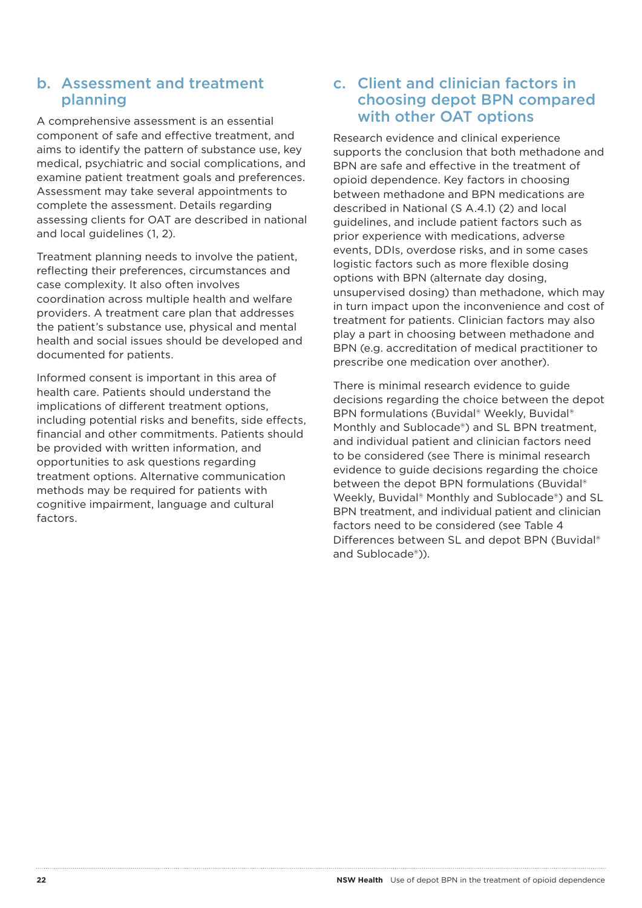## b. Assessment and treatment planning

A comprehensive assessment is an essential component of safe and effective treatment, and aims to identify the pattern of substance use, key medical, psychiatric and social complications, and examine patient treatment goals and preferences. Assessment may take several appointments to complete the assessment. Details regarding assessing clients for OAT are described in national and local guidelines (1, 2).

Treatment planning needs to involve the patient, reflecting their preferences, circumstances and case complexity. It also often involves coordination across multiple health and welfare providers. A treatment care plan that addresses the patient's substance use, physical and mental health and social issues should be developed and documented for patients.

Informed consent is important in this area of health care. Patients should understand the implications of different treatment options, including potential risks and benefits, side effects, financial and other commitments. Patients should be provided with written information, and opportunities to ask questions regarding treatment options. Alternative communication methods may be required for patients with cognitive impairment, language and cultural factors.

## c. Client and clinician factors in choosing depot BPN compared with other OAT options

Research evidence and clinical experience supports the conclusion that both methadone and BPN are safe and effective in the treatment of opioid dependence. Key factors in choosing between methadone and BPN medications are described in National (S A.4.1) (2) and local guidelines, and include patient factors such as prior experience with medications, adverse events, DDIs, overdose risks, and in some cases logistic factors such as more flexible dosing options with BPN (alternate day dosing, unsupervised dosing) than methadone, which may in turn impact upon the inconvenience and cost of treatment for patients. Clinician factors may also play a part in choosing between methadone and BPN (e.g. accreditation of medical practitioner to prescribe one medication over another).

There is minimal research evidence to guide decisions regarding the choice between the depot BPN formulations (Buvidal® Weekly, Buvidal® Monthly and Sublocade®) and SL BPN treatment, and individual patient and clinician factors need to be considered (see There is minimal research evidence to guide decisions regarding the choice between the depot BPN formulations (Buvidal® Weekly, Buvidal® Monthly and Sublocade®) and SL BPN treatment, and individual patient and clinician factors need to be considered (see Table 4 Differences between SL and depot BPN (Buvidal® and Sublocade®)).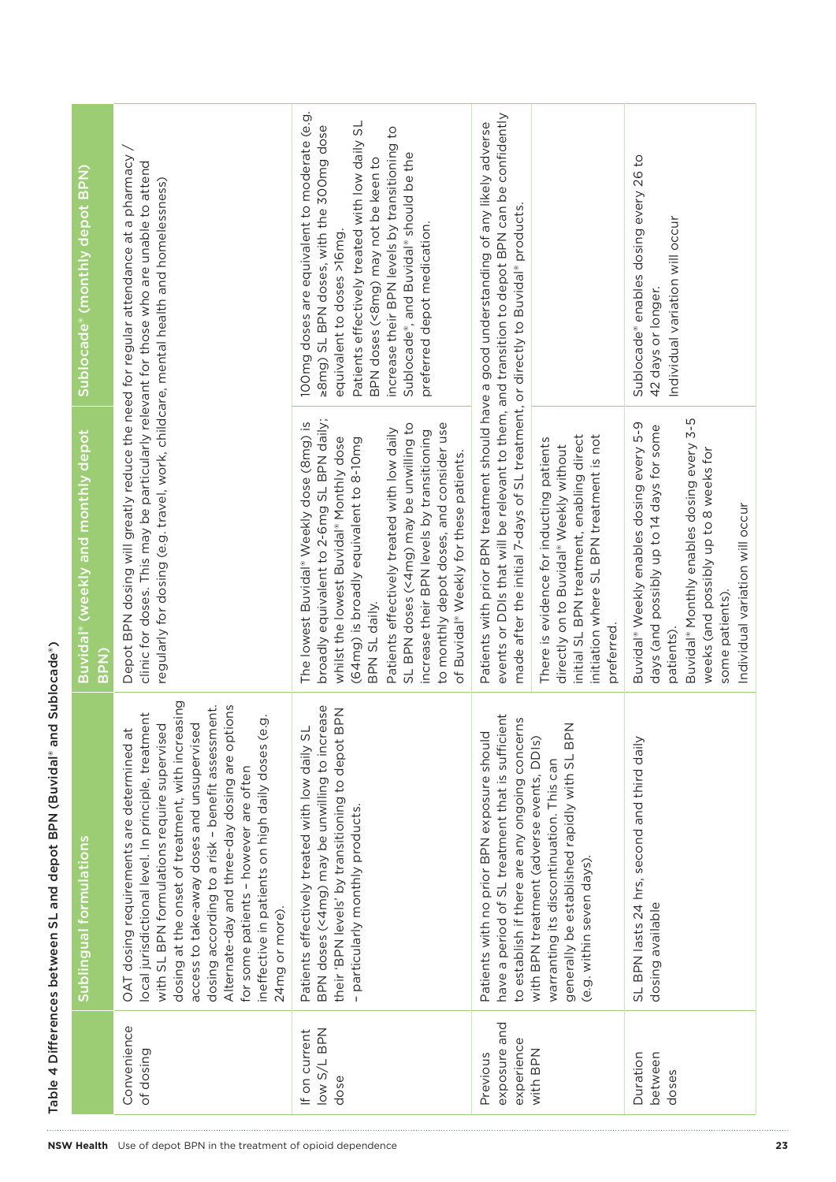Table 4 Differences between SL and depot BPN (Buvidal® and Sublocade®)

| | Sublingual formulations | Buvidal® (weekly and monthly depot BPN) | Sublocade® (monthly depot BPN) |
|---|---|---|---|
| Convenience of dosing | OAT dosing requirements are determined at local jurisdictional level. In principle, treatment with SL BPN formulations require supervised dosing at the onset of treatment, with increasing access to take-away doses and unsupervised dosing according to a risk – benefit assessment. Alternate-day and three-day dosing are options for some patients – however are often ineffective in patients on high daily doses (e.g. 24mg or more). | Depot BPN dosing will greatly reduce the need for regular attendance at a pharmacy / clinic for doses. This may be particularly relevant for those who are unable to attend regularly for dosing (e.g. travel, work, childcare, mental health and homelessness) | |
| If on current low S/L BPN dose | Patients effectively treated with low daily SL BPN doses (<4mg) may be unwilling to increase their 'BPN levels' by transitioning to depot BPN – particularly monthly products. | The lowest Buvidal® Weekly dose (8mg) is broadly equivalent to 2-6mg SL BPN daily; whilst the lowest Buvidal® Monthly dose (64mg) is broadly equivalent to 8-10mg BPN SL daily.<br>Patients effectively treated with low daily SL BPN doses (<4mg) may be unwilling to increase their BPN levels by transitioning to monthly depot doses, and consider use of Buvidal® Weekly for these patients. | 100mg doses are equivalent to moderate (e.g. ≥8mg) SL BPN doses, with the 300mg dose equivalent to doses >16mg.<br>Patients effectively treated with low daily SL BPN doses (<8mg) may not be keen to increase their BPN levels by transitioning to Sublocade®, and Buvidal® should be the preferred depot medication. |
| Previous exposure and experience with BPN | Patients with no prior BPN exposure should have a period of SL treatment that is sufficient to establish if there are any ongoing concerns with BPN treatment (adverse events, DDIs) warranting its discontinuation. This can generally be established rapidly with SL BPN (e.g. within seven days). | Patients with prior BPN treatment should have a good understanding of any likely adverse events or DDIs that will be relevant to them, and transition to depot BPN can be confidently made after the initial 7-days of SL treatment, or directly to Buvidal® products.<br><br>There is evidence for inducting patients directly on to Buvidal® Weekly without initial SL BPN treatment, enabling direct initiation where SL BPN treatment is not preferred. | |
| Duration between doses | SL BPN lasts 24 hrs, second and third daily dosing available | Buvidal® Weekly enables dosing every 5-9 days (and possibly up to 14 days for some patients).<br>Buvidal® Monthly enables dosing every 3-5 weeks (and possibly up to 8 weeks for some patients).<br>Individual variation will occur | Sublocade® enables dosing every 26 to 42 days or longer.<br>Individual variation will occur |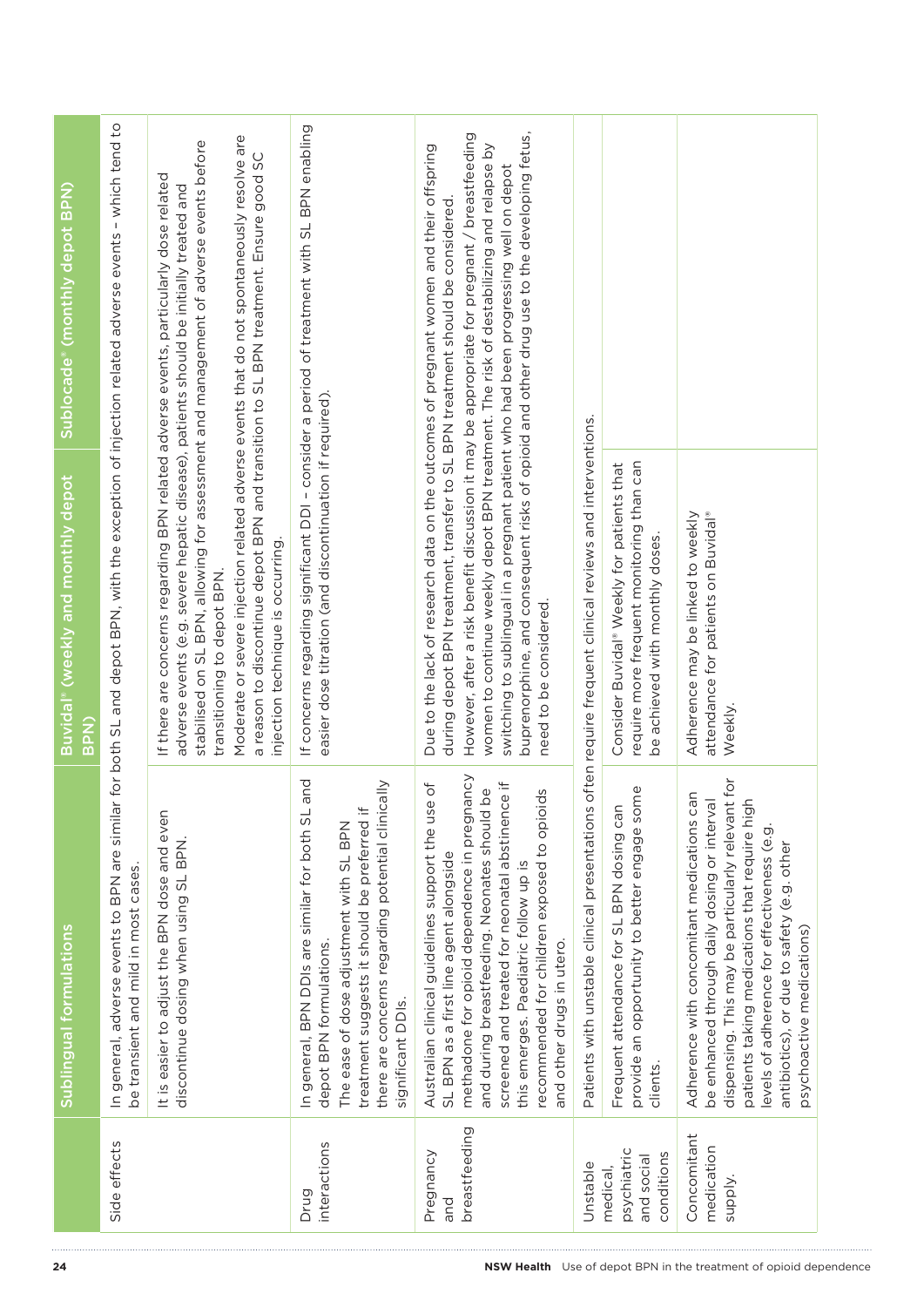| | Sublingual formulations | Buvidal® (weekly and monthly depot BPN) | Sublocade® (monthly depot BPN) |
|---|---|---|---|
| Side effects | In general, adverse events to BPN are similar for both SL and depot BPN, with the exception of injection related adverse events – which tend to be transient and mild in most cases. | | |
| | It is easier to adjust the BPN dose and even discontinue dosing when using SL BPN. | If there are concerns regarding BPN related adverse events, particularly dose related adverse events (e.g. severe hepatic disease), patients should be initially treated and stabilised on SL BPN, allowing for assessment and management of adverse events before transitioning to depot BPN.<br>Moderate or severe injection related adverse events that do not spontaneously resolve are a reason to discontinue depot BPN and transition to SL BPN treatment. Ensure good SC injection technique is occurring. | |
| Drug interactions | In general, BPN DDIs are similar for both SL and depot BPN formulations.<br>The ease of dose adjustment with SL BPN treatment suggests it should be preferred if there are concerns regarding potential clinically significant DDIs. | If concerns regarding significant DDI – consider a period of treatment with SL BPN enabling easier dose titration (and discontinuation if required). | |
| Pregnancy and breastfeeding | Australian clinical guidelines support the use of SL BPN as a first line agent alongside methadone for opioid dependence in pregnancy and during breastfeeding. Neonates should be screened and treated for neonatal abstinence if this emerges. Paediatric follow up is recommended for children exposed to opioids and other drugs in utero. | Due to the lack of research data on the outcomes of pregnant women and their offspring during depot BPN treatment, transfer to SL BPN treatment should be considered.<br>However, after a risk benefit discussion it may be appropriate for pregnant / breastfeeding women to continue weekly depot BPN treatment. The risk of destabilizing and relapse by switching to sublingual in a pregnant patient who had been progressing well on depot buprenorphine, and consequent risks of opioid and other drug use to the developing fetus, need to be considered. | |
| Unstable medical, psychiatric and social conditions | Patients with unstable clinical presentations often require frequent clinical reviews and interventions. | | |
| | Frequent attendance for SL BPN dosing can provide an opportunity to better engage some clients. | Consider Buvidal® Weekly for patients that require more frequent monitoring than can be achieved with monthly doses. | |
| Concomitant medication supply. | Adherence with concomitant medications can be enhanced through daily dosing or interval dispensing. This may be particularly relevant for patients taking medications that require high levels of adherence for effectiveness (e.g. antibiotics), or due to safety (e.g. other psychoactive medications) | Adherence may be linked to weekly attendance for patients on Buvidal® Weekly. | |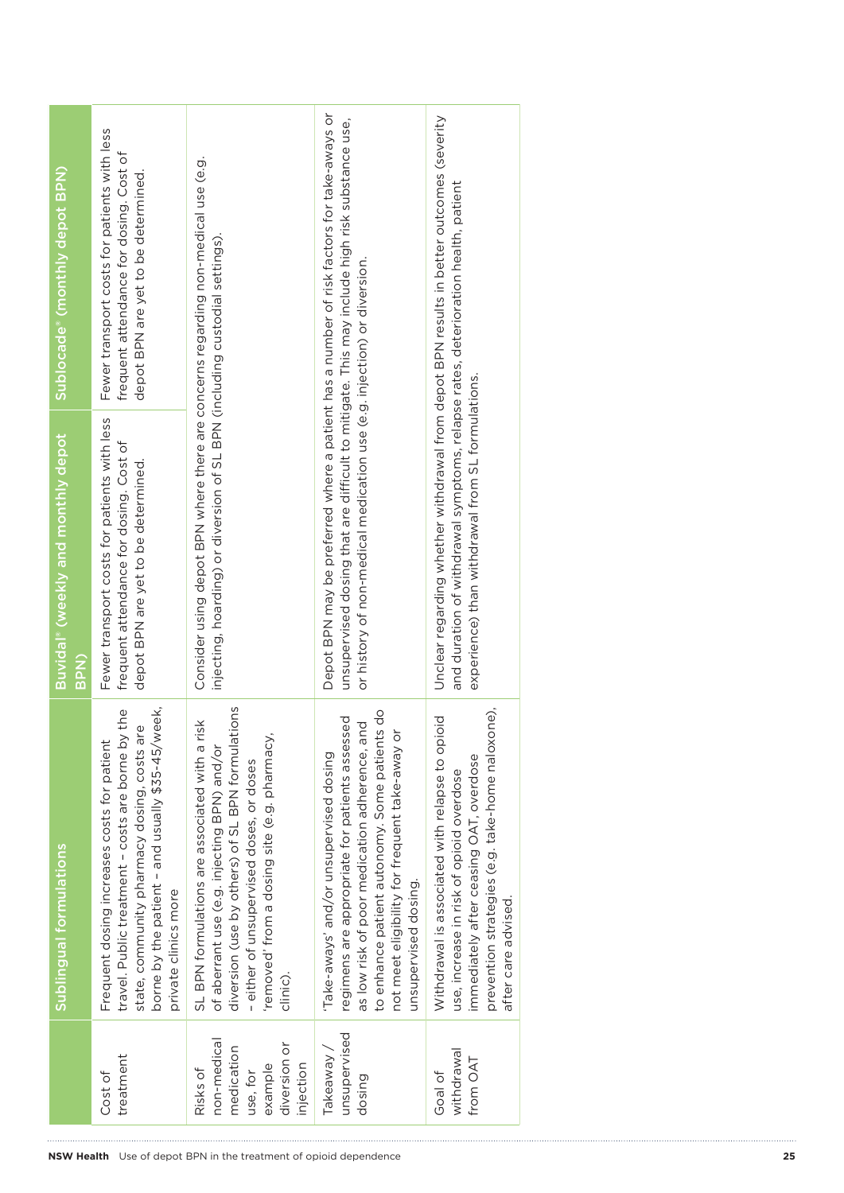| | Sublingual formulations | Buvidal® (weekly and monthly depot BPN) | Sublocade® (monthly depot BPN) |
|---|---|---|---|
| Cost of treatment | Frequent dosing increases costs for patient travel. Public treatment – costs are borne by the state, community pharmacy dosing, costs are borne by the patient – and usually $35-45/week, private clinics more | Fewer transport costs for patients with less frequent attendance for dosing. Cost of depot BPN are yet to be determined. | Fewer transport costs for patients with less frequent attendance for dosing. Cost of depot BPN are yet to be determined. |
| Risks of non-medical medication use, for example diversion or injection | SL BPN formulations are associated with a risk of aberrant use (e.g. injecting BPN) and/or diversion (use by others) of SL BPN formulations – either of unsupervised doses, or doses 'removed' from a dosing site (e.g. pharmacy, clinic). | Consider using depot BPN where there are concerns regarding non-medical use (e.g. injecting, hoarding) or diversion of SL BPN (including custodial settings). | |
| Takeaway / unsupervised dosing | 'Take-aways' and/or unsupervised dosing regimens are appropriate for patients assessed as low risk of poor medication adherence, and to enhance patient autonomy. Some patients do not meet eligibility for frequent take-away or unsupervised dosing. | Depot BPN may be preferred where a patient has a number of risk factors for take-aways or unsupervised dosing that are difficult to mitigate. This may include high risk substance use, or history of non-medical medication use (e.g. injection) or diversion. | |
| Goal of withdrawal from OAT | Withdrawal is associated with relapse to opioid use, increase in risk of opioid overdose immediately after ceasing OAT, overdose prevention strategies (e.g. take-home naloxone), after care advised. | Unclear regarding whether withdrawal from depot BPN results in better outcomes (severity and duration of withdrawal symptoms, relapse rates, deterioration health, patient experience) than withdrawal from SL formulations. | |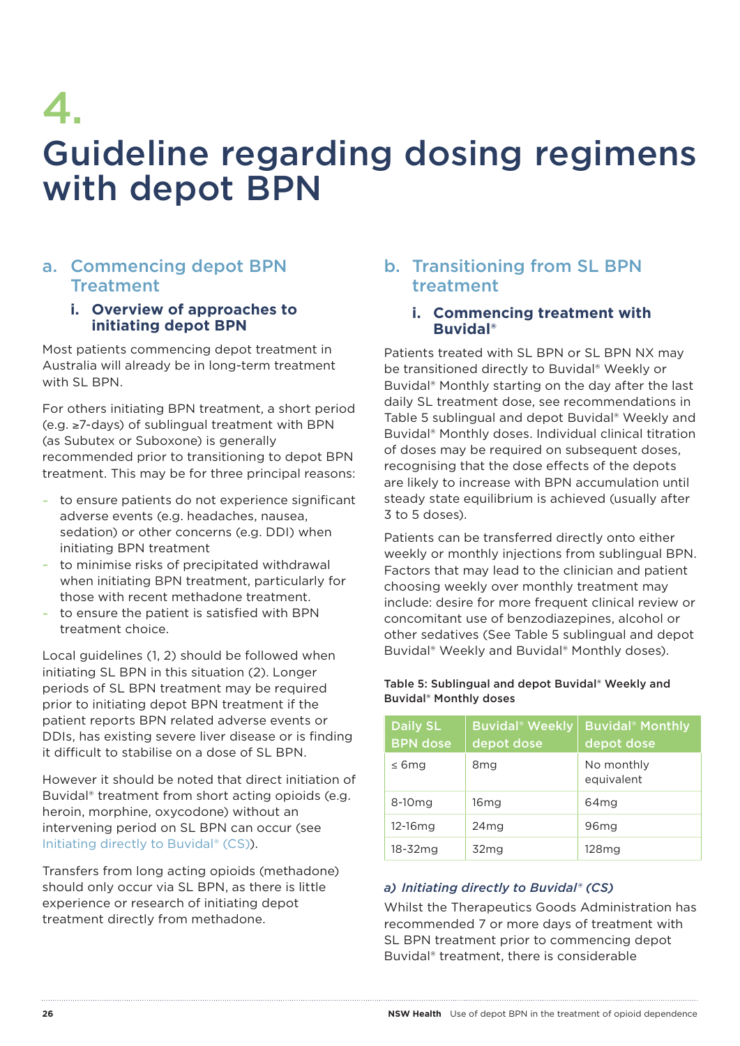# 4. Guideline regarding dosing regimens with depot BPN

## a. Commencing depot BPN Treatment

### i. Overview of approaches to initiating depot BPN

Most patients commencing depot treatment in Australia will already be in long-term treatment with SL BPN.

For others initiating BPN treatment, a short period (e.g. ≥7-days) of sublingual treatment with BPN (as Subutex or Suboxone) is generally recommended prior to transitioning to depot BPN treatment. This may be for three principal reasons:

- to ensure patients do not experience significant adverse events (e.g. headaches, nausea, sedation) or other concerns (e.g. DDI) when initiating BPN treatment
- to minimise risks of precipitated withdrawal when initiating BPN treatment, particularly for those with recent methadone treatment.
- to ensure the patient is satisfied with BPN treatment choice.

Local guidelines (1, 2) should be followed when initiating SL BPN in this situation (2). Longer periods of SL BPN treatment may be required prior to initiating depot BPN treatment if the patient reports BPN related adverse events or DDIs, has existing severe liver disease or is finding it difficult to stabilise on a dose of SL BPN.

However it should be noted that direct initiation of Buvidal® treatment from short acting opioids (e.g. heroin, morphine, oxycodone) without an intervening period on SL BPN can occur (see Initiating directly to Buvidal® (CS)).

Transfers from long acting opioids (methadone) should only occur via SL BPN, as there is little experience or research of initiating depot treatment directly from methadone.

## b. Transitioning from SL BPN treatment

### i. Commencing treatment with Buvidal®

Patients treated with SL BPN or SL BPN NX may be transitioned directly to Buvidal® Weekly or Buvidal® Monthly starting on the day after the last daily SL treatment dose, see recommendations in Table 5 sublingual and depot Buvidal® Weekly and Buvidal® Monthly doses. Individual clinical titration of doses may be required on subsequent doses, recognising that the dose effects of the depots are likely to increase with BPN accumulation until steady state equilibrium is achieved (usually after 3 to 5 doses).

Patients can be transferred directly onto either weekly or monthly injections from sublingual BPN. Factors that may lead to the clinician and patient choosing weekly over monthly treatment may include: desire for more frequent clinical review or concomitant use of benzodiazepines, alcohol or other sedatives (See Table 5 sublingual and depot Buvidal® Weekly and Buvidal® Monthly doses).

**Table 5: Sublingual and depot Buvidal® Weekly and Buvidal® Monthly doses**

| Daily SL BPN dose | Buvidal® Weekly depot dose | Buvidal® Monthly depot dose |
|---|---|---|
| ≤ 6mg | 8mg | No monthly equivalent |
| 8-10mg | 16mg | 64mg |
| 12-16mg | 24mg | 96mg |
| 18-32mg | 32mg | 128mg |

#### *a) Initiating directly to Buvidal® (CS)*

Whilst the Therapeutics Goods Administration has recommended 7 or more days of treatment with SL BPN treatment prior to commencing depot Buvidal® treatment, there is considerable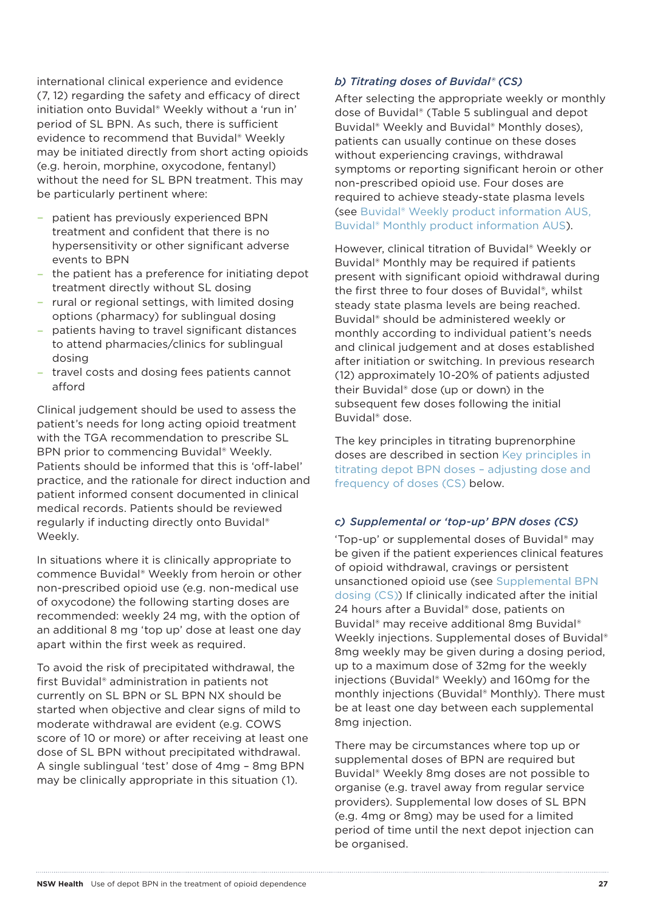international clinical experience and evidence (7, 12) regarding the safety and efficacy of direct initiation onto Buvidal® Weekly without a 'run in' period of SL BPN. As such, there is sufficient evidence to recommend that Buvidal® Weekly may be initiated directly from short acting opioids (e.g. heroin, morphine, oxycodone, fentanyl) without the need for SL BPN treatment. This may be particularly pertinent where:

- patient has previously experienced BPN treatment and confident that there is no hypersensitivity or other significant adverse events to BPN
- the patient has a preference for initiating depot treatment directly without SL dosing
- rural or regional settings, with limited dosing options (pharmacy) for sublingual dosing
- patients having to travel significant distances to attend pharmacies/clinics for sublingual dosing
- travel costs and dosing fees patients cannot afford

Clinical judgement should be used to assess the patient's needs for long acting opioid treatment with the TGA recommendation to prescribe SL BPN prior to commencing Buvidal® Weekly. Patients should be informed that this is 'off-label' practice, and the rationale for direct induction and patient informed consent documented in clinical medical records. Patients should be reviewed regularly if inducting directly onto Buvidal® Weekly.

In situations where it is clinically appropriate to commence Buvidal® Weekly from heroin or other non-prescribed opioid use (e.g. non-medical use of oxycodone) the following starting doses are recommended: weekly 24 mg, with the option of an additional 8 mg 'top up' dose at least one day apart within the first week as required.

To avoid the risk of precipitated withdrawal, the first Buvidal® administration in patients not currently on SL BPN or SL BPN NX should be started when objective and clear signs of mild to moderate withdrawal are evident (e.g. COWS score of 10 or more) or after receiving at least one dose of SL BPN without precipitated withdrawal. A single sublingual 'test' dose of 4mg – 8mg BPN may be clinically appropriate in this situation (1).

### *b) Titrating doses of Buvidal® (CS)*

After selecting the appropriate weekly or monthly dose of Buvidal® (Table 5 sublingual and depot Buvidal® Weekly and Buvidal® Monthly doses), patients can usually continue on these doses without experiencing cravings, withdrawal symptoms or reporting significant heroin or other non-prescribed opioid use. Four doses are required to achieve steady-state plasma levels (see Buvidal® Weekly product information AUS, Buvidal® Monthly product information AUS).

However, clinical titration of Buvidal® Weekly or Buvidal® Monthly may be required if patients present with significant opioid withdrawal during the first three to four doses of Buvidal®, whilst steady state plasma levels are being reached. Buvidal® should be administered weekly or monthly according to individual patient's needs and clinical judgement and at doses established after initiation or switching. In previous research (12) approximately 10-20% of patients adjusted their Buvidal® dose (up or down) in the subsequent few doses following the initial Buvidal® dose.

The key principles in titrating buprenorphine doses are described in section Key principles in titrating depot BPN doses – adjusting dose and frequency of doses (CS) below.

### *c) Supplemental or 'top-up' BPN doses (CS)*

'Top-up' or supplemental doses of Buvidal® may be given if the patient experiences clinical features of opioid withdrawal, cravings or persistent unsanctioned opioid use (see Supplemental BPN dosing (CS)) If clinically indicated after the initial 24 hours after a Buvidal® dose, patients on Buvidal® may receive additional 8mg Buvidal® Weekly injections. Supplemental doses of Buvidal® 8mg weekly may be given during a dosing period, up to a maximum dose of 32mg for the weekly injections (Buvidal® Weekly) and 160mg for the monthly injections (Buvidal® Monthly). There must be at least one day between each supplemental 8mg injection.

There may be circumstances where top up or supplemental doses of BPN are required but Buvidal® Weekly 8mg doses are not possible to organise (e.g. travel away from regular service providers). Supplemental low doses of SL BPN (e.g. 4mg or 8mg) may be used for a limited period of time until the next depot injection can be organised.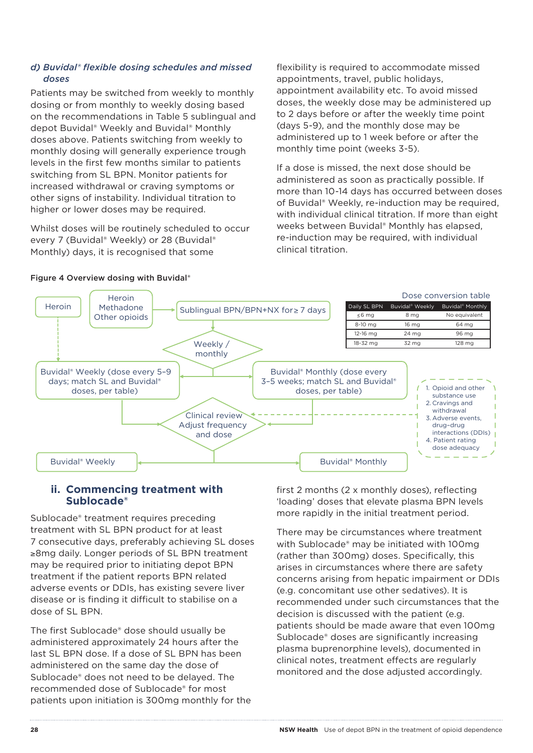### d) Buvidal® flexible dosing schedules and missed doses

Patients may be switched from weekly to monthly dosing or from monthly to weekly dosing based on the recommendations in Table 5 sublingual and depot Buvidal® Weekly and Buvidal® Monthly doses above. Patients switching from weekly to monthly dosing will generally experience trough levels in the first few months similar to patients switching from SL BPN. Monitor patients for increased withdrawal or craving symptoms or other signs of instability. Individual titration to higher or lower doses may be required.

Whilst doses will be routinely scheduled to occur every 7 (Buvidal® Weekly) or 28 (Buvidal® Monthly) days, it is recognised that some flexibility is required to accommodate missed appointments, travel, public holidays, appointment availability etc. To avoid missed doses, the weekly dose may be administered up to 2 days before or after the weekly time point (days 5-9), and the monthly dose may be administered up to 1 week before or after the monthly time point (weeks 3-5).

If a dose is missed, the next dose should be administered as soon as practically possible. If more than 10-14 days has occurred between doses of Buvidal® Weekly, re-induction may be required, with individual clinical titration. If more than eight weeks between Buvidal® Monthly has elapsed, re-induction may be required, with individual clinical titration.

**Figure 4 Overview dosing with Buvidal®**

Heroin → Buvidal® Weekly (dose every 5–9 days; match SL and Buvidal® doses, per table)

Heroin / Methadone / Other opioids → Sublingual BPN/BPN+NX for ≥ 7 days → Weekly / monthly → Buvidal® Weekly (dose every 5–9 days; match SL and Buvidal® doses, per table) or Buvidal® Monthly (dose every 3–5 weeks; match SL and Buvidal® doses, per table)

→ Clinical review / Adjust frequency and dose → Buvidal® Weekly or Buvidal® Monthly

Clinical review considerations:
1. Opioid and other substance use
2. Cravings and withdrawal
3. Adverse events, drug-drug interactions (DDIs)
4. Patient rating dose adequacy

Dose conversion table

| Daily SL BPN | Buvidal® Weekly | Buvidal® Monthly |
|---|---|---|
| ≤6 mg | 8 mg | No equivalent |
| 8-10 mg | 16 mg | 64 mg |
| 12-16 mg | 24 mg | 96 mg |
| 18-32 mg | 32 mg | 128 mg |

## ii. Commencing treatment with Sublocade®

Sublocade® treatment requires preceding treatment with SL BPN product for at least 7 consecutive days, preferably achieving SL doses ≥8mg daily. Longer periods of SL BPN treatment may be required prior to initiating depot BPN treatment if the patient reports BPN related adverse events or DDIs, has existing severe liver disease or is finding it difficult to stabilise on a dose of SL BPN.

The first Sublocade® dose should usually be administered approximately 24 hours after the last SL BPN dose. If a dose of SL BPN has been administered on the same day the dose of Sublocade® does not need to be delayed. The recommended dose of Sublocade® for most patients upon initiation is 300mg monthly for the first 2 months (2 x monthly doses), reflecting 'loading' doses that elevate plasma BPN levels more rapidly in the initial treatment period.

There may be circumstances where treatment with Sublocade® may be initiated with 100mg (rather than 300mg) doses. Specifically, this arises in circumstances where there are safety concerns arising from hepatic impairment or DDIs (e.g. concomitant use other sedatives). It is recommended under such circumstances that the decision is discussed with the patient (e.g. patients should be made aware that even 100mg Sublocade® doses are significantly increasing plasma buprenorphine levels), documented in clinical notes, treatment effects are regularly monitored and the dose adjusted accordingly.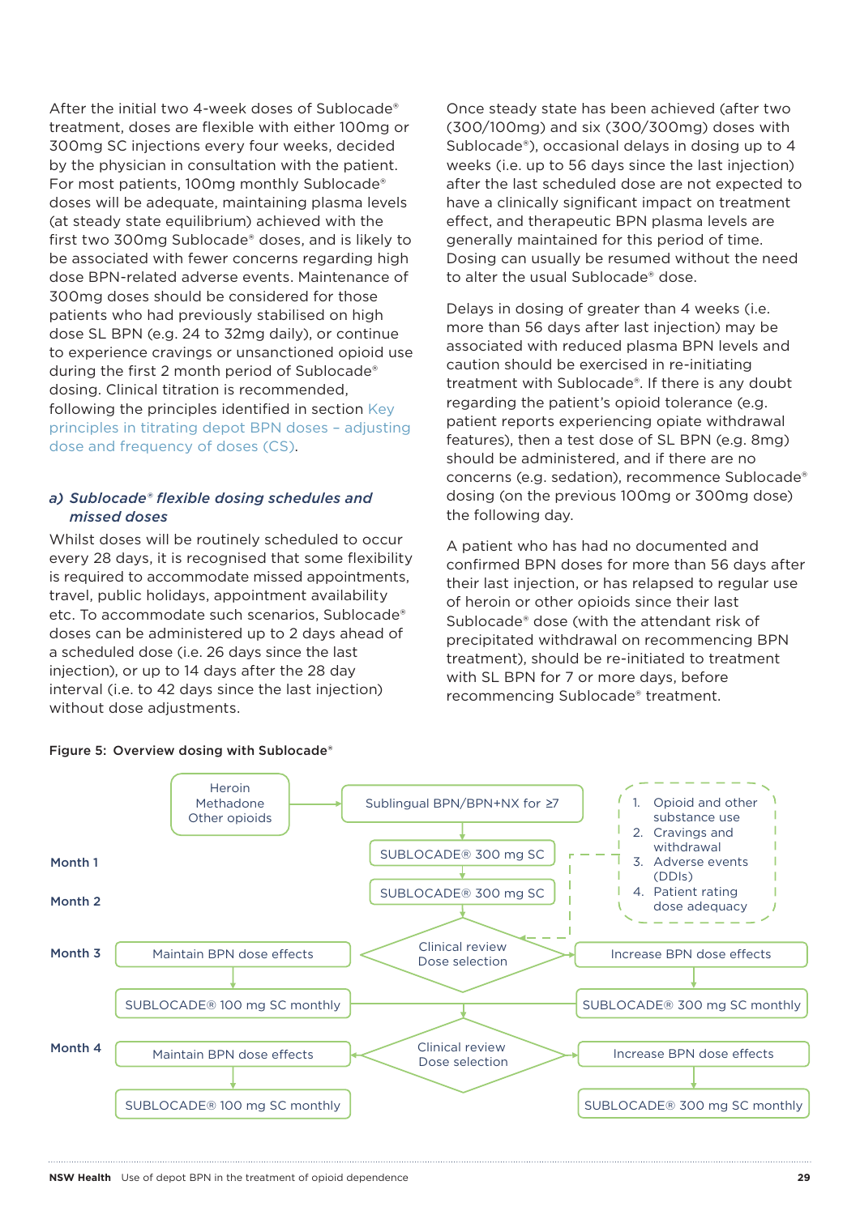After the initial two 4-week doses of Sublocade® treatment, doses are flexible with either 100mg or 300mg SC injections every four weeks, decided by the physician in consultation with the patient. For most patients, 100mg monthly Sublocade® doses will be adequate, maintaining plasma levels (at steady state equilibrium) achieved with the first two 300mg Sublocade® doses, and is likely to be associated with fewer concerns regarding high dose BPN-related adverse events. Maintenance of 300mg doses should be considered for those patients who had previously stabilised on high dose SL BPN (e.g. 24 to 32mg daily), or continue to experience cravings or unsanctioned opioid use during the first 2 month period of Sublocade® dosing. Clinical titration is recommended, following the principles identified in section Key principles in titrating depot BPN doses – adjusting dose and frequency of doses (CS).

### a) *Sublocade® flexible dosing schedules and missed doses*

Whilst doses will be routinely scheduled to occur every 28 days, it is recognised that some flexibility is required to accommodate missed appointments, travel, public holidays, appointment availability etc. To accommodate such scenarios, Sublocade® doses can be administered up to 2 days ahead of a scheduled dose (i.e. 26 days since the last injection), or up to 14 days after the 28 day interval (i.e. to 42 days since the last injection) without dose adjustments.

Once steady state has been achieved (after two (300/100mg) and six (300/300mg) doses with Sublocade®), occasional delays in dosing up to 4 weeks (i.e. up to 56 days since the last injection) after the last scheduled dose are not expected to have a clinically significant impact on treatment effect, and therapeutic BPN plasma levels are generally maintained for this period of time. Dosing can usually be resumed without the need to alter the usual Sublocade® dose.

Delays in dosing of greater than 4 weeks (i.e. more than 56 days after last injection) may be associated with reduced plasma BPN levels and caution should be exercised in re-initiating treatment with Sublocade®. If there is any doubt regarding the patient's opioid tolerance (e.g. patient reports experiencing opiate withdrawal features), then a test dose of SL BPN (e.g. 8mg) should be administered, and if there are no concerns (e.g. sedation), recommence Sublocade® dosing (on the previous 100mg or 300mg dose) the following day.

A patient who has had no documented and confirmed BPN doses for more than 56 days after their last injection, or has relapsed to regular use of heroin or other opioids since their last Sublocade® dose (with the attendant risk of precipitated withdrawal on recommencing BPN treatment), should be re-initiated to treatment with SL BPN for 7 or more days, before recommencing Sublocade® treatment.

**Figure 5: Overview dosing with Sublocade®**

Heroin / Methadone / Other opioids → Sublingual BPN/BPN+NX for ≥7

Month 1: SUBLOCADE® 300 mg SC

Month 2: SUBLOCADE® 300 mg SC

Clinical review considerations:
1. Opioid and other substance use
2. Cravings and withdrawal
3. Adverse events (DDIs)
4. Patient rating dose adequacy

Month 3: Clinical review / Dose selection
- Maintain BPN dose effects → SUBLOCADE® 100 mg SC monthly
- Increase BPN dose effects → SUBLOCADE® 300 mg SC monthly

Month 4: Clinical review / Dose selection
- Maintain BPN dose effects → SUBLOCADE® 100 mg SC monthly
- Increase BPN dose effects → SUBLOCADE® 300 mg SC monthly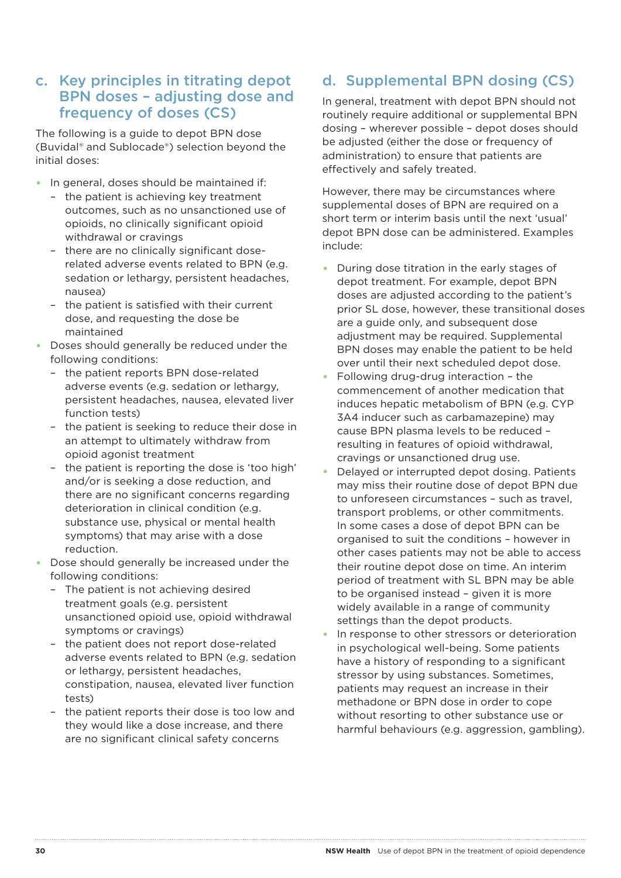## c. Key principles in titrating depot BPN doses – adjusting dose and frequency of doses (CS)

The following is a guide to depot BPN dose (Buvidal® and Sublocade®) selection beyond the initial doses:

- In general, doses should be maintained if:
  - the patient is achieving key treatment outcomes, such as no unsanctioned use of opioids, no clinically significant opioid withdrawal or cravings
  - there are no clinically significant dose-related adverse events related to BPN (e.g. sedation or lethargy, persistent headaches, nausea)
  - the patient is satisfied with their current dose, and requesting the dose be maintained
- Doses should generally be reduced under the following conditions:
  - the patient reports BPN dose-related adverse events (e.g. sedation or lethargy, persistent headaches, nausea, elevated liver function tests)
  - the patient is seeking to reduce their dose in an attempt to ultimately withdraw from opioid agonist treatment
  - the patient is reporting the dose is 'too high' and/or is seeking a dose reduction, and there are no significant concerns regarding deterioration in clinical condition (e.g. substance use, physical or mental health symptoms) that may arise with a dose reduction.
- Dose should generally be increased under the following conditions:
  - The patient is not achieving desired treatment goals (e.g. persistent unsanctioned opioid use, opioid withdrawal symptoms or cravings)
  - the patient does not report dose-related adverse events related to BPN (e.g. sedation or lethargy, persistent headaches, constipation, nausea, elevated liver function tests)
  - the patient reports their dose is too low and they would like a dose increase, and there are no significant clinical safety concerns

## d. Supplemental BPN dosing (CS)

In general, treatment with depot BPN should not routinely require additional or supplemental BPN dosing – wherever possible – depot doses should be adjusted (either the dose or frequency of administration) to ensure that patients are effectively and safely treated.

However, there may be circumstances where supplemental doses of BPN are required on a short term or interim basis until the next 'usual' depot BPN dose can be administered. Examples include:

- During dose titration in the early stages of depot treatment. For example, depot BPN doses are adjusted according to the patient's prior SL dose, however, these transitional doses are a guide only, and subsequent dose adjustment may be required. Supplemental BPN doses may enable the patient to be held over until their next scheduled depot dose.
- Following drug-drug interaction – the commencement of another medication that induces hepatic metabolism of BPN (e.g. CYP 3A4 inducer such as carbamazepine) may cause BPN plasma levels to be reduced – resulting in features of opioid withdrawal, cravings or unsanctioned drug use.
- Delayed or interrupted depot dosing. Patients may miss their routine dose of depot BPN due to unforeseen circumstances – such as travel, transport problems, or other commitments. In some cases a dose of depot BPN can be organised to suit the conditions – however in other cases patients may not be able to access their routine depot dose on time. An interim period of treatment with SL BPN may be able to be organised instead – given it is more widely available in a range of community settings than the depot products.
- In response to other stressors or deterioration in psychological well-being. Some patients have a history of responding to a significant stressor by using substances. Sometimes, patients may request an increase in their methadone or BPN dose in order to cope without resorting to other substance use or harmful behaviours (e.g. aggression, gambling).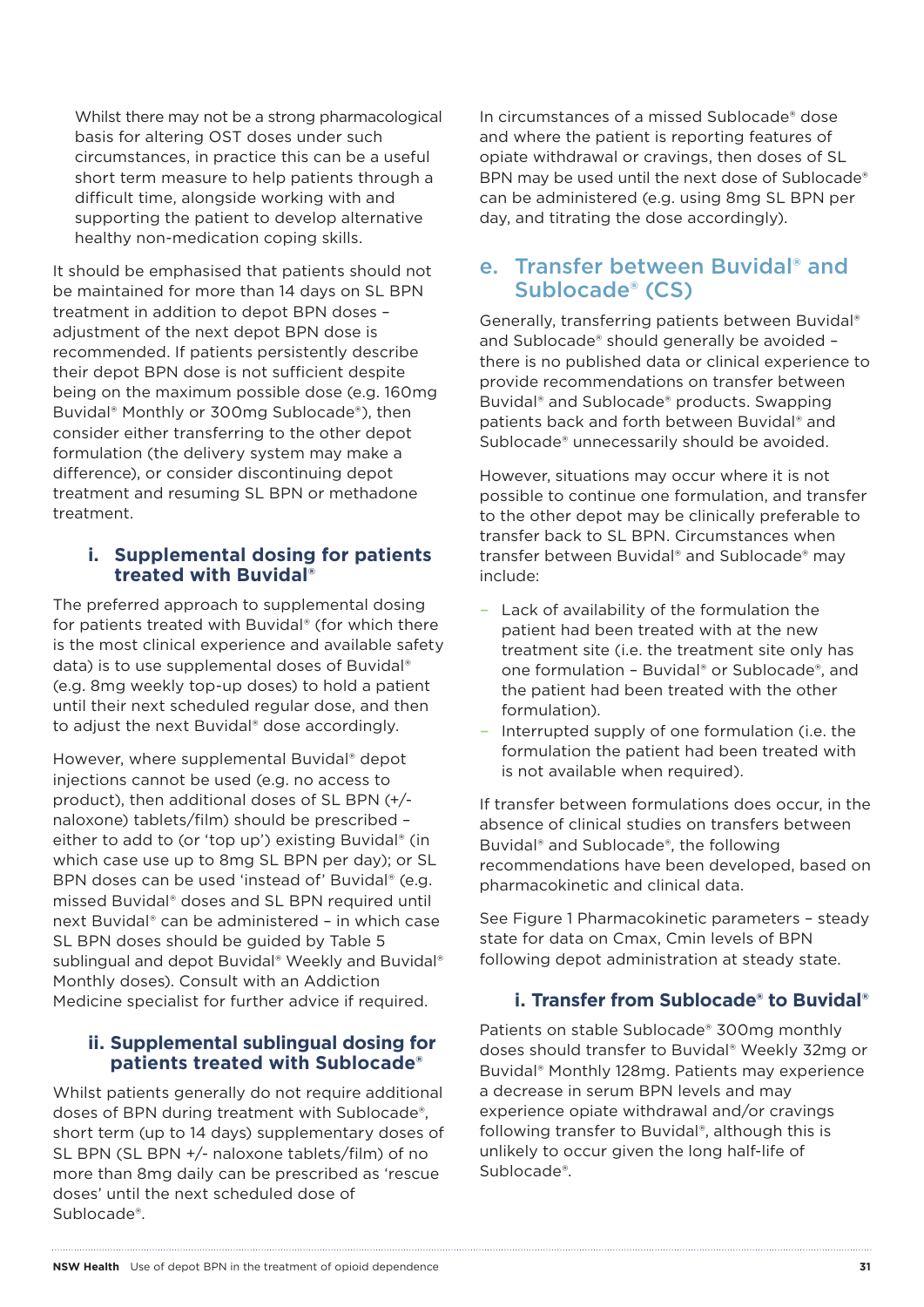Whilst there may not be a strong pharmacological basis for altering OST doses under such circumstances, in practice this can be a useful short term measure to help patients through a difficult time, alongside working with and supporting the patient to develop alternative healthy non-medication coping skills.

It should be emphasised that patients should not be maintained for more than 14 days on SL BPN treatment in addition to depot BPN doses – adjustment of the next depot BPN dose is recommended. If patients persistently describe their depot BPN dose is not sufficient despite being on the maximum possible dose (e.g. 160mg Buvidal® Monthly or 300mg Sublocade®), then consider either transferring to the other depot formulation (the delivery system may make a difference), or consider discontinuing depot treatment and resuming SL BPN or methadone treatment.

### i. Supplemental dosing for patients treated with Buvidal®

The preferred approach to supplemental dosing for patients treated with Buvidal® (for which there is the most clinical experience and available safety data) is to use supplemental doses of Buvidal® (e.g. 8mg weekly top-up doses) to hold a patient until their next scheduled regular dose, and then to adjust the next Buvidal® dose accordingly.

However, where supplemental Buvidal® depot injections cannot be used (e.g. no access to product), then additional doses of SL BPN (+/- naloxone) tablets/film) should be prescribed – either to add to (or 'top up') existing Buvidal® (in which case use up to 8mg SL BPN per day); or SL BPN doses can be used 'instead of' Buvidal® (e.g. missed Buvidal® doses and SL BPN required until next Buvidal® can be administered – in which case SL BPN doses should be guided by Table 5 sublingual and depot Buvidal® Weekly and Buvidal® Monthly doses). Consult with an Addiction Medicine specialist for further advice if required.

### ii. Supplemental sublingual dosing for patients treated with Sublocade®

Whilst patients generally do not require additional doses of BPN during treatment with Sublocade®, short term (up to 14 days) supplementary doses of SL BPN (SL BPN +/- naloxone tablets/film) of no more than 8mg daily can be prescribed as 'rescue doses' until the next scheduled dose of Sublocade®.

In circumstances of a missed Sublocade® dose and where the patient is reporting features of opiate withdrawal or cravings, then doses of SL BPN may be used until the next dose of Sublocade® can be administered (e.g. using 8mg SL BPN per day, and titrating the dose accordingly).

## e. Transfer between Buvidal® and Sublocade® (CS)

Generally, transferring patients between Buvidal® and Sublocade® should generally be avoided – there is no published data or clinical experience to provide recommendations on transfer between Buvidal® and Sublocade® products. Swapping patients back and forth between Buvidal® and Sublocade® unnecessarily should be avoided.

However, situations may occur where it is not possible to continue one formulation, and transfer to the other depot may be clinically preferable to transfer back to SL BPN. Circumstances when transfer between Buvidal® and Sublocade® may include:

- Lack of availability of the formulation the patient had been treated with at the new treatment site (i.e. the treatment site only has one formulation – Buvidal® or Sublocade®, and the patient had been treated with the other formulation).
- Interrupted supply of one formulation (i.e. the formulation the patient had been treated with is not available when required).

If transfer between formulations does occur, in the absence of clinical studies on transfers between Buvidal® and Sublocade®, the following recommendations have been developed, based on pharmacokinetic and clinical data.

See Figure 1 Pharmacokinetic parameters – steady state for data on Cmax, Cmin levels of BPN following depot administration at steady state.

### i. Transfer from Sublocade® to Buvidal®

Patients on stable Sublocade® 300mg monthly doses should transfer to Buvidal® Weekly 32mg or Buvidal® Monthly 128mg. Patients may experience a decrease in serum BPN levels and may experience opiate withdrawal and/or cravings following transfer to Buvidal®, although this is unlikely to occur given the long half-life of Sublocade®.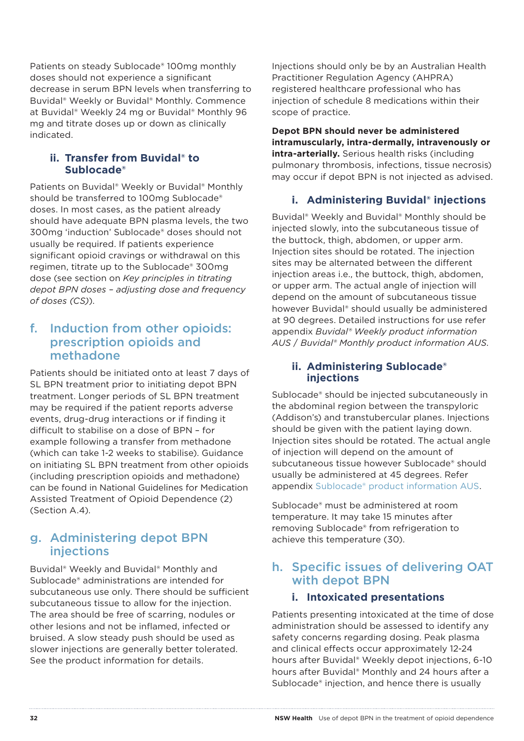Patients on steady Sublocade® 100mg monthly doses should not experience a significant decrease in serum BPN levels when transferring to Buvidal® Weekly or Buvidal® Monthly. Commence at Buvidal® Weekly 24 mg or Buvidal® Monthly 96 mg and titrate doses up or down as clinically indicated.

### ii. Transfer from Buvidal® to Sublocade®

Patients on Buvidal® Weekly or Buvidal® Monthly should be transferred to 100mg Sublocade® doses. In most cases, as the patient already should have adequate BPN plasma levels, the two 300mg 'induction' Sublocade® doses should not usually be required. If patients experience significant opioid cravings or withdrawal on this regimen, titrate up to the Sublocade® 300mg dose (see section on *Key principles in titrating depot BPN doses – adjusting dose and frequency of doses (CS)*).

## f. Induction from other opioids: prescription opioids and methadone

Patients should be initiated onto at least 7 days of SL BPN treatment prior to initiating depot BPN treatment. Longer periods of SL BPN treatment may be required if the patient reports adverse events, drug-drug interactions or if finding it difficult to stabilise on a dose of BPN – for example following a transfer from methadone (which can take 1-2 weeks to stabilise). Guidance on initiating SL BPN treatment from other opioids (including prescription opioids and methadone) can be found in National Guidelines for Medication Assisted Treatment of Opioid Dependence (2) (Section A.4).

## g. Administering depot BPN injections

Buvidal® Weekly and Buvidal® Monthly and Sublocade® administrations are intended for subcutaneous use only. There should be sufficient subcutaneous tissue to allow for the injection. The area should be free of scarring, nodules or other lesions and not be inflamed, infected or bruised. A slow steady push should be used as slower injections are generally better tolerated. See the product information for details.

Injections should only be by an Australian Health Practitioner Regulation Agency (AHPRA) registered healthcare professional who has injection of schedule 8 medications within their scope of practice.

**Depot BPN should never be administered intramuscularly, intra-dermally, intravenously or intra-arterially.** Serious health risks (including pulmonary thrombosis, infections, tissue necrosis) may occur if depot BPN is not injected as advised.

### i. Administering Buvidal® injections

Buvidal® Weekly and Buvidal® Monthly should be injected slowly, into the subcutaneous tissue of the buttock, thigh, abdomen, or upper arm. Injection sites should be rotated. The injection sites may be alternated between the different injection areas i.e., the buttock, thigh, abdomen, or upper arm. The actual angle of injection will depend on the amount of subcutaneous tissue however Buvidal® should usually be administered at 90 degrees. Detailed instructions for use refer appendix *Buvidal® Weekly product information AUS / Buvidal® Monthly product information AUS.*

### ii. Administering Sublocade® injections

Sublocade® should be injected subcutaneously in the abdominal region between the transpyloric (Addison's) and transtubercular planes. Injections should be given with the patient laying down. Injection sites should be rotated. The actual angle of injection will depend on the amount of subcutaneous tissue however Sublocade® should usually be administered at 45 degrees. Refer appendix Sublocade® product information AUS.

Sublocade® must be administered at room temperature. It may take 15 minutes after removing Sublocade® from refrigeration to achieve this temperature (30).

## h. Specific issues of delivering OAT with depot BPN

### i. Intoxicated presentations

Patients presenting intoxicated at the time of dose administration should be assessed to identify any safety concerns regarding dosing. Peak plasma and clinical effects occur approximately 12-24 hours after Buvidal® Weekly depot injections, 6-10 hours after Buvidal® Monthly and 24 hours after a Sublocade® injection, and hence there is usually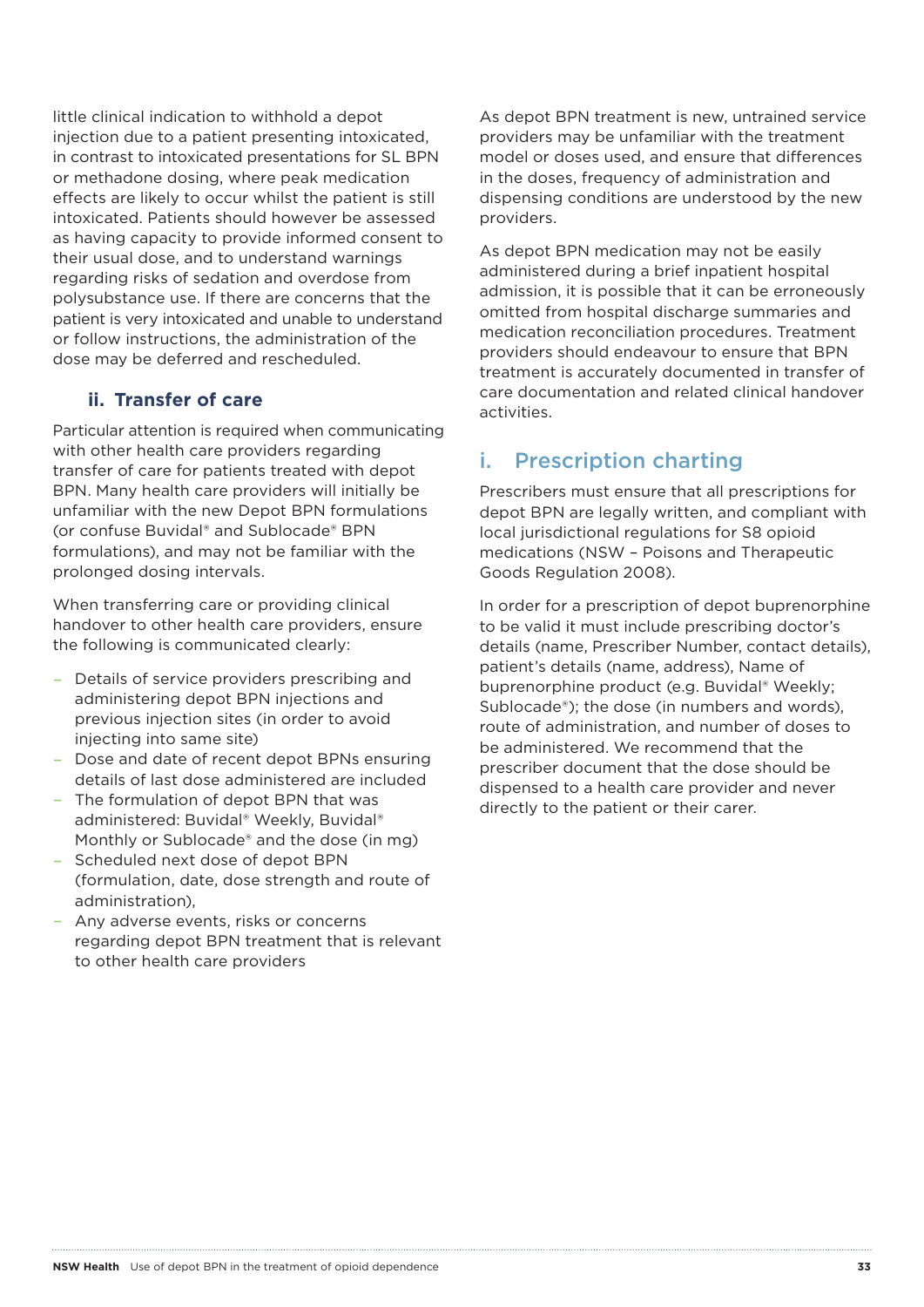little clinical indication to withhold a depot injection due to a patient presenting intoxicated, in contrast to intoxicated presentations for SL BPN or methadone dosing, where peak medication effects are likely to occur whilst the patient is still intoxicated. Patients should however be assessed as having capacity to provide informed consent to their usual dose, and to understand warnings regarding risks of sedation and overdose from polysubstance use. If there are concerns that the patient is very intoxicated and unable to understand or follow instructions, the administration of the dose may be deferred and rescheduled.

### ii. Transfer of care

Particular attention is required when communicating with other health care providers regarding transfer of care for patients treated with depot BPN. Many health care providers will initially be unfamiliar with the new Depot BPN formulations (or confuse Buvidal® and Sublocade® BPN formulations), and may not be familiar with the prolonged dosing intervals.

When transferring care or providing clinical handover to other health care providers, ensure the following is communicated clearly:

- Details of service providers prescribing and administering depot BPN injections and previous injection sites (in order to avoid injecting into same site)
- Dose and date of recent depot BPNs ensuring details of last dose administered are included
- The formulation of depot BPN that was administered: Buvidal® Weekly, Buvidal® Monthly or Sublocade® and the dose (in mg)
- Scheduled next dose of depot BPN (formulation, date, dose strength and route of administration),
- Any adverse events, risks or concerns regarding depot BPN treatment that is relevant to other health care providers

As depot BPN treatment is new, untrained service providers may be unfamiliar with the treatment model or doses used, and ensure that differences in the doses, frequency of administration and dispensing conditions are understood by the new providers.

As depot BPN medication may not be easily administered during a brief inpatient hospital admission, it is possible that it can be erroneously omitted from hospital discharge summaries and medication reconciliation procedures. Treatment providers should endeavour to ensure that BPN treatment is accurately documented in transfer of care documentation and related clinical handover activities.

## i. Prescription charting

Prescribers must ensure that all prescriptions for depot BPN are legally written, and compliant with local jurisdictional regulations for S8 opioid medications (NSW – Poisons and Therapeutic Goods Regulation 2008).

In order for a prescription of depot buprenorphine to be valid it must include prescribing doctor's details (name, Prescriber Number, contact details), patient's details (name, address), Name of buprenorphine product (e.g. Buvidal® Weekly; Sublocade®); the dose (in numbers and words), route of administration, and number of doses to be administered. We recommend that the prescriber document that the dose should be dispensed to a health care provider and never directly to the patient or their carer.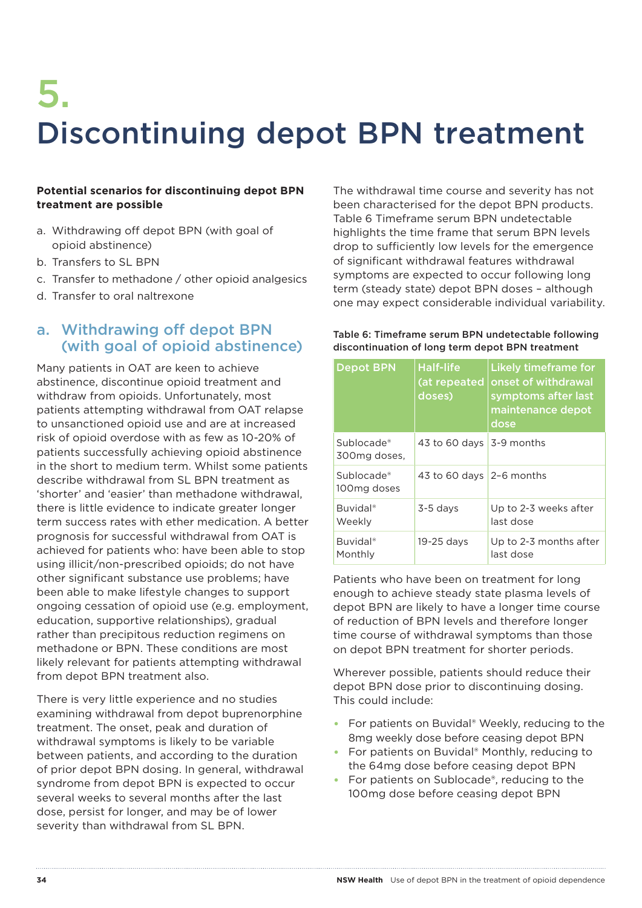# 5. Discontinuing depot BPN treatment

**Potential scenarios for discontinuing depot BPN treatment are possible**

a. Withdrawing off depot BPN (with goal of opioid abstinence)
b. Transfers to SL BPN
c. Transfer to methadone / other opioid analgesics
d. Transfer to oral naltrexone

## a. Withdrawing off depot BPN (with goal of opioid abstinence)

Many patients in OAT are keen to achieve abstinence, discontinue opioid treatment and withdraw from opioids. Unfortunately, most patients attempting withdrawal from OAT relapse to unsanctioned opioid use and are at increased risk of opioid overdose with as few as 10-20% of patients successfully achieving opioid abstinence in the short to medium term. Whilst some patients describe withdrawal from SL BPN treatment as 'shorter' and 'easier' than methadone withdrawal, there is little evidence to indicate greater longer term success rates with ether medication. A better prognosis for successful withdrawal from OAT is achieved for patients who: have been able to stop using illicit/non-prescribed opioids; do not have other significant substance use problems; have been able to make lifestyle changes to support ongoing cessation of opioid use (e.g. employment, education, supportive relationships), gradual rather than precipitous reduction regimens on methadone or BPN. These conditions are most likely relevant for patients attempting withdrawal from depot BPN treatment also.

There is very little experience and no studies examining withdrawal from depot buprenorphine treatment. The onset, peak and duration of withdrawal symptoms is likely to be variable between patients, and according to the duration of prior depot BPN dosing. In general, withdrawal syndrome from depot BPN is expected to occur several weeks to several months after the last dose, persist for longer, and may be of lower severity than withdrawal from SL BPN.

The withdrawal time course and severity has not been characterised for the depot BPN products. Table 6 Timeframe serum BPN undetectable highlights the time frame that serum BPN levels drop to sufficiently low levels for the emergence of significant withdrawal features withdrawal symptoms are expected to occur following long term (steady state) depot BPN doses – although one may expect considerable individual variability.

**Table 6: Timeframe serum BPN undetectable following discontinuation of long term depot BPN treatment**

| Depot BPN | Half-life (at repeated doses) | Likely timeframe for onset of withdrawal symptoms after last maintenance depot dose |
|---|---|---|
| Sublocade® 300mg doses, | 43 to 60 days | 3-9 months |
| Sublocade® 100mg doses | 43 to 60 days | 2-6 months |
| Buvidal® Weekly | 3-5 days | Up to 2-3 weeks after last dose |
| Buvidal® Monthly | 19-25 days | Up to 2-3 months after last dose |

Patients who have been on treatment for long enough to achieve steady state plasma levels of depot BPN are likely to have a longer time course of reduction of BPN levels and therefore longer time course of withdrawal symptoms than those on depot BPN treatment for shorter periods.

Wherever possible, patients should reduce their depot BPN dose prior to discontinuing dosing. This could include:

- For patients on Buvidal® Weekly, reducing to the 8mg weekly dose before ceasing depot BPN
- For patients on Buvidal® Monthly, reducing to the 64mg dose before ceasing depot BPN
- For patients on Sublocade®, reducing to the 100mg dose before ceasing depot BPN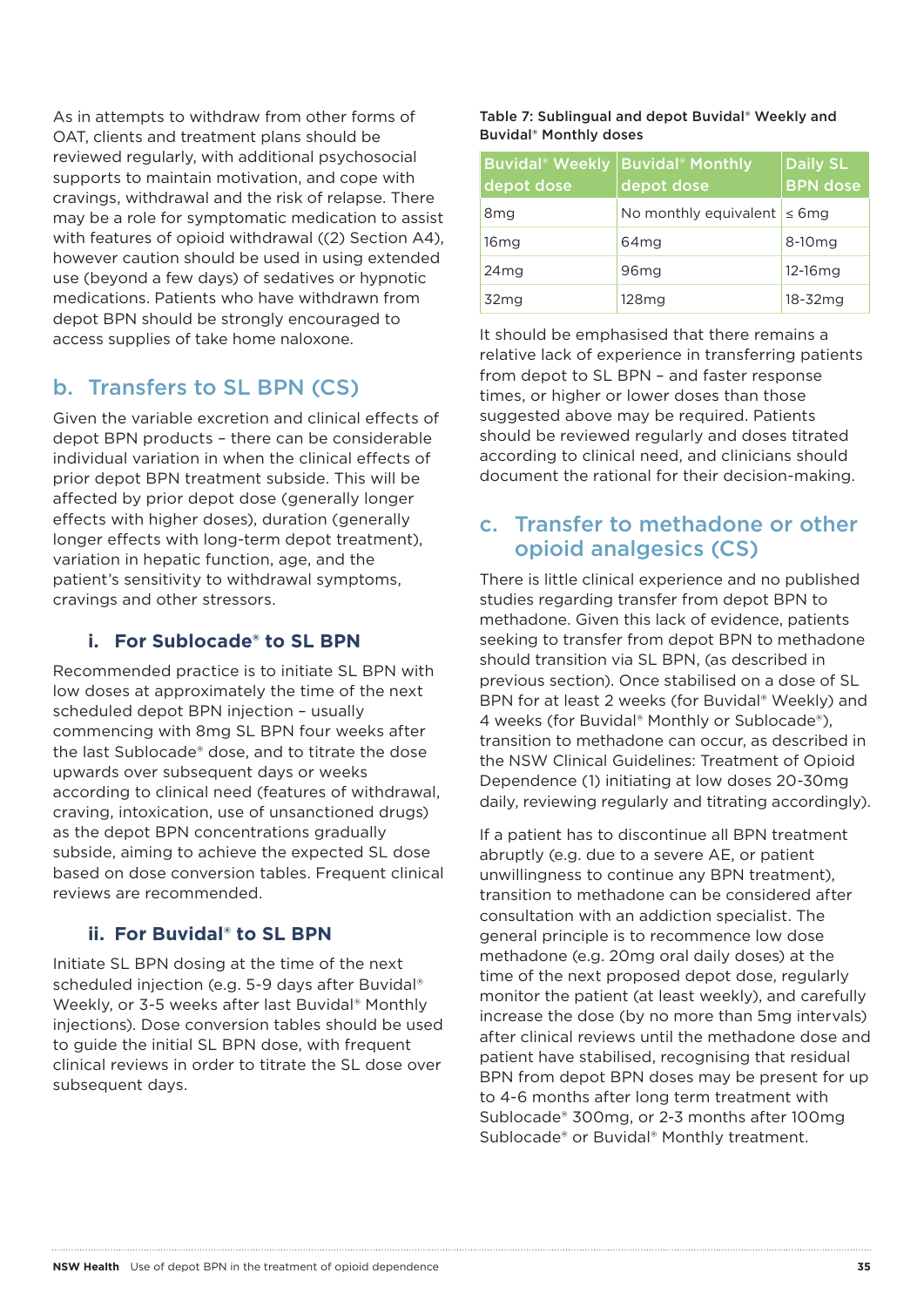As in attempts to withdraw from other forms of OAT, clients and treatment plans should be reviewed regularly, with additional psychosocial supports to maintain motivation, and cope with cravings, withdrawal and the risk of relapse. There may be a role for symptomatic medication to assist with features of opioid withdrawal ((2) Section A4), however caution should be used in using extended use (beyond a few days) of sedatives or hypnotic medications. Patients who have withdrawn from depot BPN should be strongly encouraged to access supplies of take home naloxone.

## b. Transfers to SL BPN (CS)

Given the variable excretion and clinical effects of depot BPN products – there can be considerable individual variation in when the clinical effects of prior depot BPN treatment subside. This will be affected by prior depot dose (generally longer effects with higher doses), duration (generally longer effects with long-term depot treatment), variation in hepatic function, age, and the patient's sensitivity to withdrawal symptoms, cravings and other stressors.

### i. For Sublocade® to SL BPN

Recommended practice is to initiate SL BPN with low doses at approximately the time of the next scheduled depot BPN injection – usually commencing with 8mg SL BPN four weeks after the last Sublocade® dose, and to titrate the dose upwards over subsequent days or weeks according to clinical need (features of withdrawal, craving, intoxication, use of unsanctioned drugs) as the depot BPN concentrations gradually subside, aiming to achieve the expected SL dose based on dose conversion tables. Frequent clinical reviews are recommended.

### ii. For Buvidal® to SL BPN

Initiate SL BPN dosing at the time of the next scheduled injection (e.g. 5-9 days after Buvidal® Weekly, or 3-5 weeks after last Buvidal® Monthly injections). Dose conversion tables should be used to guide the initial SL BPN dose, with frequent clinical reviews in order to titrate the SL dose over subsequent days.

**Table 7: Sublingual and depot Buvidal® Weekly and Buvidal® Monthly doses**

| Buvidal® Weekly depot dose | Buvidal® Monthly depot dose | Daily SL BPN dose |
|---|---|---|
| 8mg | No monthly equivalent | ≤ 6mg |
| 16mg | 64mg | 8-10mg |
| 24mg | 96mg | 12-16mg |
| 32mg | 128mg | 18-32mg |

It should be emphasised that there remains a relative lack of experience in transferring patients from depot to SL BPN – and faster response times, or higher or lower doses than those suggested above may be required. Patients should be reviewed regularly and doses titrated according to clinical need, and clinicians should document the rational for their decision-making.

## c. Transfer to methadone or other opioid analgesics (CS)

There is little clinical experience and no published studies regarding transfer from depot BPN to methadone. Given this lack of evidence, patients seeking to transfer from depot BPN to methadone should transition via SL BPN, (as described in previous section). Once stabilised on a dose of SL BPN for at least 2 weeks (for Buvidal® Weekly) and 4 weeks (for Buvidal® Monthly or Sublocade®), transition to methadone can occur, as described in the NSW Clinical Guidelines: Treatment of Opioid Dependence (1) initiating at low doses 20-30mg daily, reviewing regularly and titrating accordingly).

If a patient has to discontinue all BPN treatment abruptly (e.g. due to a severe AE, or patient unwillingness to continue any BPN treatment), transition to methadone can be considered after consultation with an addiction specialist. The general principle is to recommence low dose methadone (e.g. 20mg oral daily doses) at the time of the next proposed depot dose, regularly monitor the patient (at least weekly), and carefully increase the dose (by no more than 5mg intervals) after clinical reviews until the methadone dose and patient have stabilised, recognising that residual BPN from depot BPN doses may be present for up to 4-6 months after long term treatment with Sublocade® 300mg, or 2-3 months after 100mg Sublocade® or Buvidal® Monthly treatment.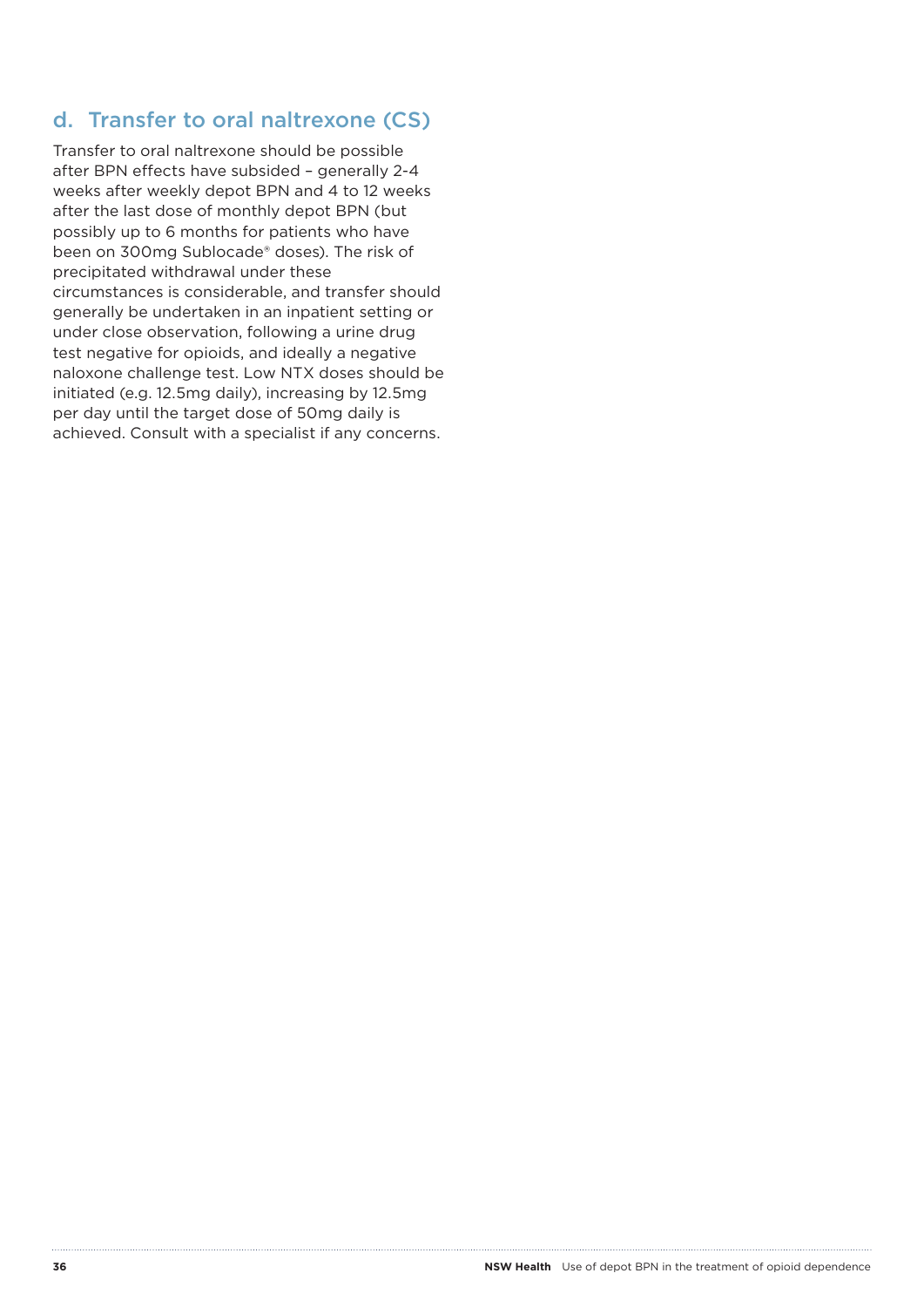## d. Transfer to oral naltrexone (CS)

Transfer to oral naltrexone should be possible after BPN effects have subsided – generally 2-4 weeks after weekly depot BPN and 4 to 12 weeks after the last dose of monthly depot BPN (but possibly up to 6 months for patients who have been on 300mg Sublocade® doses). The risk of precipitated withdrawal under these circumstances is considerable, and transfer should generally be undertaken in an inpatient setting or under close observation, following a urine drug test negative for opioids, and ideally a negative naloxone challenge test. Low NTX doses should be initiated (e.g. 12.5mg daily), increasing by 12.5mg per day until the target dose of 50mg daily is achieved. Consult with a specialist if any concerns.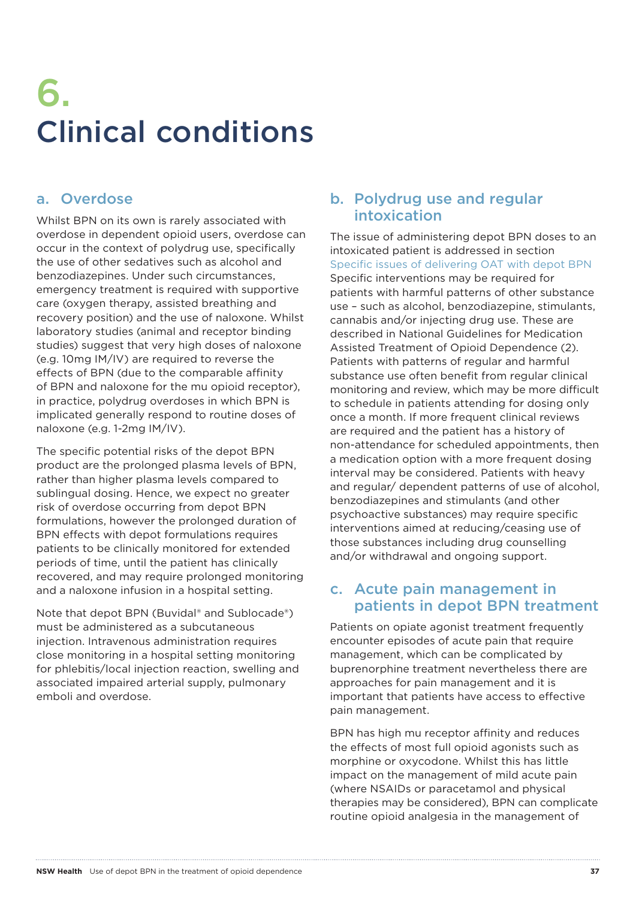# 6. Clinical conditions

## a. Overdose

Whilst BPN on its own is rarely associated with overdose in dependent opioid users, overdose can occur in the context of polydrug use, specifically the use of other sedatives such as alcohol and benzodiazepines. Under such circumstances, emergency treatment is required with supportive care (oxygen therapy, assisted breathing and recovery position) and the use of naloxone. Whilst laboratory studies (animal and receptor binding studies) suggest that very high doses of naloxone (e.g. 10mg IM/IV) are required to reverse the effects of BPN (due to the comparable affinity of BPN and naloxone for the mu opioid receptor), in practice, polydrug overdoses in which BPN is implicated generally respond to routine doses of naloxone (e.g. 1-2mg IM/IV).

The specific potential risks of the depot BPN product are the prolonged plasma levels of BPN, rather than higher plasma levels compared to sublingual dosing. Hence, we expect no greater risk of overdose occurring from depot BPN formulations, however the prolonged duration of BPN effects with depot formulations requires patients to be clinically monitored for extended periods of time, until the patient has clinically recovered, and may require prolonged monitoring and a naloxone infusion in a hospital setting.

Note that depot BPN (Buvidal® and Sublocade®) must be administered as a subcutaneous injection. Intravenous administration requires close monitoring in a hospital setting monitoring for phlebitis/local injection reaction, swelling and associated impaired arterial supply, pulmonary emboli and overdose.

## b. Polydrug use and regular intoxication

The issue of administering depot BPN doses to an intoxicated patient is addressed in section Specific issues of delivering OAT with depot BPN Specific interventions may be required for patients with harmful patterns of other substance use – such as alcohol, benzodiazepine, stimulants, cannabis and/or injecting drug use. These are described in National Guidelines for Medication Assisted Treatment of Opioid Dependence (2). Patients with patterns of regular and harmful substance use often benefit from regular clinical monitoring and review, which may be more difficult to schedule in patients attending for dosing only once a month. If more frequent clinical reviews are required and the patient has a history of non-attendance for scheduled appointments, then a medication option with a more frequent dosing interval may be considered. Patients with heavy and regular/ dependent patterns of use of alcohol, benzodiazepines and stimulants (and other psychoactive substances) may require specific interventions aimed at reducing/ceasing use of those substances including drug counselling and/or withdrawal and ongoing support.

## c. Acute pain management in patients in depot BPN treatment

Patients on opiate agonist treatment frequently encounter episodes of acute pain that require management, which can be complicated by buprenorphine treatment nevertheless there are approaches for pain management and it is important that patients have access to effective pain management.

BPN has high mu receptor affinity and reduces the effects of most full opioid agonists such as morphine or oxycodone. Whilst this has little impact on the management of mild acute pain (where NSAIDs or paracetamol and physical therapies may be considered), BPN can complicate routine opioid analgesia in the management of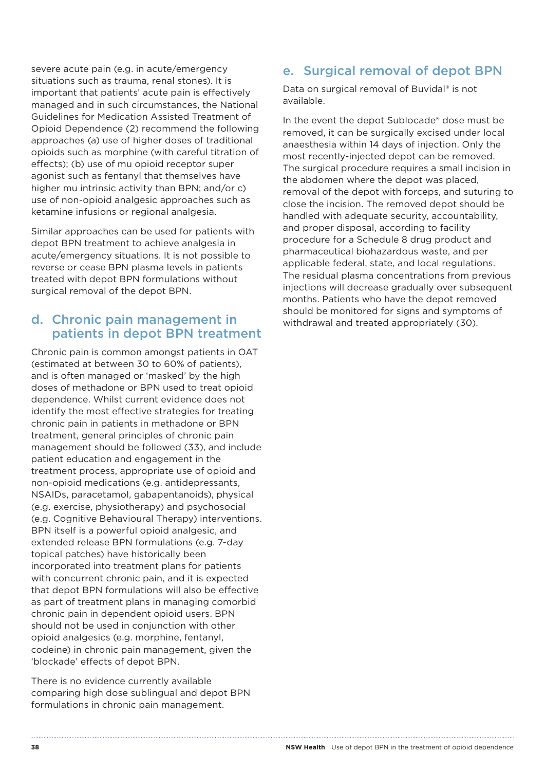severe acute pain (e.g. in acute/emergency situations such as trauma, renal stones). It is important that patients' acute pain is effectively managed and in such circumstances, the National Guidelines for Medication Assisted Treatment of Opioid Dependence (2) recommend the following approaches (a) use of higher doses of traditional opioids such as morphine (with careful titration of effects); (b) use of mu opioid receptor super agonist such as fentanyl that themselves have higher mu intrinsic activity than BPN; and/or c) use of non-opioid analgesic approaches such as ketamine infusions or regional analgesia.

Similar approaches can be used for patients with depot BPN treatment to achieve analgesia in acute/emergency situations. It is not possible to reverse or cease BPN plasma levels in patients treated with depot BPN formulations without surgical removal of the depot BPN.

## d. Chronic pain management in patients in depot BPN treatment

Chronic pain is common amongst patients in OAT (estimated at between 30 to 60% of patients), and is often managed or 'masked' by the high doses of methadone or BPN used to treat opioid dependence. Whilst current evidence does not identify the most effective strategies for treating chronic pain in patients in methadone or BPN treatment, general principles of chronic pain management should be followed (33), and include patient education and engagement in the treatment process, appropriate use of opioid and non-opioid medications (e.g. antidepressants, NSAIDs, paracetamol, gabapentanoids), physical (e.g. exercise, physiotherapy) and psychosocial (e.g. Cognitive Behavioural Therapy) interventions. BPN itself is a powerful opioid analgesic, and extended release BPN formulations (e.g. 7-day topical patches) have historically been incorporated into treatment plans for patients with concurrent chronic pain, and it is expected that depot BPN formulations will also be effective as part of treatment plans in managing comorbid chronic pain in dependent opioid users. BPN should not be used in conjunction with other opioid analgesics (e.g. morphine, fentanyl, codeine) in chronic pain management, given the 'blockade' effects of depot BPN.

There is no evidence currently available comparing high dose sublingual and depot BPN formulations in chronic pain management.

## e. Surgical removal of depot BPN

Data on surgical removal of Buvidal® is not available.

In the event the depot Sublocade® dose must be removed, it can be surgically excised under local anaesthesia within 14 days of injection. Only the most recently-injected depot can be removed. The surgical procedure requires a small incision in the abdomen where the depot was placed, removal of the depot with forceps, and suturing to close the incision. The removed depot should be handled with adequate security, accountability, and proper disposal, according to facility procedure for a Schedule 8 drug product and pharmaceutical biohazardous waste, and per applicable federal, state, and local regulations. The residual plasma concentrations from previous injections will decrease gradually over subsequent months. Patients who have the depot removed should be monitored for signs and symptoms of withdrawal and treated appropriately (30).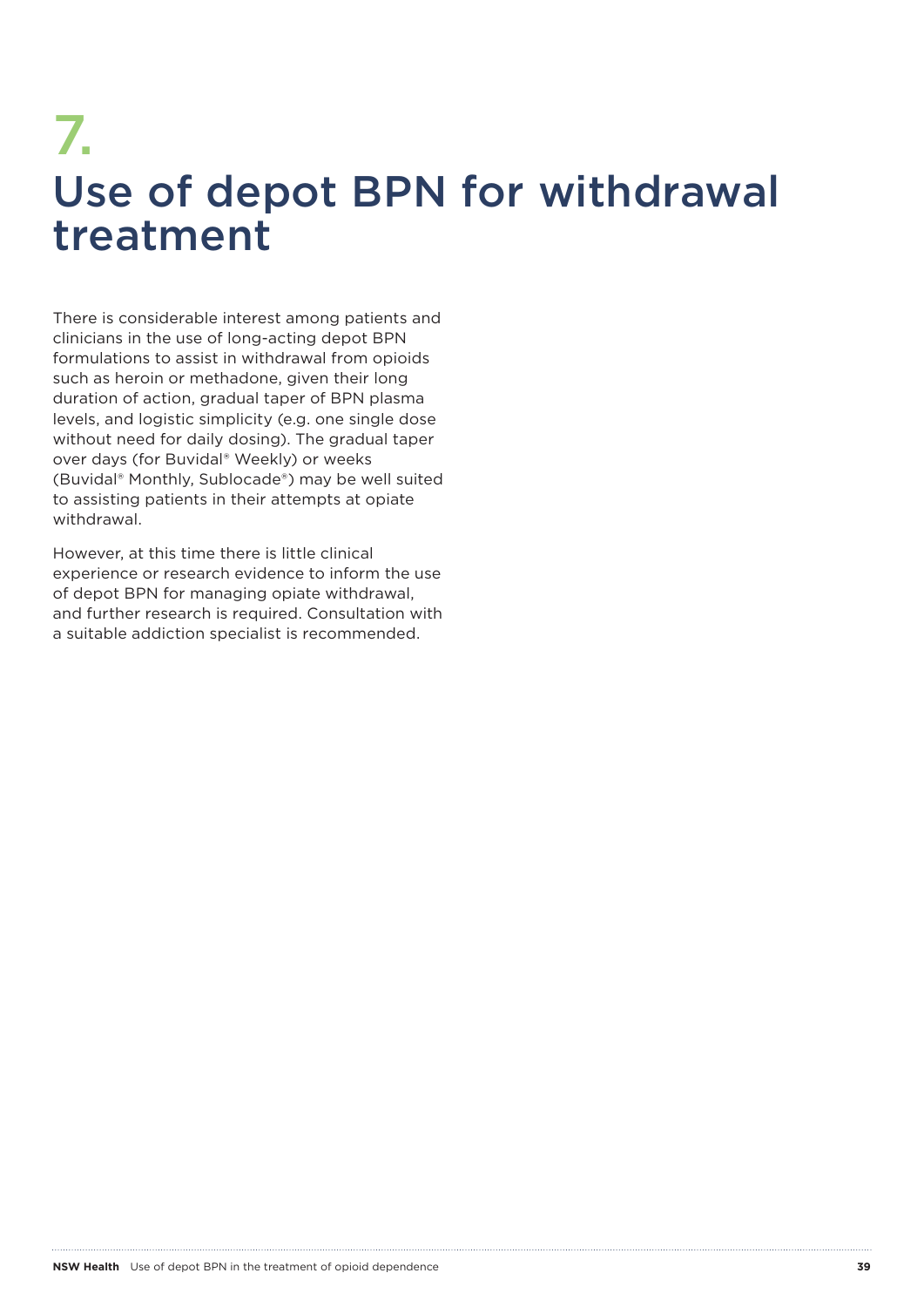# 7. Use of depot BPN for withdrawal treatment

There is considerable interest among patients and clinicians in the use of long-acting depot BPN formulations to assist in withdrawal from opioids such as heroin or methadone, given their long duration of action, gradual taper of BPN plasma levels, and logistic simplicity (e.g. one single dose without need for daily dosing). The gradual taper over days (for Buvidal® Weekly) or weeks (Buvidal® Monthly, Sublocade®) may be well suited to assisting patients in their attempts at opiate withdrawal.

However, at this time there is little clinical experience or research evidence to inform the use of depot BPN for managing opiate withdrawal, and further research is required. Consultation with a suitable addiction specialist is recommended.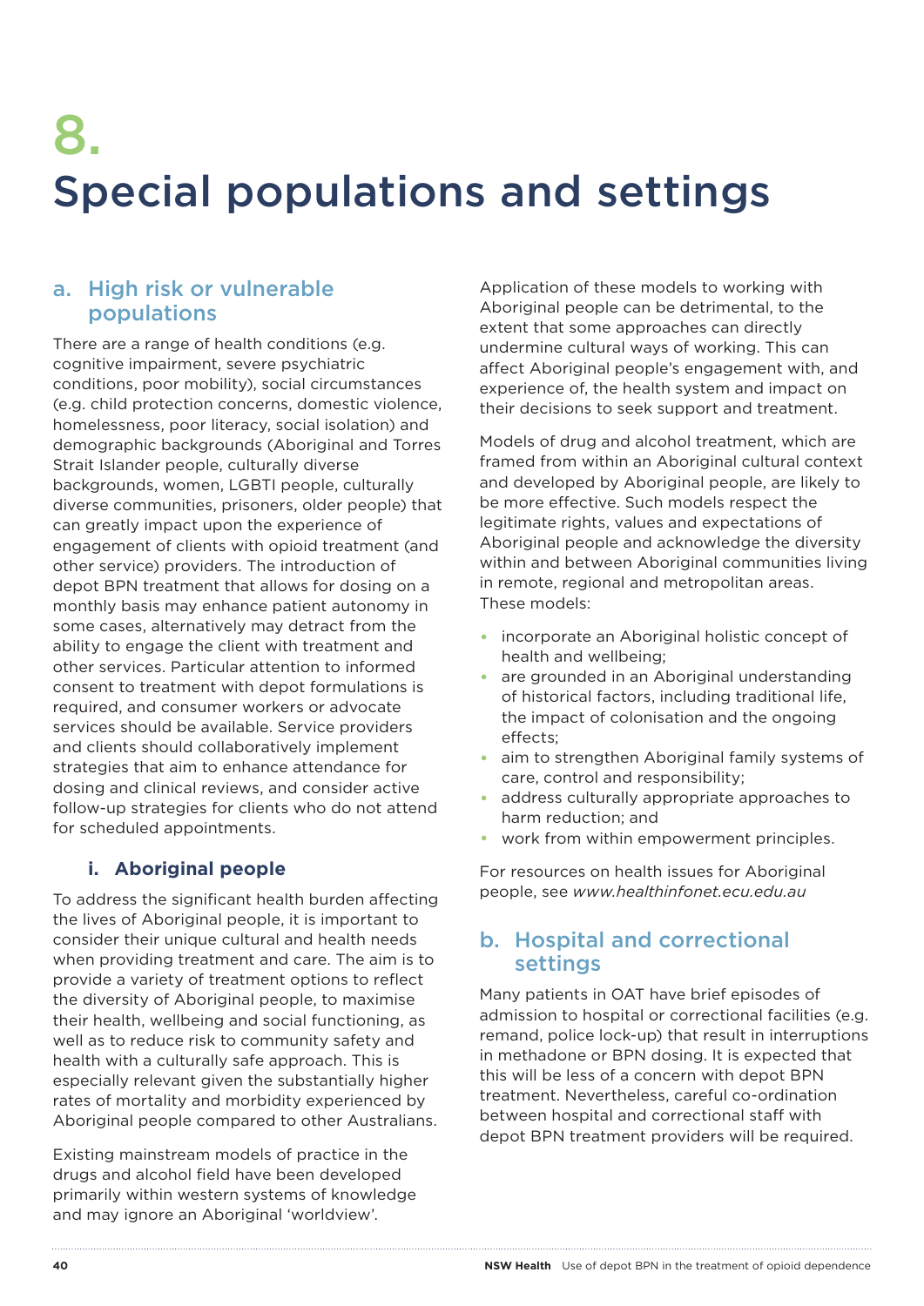# 8. Special populations and settings

## a. High risk or vulnerable populations

There are a range of health conditions (e.g. cognitive impairment, severe psychiatric conditions, poor mobility), social circumstances (e.g. child protection concerns, domestic violence, homelessness, poor literacy, social isolation) and demographic backgrounds (Aboriginal and Torres Strait Islander people, culturally diverse backgrounds, women, LGBTI people, culturally diverse communities, prisoners, older people) that can greatly impact upon the experience of engagement of clients with opioid treatment (and other service) providers. The introduction of depot BPN treatment that allows for dosing on a monthly basis may enhance patient autonomy in some cases, alternatively may detract from the ability to engage the client with treatment and other services. Particular attention to informed consent to treatment with depot formulations is required, and consumer workers or advocate services should be available. Service providers and clients should collaboratively implement strategies that aim to enhance attendance for dosing and clinical reviews, and consider active follow-up strategies for clients who do not attend for scheduled appointments.

### i. Aboriginal people

To address the significant health burden affecting the lives of Aboriginal people, it is important to consider their unique cultural and health needs when providing treatment and care. The aim is to provide a variety of treatment options to reflect the diversity of Aboriginal people, to maximise their health, wellbeing and social functioning, as well as to reduce risk to community safety and health with a culturally safe approach. This is especially relevant given the substantially higher rates of mortality and morbidity experienced by Aboriginal people compared to other Australians.

Existing mainstream models of practice in the drugs and alcohol field have been developed primarily within western systems of knowledge and may ignore an Aboriginal 'worldview'. Application of these models to working with Aboriginal people can be detrimental, to the extent that some approaches can directly undermine cultural ways of working. This can affect Aboriginal people's engagement with, and experience of, the health system and impact on their decisions to seek support and treatment.

Models of drug and alcohol treatment, which are framed from within an Aboriginal cultural context and developed by Aboriginal people, are likely to be more effective. Such models respect the legitimate rights, values and expectations of Aboriginal people and acknowledge the diversity within and between Aboriginal communities living in remote, regional and metropolitan areas. These models:

- incorporate an Aboriginal holistic concept of health and wellbeing;
- are grounded in an Aboriginal understanding of historical factors, including traditional life, the impact of colonisation and the ongoing effects;
- aim to strengthen Aboriginal family systems of care, control and responsibility;
- address culturally appropriate approaches to harm reduction; and
- work from within empowerment principles.

For resources on health issues for Aboriginal people, see *www.healthinfonet.ecu.edu.au*

## b. Hospital and correctional settings

Many patients in OAT have brief episodes of admission to hospital or correctional facilities (e.g. remand, police lock-up) that result in interruptions in methadone or BPN dosing. It is expected that this will be less of a concern with depot BPN treatment. Nevertheless, careful co-ordination between hospital and correctional staff with depot BPN treatment providers will be required.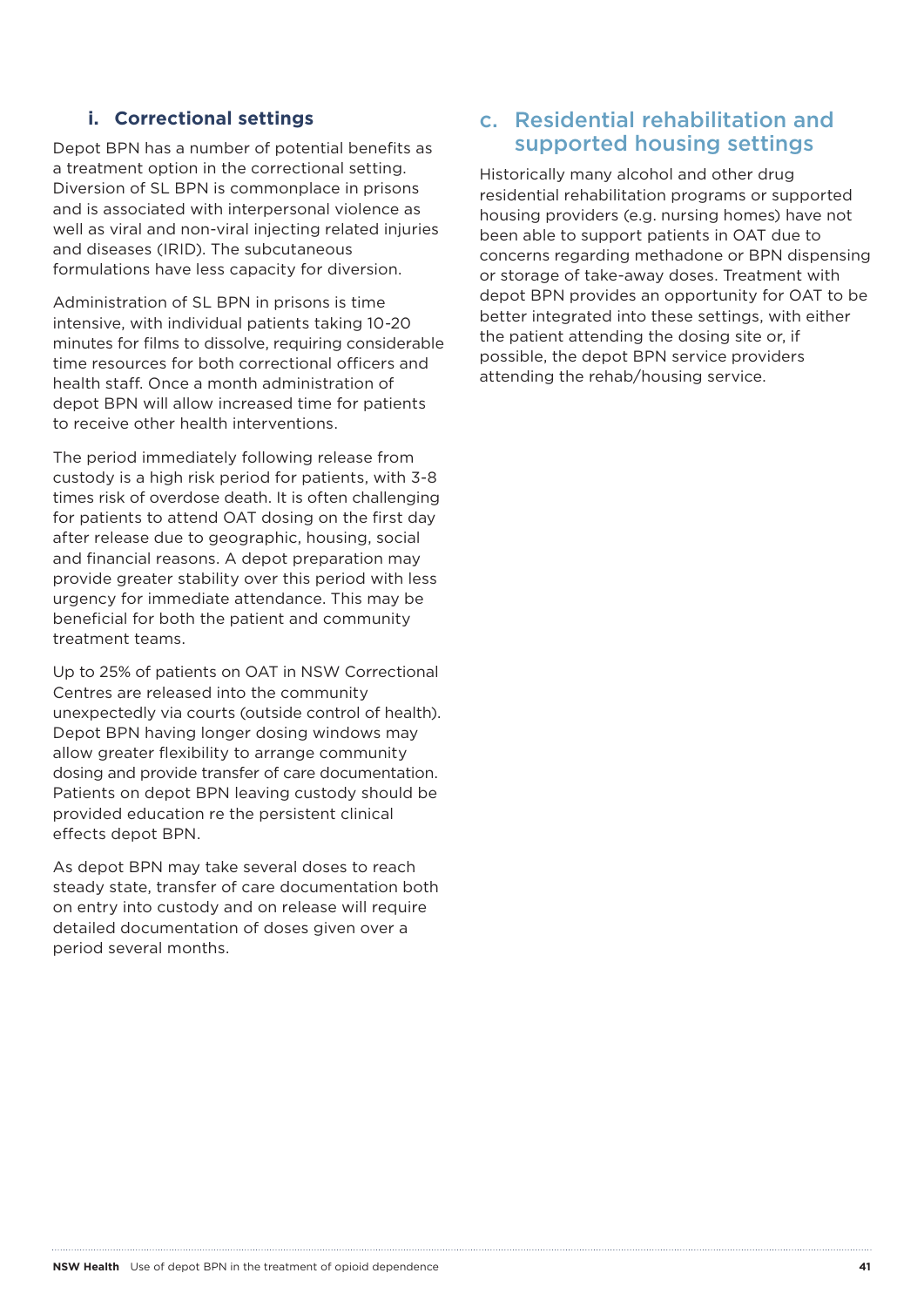### i. Correctional settings

Depot BPN has a number of potential benefits as a treatment option in the correctional setting. Diversion of SL BPN is commonplace in prisons and is associated with interpersonal violence as well as viral and non-viral injecting related injuries and diseases (IRID). The subcutaneous formulations have less capacity for diversion.

Administration of SL BPN in prisons is time intensive, with individual patients taking 10-20 minutes for films to dissolve, requiring considerable time resources for both correctional officers and health staff. Once a month administration of depot BPN will allow increased time for patients to receive other health interventions.

The period immediately following release from custody is a high risk period for patients, with 3-8 times risk of overdose death. It is often challenging for patients to attend OAT dosing on the first day after release due to geographic, housing, social and financial reasons. A depot preparation may provide greater stability over this period with less urgency for immediate attendance. This may be beneficial for both the patient and community treatment teams.

Up to 25% of patients on OAT in NSW Correctional Centres are released into the community unexpectedly via courts (outside control of health). Depot BPN having longer dosing windows may allow greater flexibility to arrange community dosing and provide transfer of care documentation. Patients on depot BPN leaving custody should be provided education re the persistent clinical effects depot BPN.

As depot BPN may take several doses to reach steady state, transfer of care documentation both on entry into custody and on release will require detailed documentation of doses given over a period several months.

## c. Residential rehabilitation and supported housing settings

Historically many alcohol and other drug residential rehabilitation programs or supported housing providers (e.g. nursing homes) have not been able to support patients in OAT due to concerns regarding methadone or BPN dispensing or storage of take-away doses. Treatment with depot BPN provides an opportunity for OAT to be better integrated into these settings, with either the patient attending the dosing site or, if possible, the depot BPN service providers attending the rehab/housing service.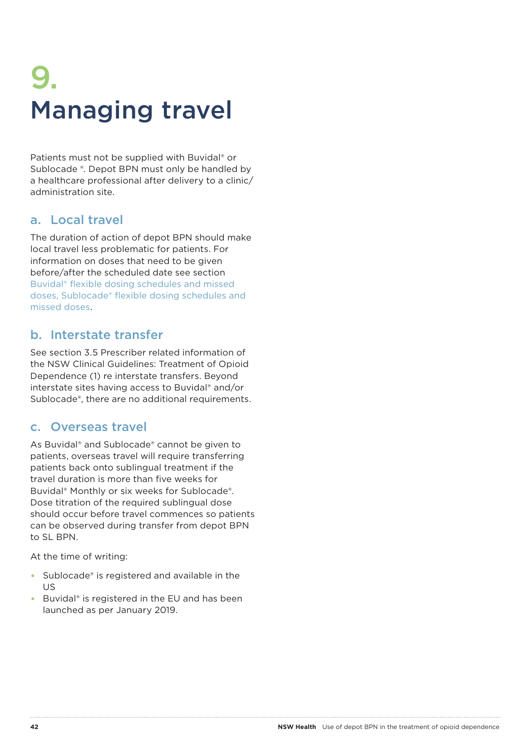# 9. Managing travel

Patients must not be supplied with Buvidal® or Sublocade ®. Depot BPN must only be handled by a healthcare professional after delivery to a clinic/ administration site.

## a. Local travel

The duration of action of depot BPN should make local travel less problematic for patients. For information on doses that need to be given before/after the scheduled date see section Buvidal® flexible dosing schedules and missed doses, Sublocade® flexible dosing schedules and missed doses.

## b. Interstate transfer

See section 3.5 Prescriber related information of the NSW Clinical Guidelines: Treatment of Opioid Dependence (1) re interstate transfers. Beyond interstate sites having access to Buvidal® and/or Sublocade®, there are no additional requirements.

## c. Overseas travel

As Buvidal® and Sublocade® cannot be given to patients, overseas travel will require transferring patients back onto sublingual treatment if the travel duration is more than five weeks for Buvidal® Monthly or six weeks for Sublocade®. Dose titration of the required sublingual dose should occur before travel commences so patients can be observed during transfer from depot BPN to SL BPN.

At the time of writing:

- Sublocade® is registered and available in the US
- Buvidal® is registered in the EU and has been launched as per January 2019.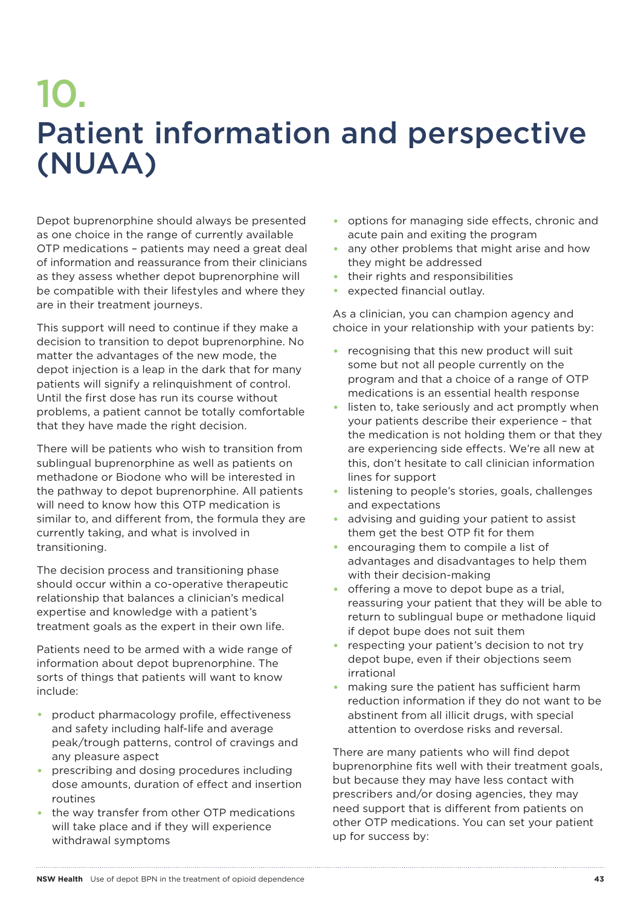# 10. Patient information and perspective (NUAA)

Depot buprenorphine should always be presented as one choice in the range of currently available OTP medications – patients may need a great deal of information and reassurance from their clinicians as they assess whether depot buprenorphine will be compatible with their lifestyles and where they are in their treatment journeys.

This support will need to continue if they make a decision to transition to depot buprenorphine. No matter the advantages of the new mode, the depot injection is a leap in the dark that for many patients will signify a relinquishment of control. Until the first dose has run its course without problems, a patient cannot be totally comfortable that they have made the right decision.

There will be patients who wish to transition from sublingual buprenorphine as well as patients on methadone or Biodone who will be interested in the pathway to depot buprenorphine. All patients will need to know how this OTP medication is similar to, and different from, the formula they are currently taking, and what is involved in transitioning.

The decision process and transitioning phase should occur within a co-operative therapeutic relationship that balances a clinician's medical expertise and knowledge with a patient's treatment goals as the expert in their own life.

Patients need to be armed with a wide range of information about depot buprenorphine. The sorts of things that patients will want to know include:

- product pharmacology profile, effectiveness and safety including half-life and average peak/trough patterns, control of cravings and any pleasure aspect
- prescribing and dosing procedures including dose amounts, duration of effect and insertion routines
- the way transfer from other OTP medications will take place and if they will experience withdrawal symptoms
- options for managing side effects, chronic and acute pain and exiting the program
- any other problems that might arise and how they might be addressed
- their rights and responsibilities
- expected financial outlay.

As a clinician, you can champion agency and choice in your relationship with your patients by:

- recognising that this new product will suit some but not all people currently on the program and that a choice of a range of OTP medications is an essential health response
- listen to, take seriously and act promptly when your patients describe their experience – that the medication is not holding them or that they are experiencing side effects. We're all new at this, don't hesitate to call clinician information lines for support
- listening to people's stories, goals, challenges and expectations
- advising and guiding your patient to assist them get the best OTP fit for them
- encouraging them to compile a list of advantages and disadvantages to help them with their decision-making
- offering a move to depot bupe as a trial, reassuring your patient that they will be able to return to sublingual bupe or methadone liquid if depot bupe does not suit them
- respecting your patient's decision to not try depot bupe, even if their objections seem irrational
- making sure the patient has sufficient harm reduction information if they do not want to be abstinent from all illicit drugs, with special attention to overdose risks and reversal.

There are many patients who will find depot buprenorphine fits well with their treatment goals, but because they may have less contact with prescribers and/or dosing agencies, they may need support that is different from patients on other OTP medications. You can set your patient up for success by: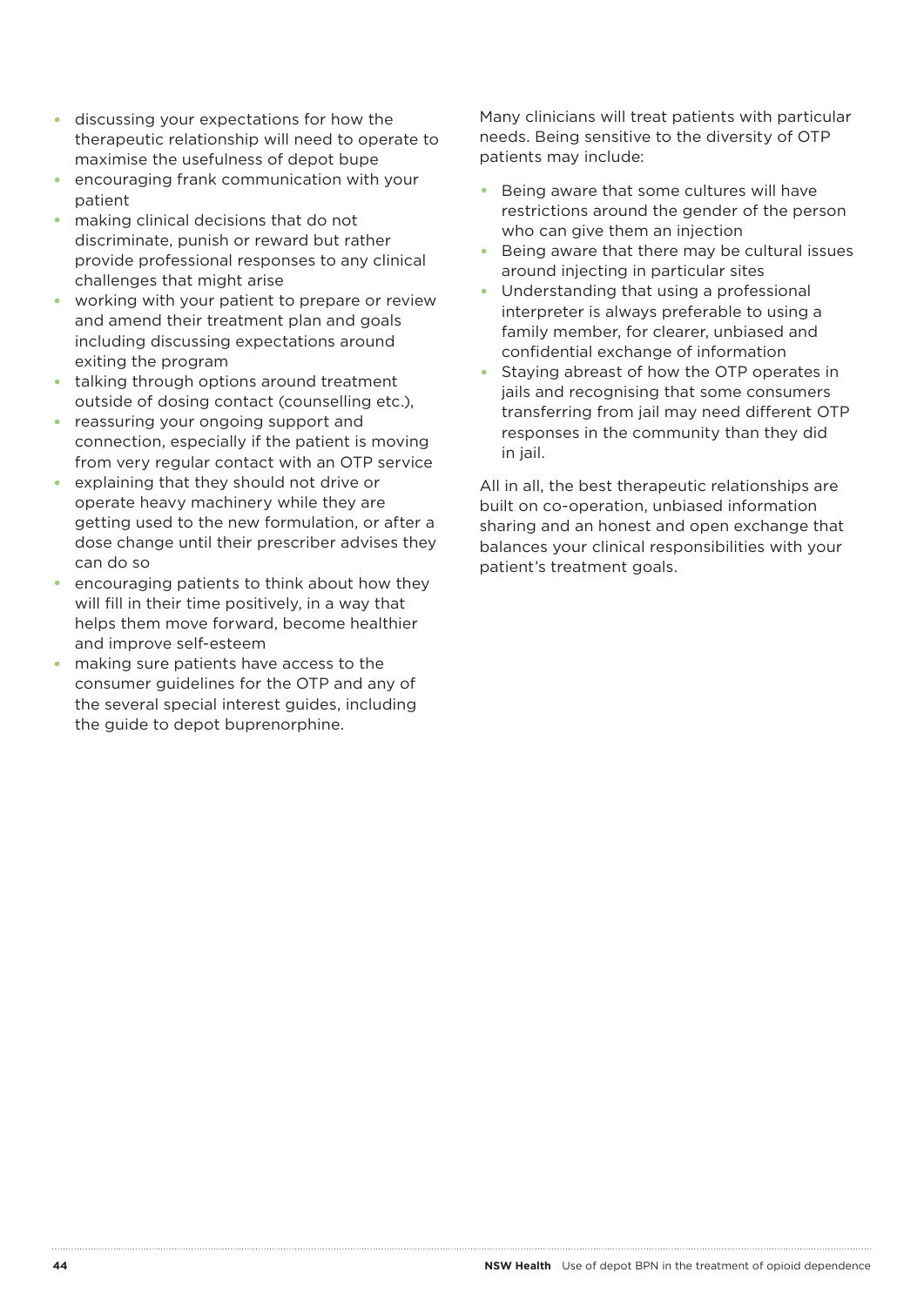- discussing your expectations for how the therapeutic relationship will need to operate to maximise the usefulness of depot bupe
- encouraging frank communication with your patient
- making clinical decisions that do not discriminate, punish or reward but rather provide professional responses to any clinical challenges that might arise
- working with your patient to prepare or review and amend their treatment plan and goals including discussing expectations around exiting the program
- talking through options around treatment outside of dosing contact (counselling etc.),
- reassuring your ongoing support and connection, especially if the patient is moving from very regular contact with an OTP service
- explaining that they should not drive or operate heavy machinery while they are getting used to the new formulation, or after a dose change until their prescriber advises they can do so
- encouraging patients to think about how they will fill in their time positively, in a way that helps them move forward, become healthier and improve self-esteem
- making sure patients have access to the consumer guidelines for the OTP and any of the several special interest guides, including the guide to depot buprenorphine.

Many clinicians will treat patients with particular needs. Being sensitive to the diversity of OTP patients may include:

- Being aware that some cultures will have restrictions around the gender of the person who can give them an injection
- Being aware that there may be cultural issues around injecting in particular sites
- Understanding that using a professional interpreter is always preferable to using a family member, for clearer, unbiased and confidential exchange of information
- Staying abreast of how the OTP operates in jails and recognising that some consumers transferring from jail may need different OTP responses in the community than they did in jail.

All in all, the best therapeutic relationships are built on co-operation, unbiased information sharing and an honest and open exchange that balances your clinical responsibilities with your patient's treatment goals.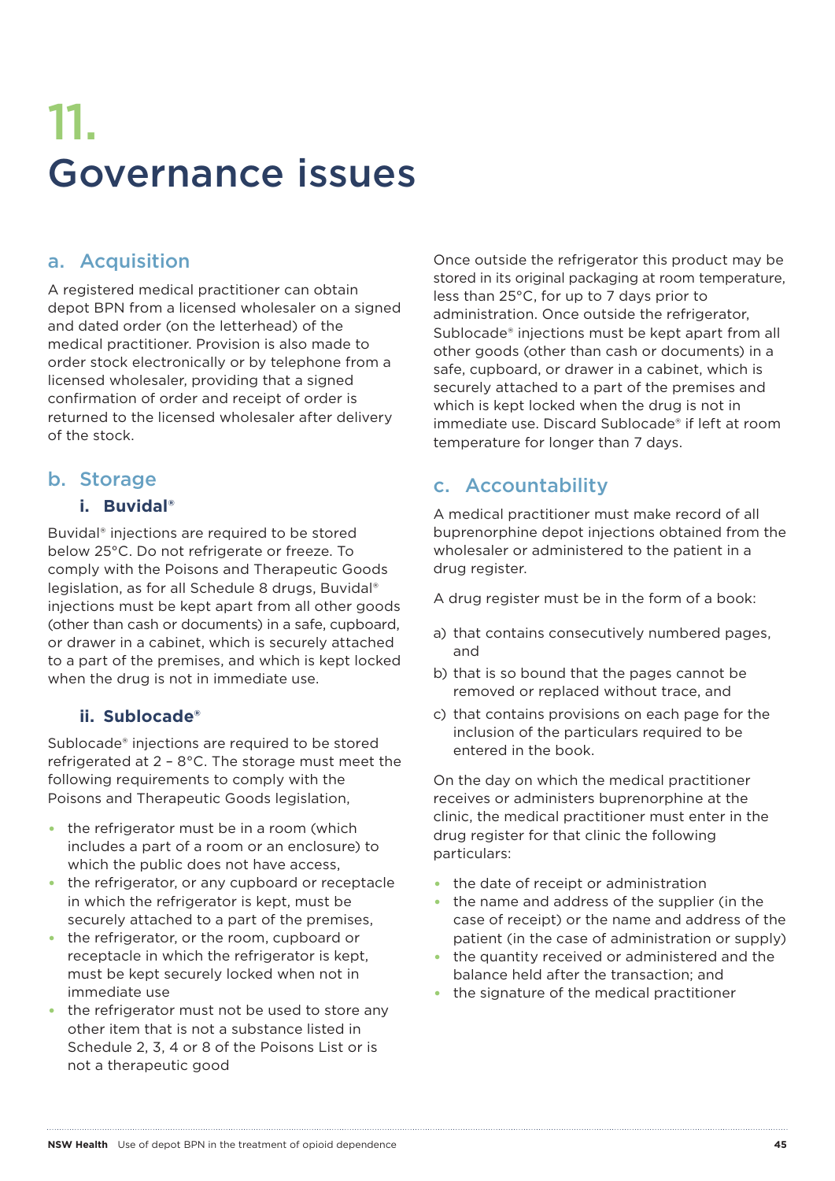# 11. Governance issues

## a. Acquisition

A registered medical practitioner can obtain depot BPN from a licensed wholesaler on a signed and dated order (on the letterhead) of the medical practitioner. Provision is also made to order stock electronically or by telephone from a licensed wholesaler, providing that a signed confirmation of order and receipt of order is returned to the licensed wholesaler after delivery of the stock.

## b. Storage

### i. Buvidal®

Buvidal® injections are required to be stored below 25°C. Do not refrigerate or freeze. To comply with the Poisons and Therapeutic Goods legislation, as for all Schedule 8 drugs, Buvidal® injections must be kept apart from all other goods (other than cash or documents) in a safe, cupboard, or drawer in a cabinet, which is securely attached to a part of the premises, and which is kept locked when the drug is not in immediate use.

### ii. Sublocade®

Sublocade® injections are required to be stored refrigerated at 2 – 8°C. The storage must meet the following requirements to comply with the Poisons and Therapeutic Goods legislation,

- the refrigerator must be in a room (which includes a part of a room or an enclosure) to which the public does not have access,
- the refrigerator, or any cupboard or receptacle in which the refrigerator is kept, must be securely attached to a part of the premises,
- the refrigerator, or the room, cupboard or receptacle in which the refrigerator is kept, must be kept securely locked when not in immediate use
- the refrigerator must not be used to store any other item that is not a substance listed in Schedule 2, 3, 4 or 8 of the Poisons List or is not a therapeutic good

Once outside the refrigerator this product may be stored in its original packaging at room temperature, less than 25°C, for up to 7 days prior to administration. Once outside the refrigerator, Sublocade® injections must be kept apart from all other goods (other than cash or documents) in a safe, cupboard, or drawer in a cabinet, which is securely attached to a part of the premises and which is kept locked when the drug is not in immediate use. Discard Sublocade® if left at room temperature for longer than 7 days.

## c. Accountability

A medical practitioner must make record of all buprenorphine depot injections obtained from the wholesaler or administered to the patient in a drug register.

A drug register must be in the form of a book:

a) that contains consecutively numbered pages, and
b) that is so bound that the pages cannot be removed or replaced without trace, and
c) that contains provisions on each page for the inclusion of the particulars required to be entered in the book.

On the day on which the medical practitioner receives or administers buprenorphine at the clinic, the medical practitioner must enter in the drug register for that clinic the following particulars:

- the date of receipt or administration
- the name and address of the supplier (in the case of receipt) or the name and address of the patient (in the case of administration or supply)
- the quantity received or administered and the balance held after the transaction; and
- the signature of the medical practitioner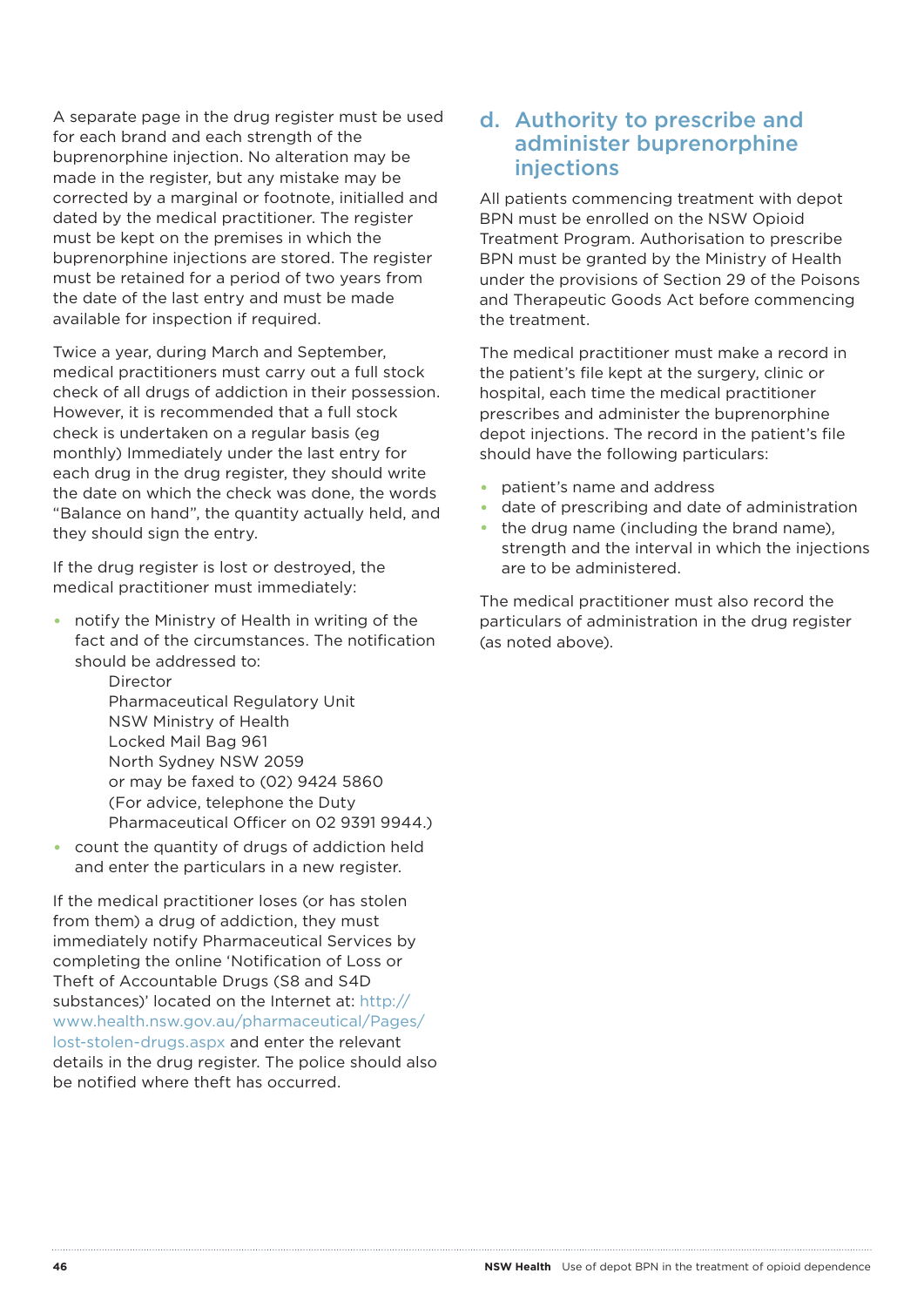A separate page in the drug register must be used for each brand and each strength of the buprenorphine injection. No alteration may be made in the register, but any mistake may be corrected by a marginal or footnote, initialled and dated by the medical practitioner. The register must be kept on the premises in which the buprenorphine injections are stored. The register must be retained for a period of two years from the date of the last entry and must be made available for inspection if required.

Twice a year, during March and September, medical practitioners must carry out a full stock check of all drugs of addiction in their possession. However, it is recommended that a full stock check is undertaken on a regular basis (eg monthly) Immediately under the last entry for each drug in the drug register, they should write the date on which the check was done, the words "Balance on hand", the quantity actually held, and they should sign the entry.

If the drug register is lost or destroyed, the medical practitioner must immediately:

- notify the Ministry of Health in writing of the fact and of the circumstances. The notification should be addressed to:
  Director
  Pharmaceutical Regulatory Unit
  NSW Ministry of Health
  Locked Mail Bag 961
  North Sydney NSW 2059
  or may be faxed to (02) 9424 5860
  (For advice, telephone the Duty Pharmaceutical Officer on 02 9391 9944.)
- count the quantity of drugs of addiction held and enter the particulars in a new register.

If the medical practitioner loses (or has stolen from them) a drug of addiction, they must immediately notify Pharmaceutical Services by completing the online 'Notification of Loss or Theft of Accountable Drugs (S8 and S4D substances)' located on the Internet at: http://www.health.nsw.gov.au/pharmaceutical/Pages/lost-stolen-drugs.aspx and enter the relevant details in the drug register. The police should also be notified where theft has occurred.

## d. Authority to prescribe and administer buprenorphine injections

All patients commencing treatment with depot BPN must be enrolled on the NSW Opioid Treatment Program. Authorisation to prescribe BPN must be granted by the Ministry of Health under the provisions of Section 29 of the Poisons and Therapeutic Goods Act before commencing the treatment.

The medical practitioner must make a record in the patient's file kept at the surgery, clinic or hospital, each time the medical practitioner prescribes and administer the buprenorphine depot injections. The record in the patient's file should have the following particulars:

- patient's name and address
- date of prescribing and date of administration
- the drug name (including the brand name), strength and the interval in which the injections are to be administered.

The medical practitioner must also record the particulars of administration in the drug register (as noted above).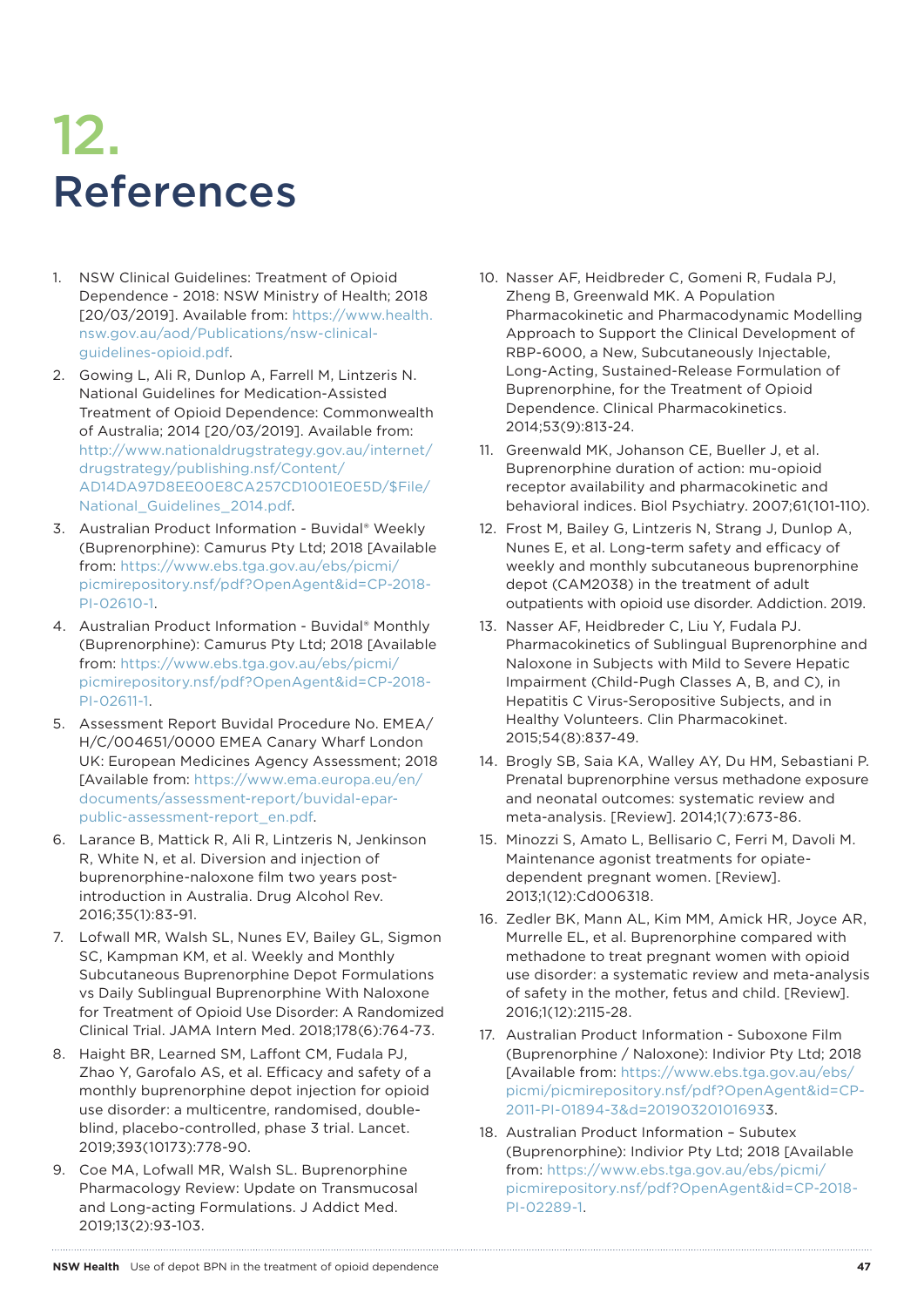# 12. References

1. NSW Clinical Guidelines: Treatment of Opioid Dependence - 2018: NSW Ministry of Health; 2018 [20/03/2019]. Available from: https://www.health.nsw.gov.au/aod/Publications/nsw-clinical-guidelines-opioid.pdf.
2. Gowing L, Ali R, Dunlop A, Farrell M, Lintzeris N. National Guidelines for Medication-Assisted Treatment of Opioid Dependence: Commonwealth of Australia; 2014 [20/03/2019]. Available from: http://www.nationaldrugstrategy.gov.au/internet/drugstrategy/publishing.nsf/Content/AD14DA97D8EE00E8CA257CD1001E0E5D/$File/National_Guidelines_2014.pdf.
3. Australian Product Information - Buvidal® Weekly (Buprenorphine): Camurus Pty Ltd; 2018 [Available from: https://www.ebs.tga.gov.au/ebs/picmi/picmirepository.nsf/pdf?OpenAgent&id=CP-2018-PI-02610-1.
4. Australian Product Information - Buvidal® Monthly (Buprenorphine): Camurus Pty Ltd; 2018 [Available from: https://www.ebs.tga.gov.au/ebs/picmi/picmirepository.nsf/pdf?OpenAgent&id=CP-2018-PI-02611-1.
5. Assessment Report Buvidal Procedure No. EMEA/H/C/004651/0000 EMEA Canary Wharf London UK: European Medicines Agency Assessment; 2018 [Available from: https://www.ema.europa.eu/en/documents/assessment-report/buvidal-epar-public-assessment-report_en.pdf.
6. Larance B, Mattick R, Ali R, Lintzeris N, Jenkinson R, White N, et al. Diversion and injection of buprenorphine-naloxone film two years post-introduction in Australia. Drug Alcohol Rev. 2016;35(1):83-91.
7. Lofwall MR, Walsh SL, Nunes EV, Bailey GL, Sigmon SC, Kampman KM, et al. Weekly and Monthly Subcutaneous Buprenorphine Depot Formulations vs Daily Sublingual Buprenorphine With Naloxone for Treatment of Opioid Use Disorder: A Randomized Clinical Trial. JAMA Intern Med. 2018;178(6):764-73.
8. Haight BR, Learned SM, Laffont CM, Fudala PJ, Zhao Y, Garofalo AS, et al. Efficacy and safety of a monthly buprenorphine depot injection for opioid use disorder: a multicentre, randomised, double-blind, placebo-controlled, phase 3 trial. Lancet. 2019;393(10173):778-90.
9. Coe MA, Lofwall MR, Walsh SL. Buprenorphine Pharmacology Review: Update on Transmucosal and Long-acting Formulations. J Addict Med. 2019;13(2):93-103.
10. Nasser AF, Heidbreder C, Gomeni R, Fudala PJ, Zheng B, Greenwald MK. A Population Pharmacokinetic and Pharmacodynamic Modelling Approach to Support the Clinical Development of RBP-6000, a New, Subcutaneously Injectable, Long-Acting, Sustained-Release Formulation of Buprenorphine, for the Treatment of Opioid Dependence. Clinical Pharmacokinetics. 2014;53(9):813-24.
11. Greenwald MK, Johanson CE, Bueller J, et al. Buprenorphine duration of action: mu-opioid receptor availability and pharmacokinetic and behavioral indices. Biol Psychiatry. 2007;61(101-110).
12. Frost M, Bailey G, Lintzeris N, Strang J, Dunlop A, Nunes E, et al. Long-term safety and efficacy of weekly and monthly subcutaneous buprenorphine depot (CAM2038) in the treatment of adult outpatients with opioid use disorder. Addiction. 2019.
13. Nasser AF, Heidbreder C, Liu Y, Fudala PJ. Pharmacokinetics of Sublingual Buprenorphine and Naloxone in Subjects with Mild to Severe Hepatic Impairment (Child-Pugh Classes A, B, and C), in Hepatitis C Virus-Seropositive Subjects, and in Healthy Volunteers. Clin Pharmacokinet. 2015;54(8):837-49.
14. Brogly SB, Saia KA, Walley AY, Du HM, Sebastiani P. Prenatal buprenorphine versus methadone exposure and neonatal outcomes: systematic review and meta-analysis. [Review]. 2014;1(7):673-86.
15. Minozzi S, Amato L, Bellisario C, Ferri M, Davoli M. Maintenance agonist treatments for opiate-dependent pregnant women. [Review]. 2013;1(12):Cd006318.
16. Zedler BK, Mann AL, Kim MM, Amick HR, Joyce AR, Murrelle EL, et al. Buprenorphine compared with methadone to treat pregnant women with opioid use disorder: a systematic review and meta-analysis of safety in the mother, fetus and child. [Review]. 2016;1(12):2115-28.
17. Australian Product Information - Suboxone Film (Buprenorphine / Naloxone): Indivior Pty Ltd; 2018 [Available from: https://www.ebs.tga.gov.au/ebs/picmi/picmirepository.nsf/pdf?OpenAgent&id=CP-2011-PI-01894-3&d=2019032010169333.
18. Australian Product Information – Subutex (Buprenorphine): Indivior Pty Ltd; 2018 [Available from: https://www.ebs.tga.gov.au/ebs/picmi/picmirepository.nsf/pdf?OpenAgent&id=CP-2018-PI-02289-1.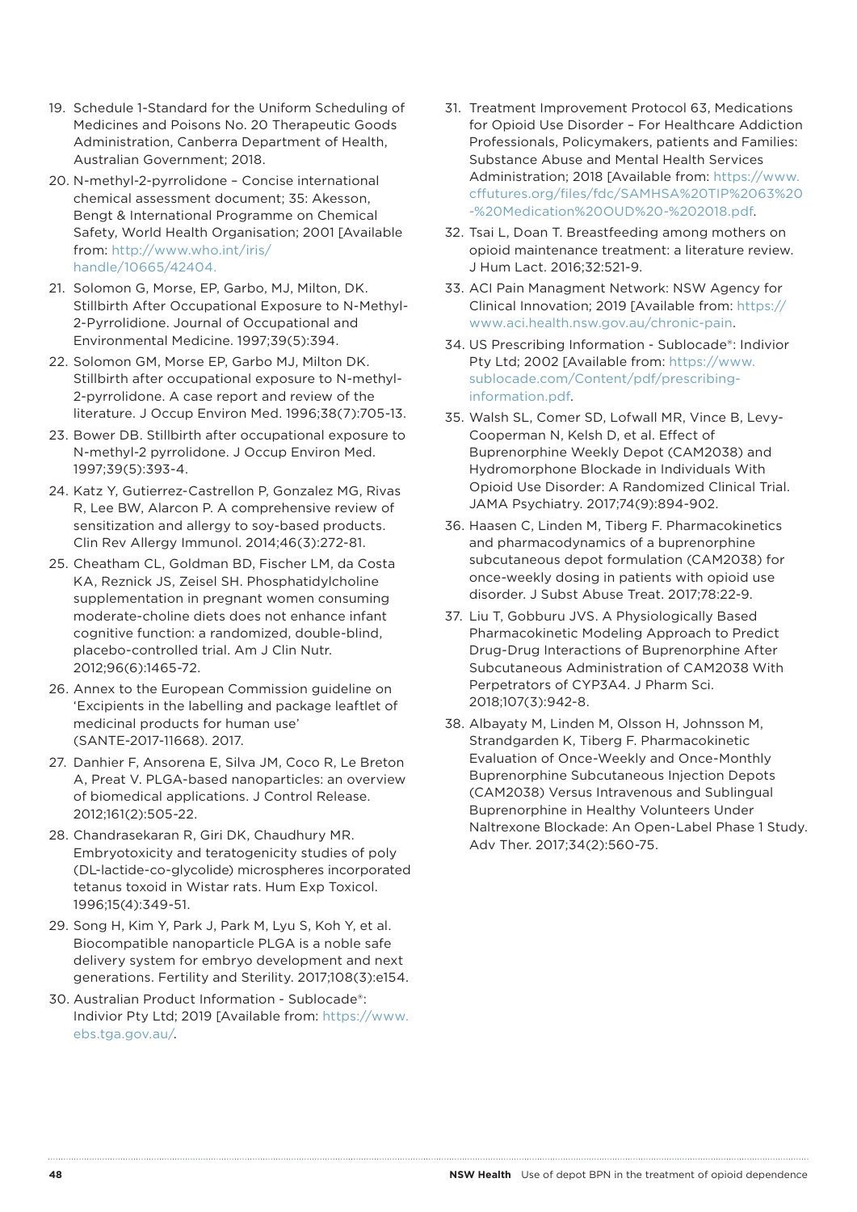19. Schedule 1-Standard for the Uniform Scheduling of Medicines and Poisons No. 20 Therapeutic Goods Administration, Canberra Department of Health, Australian Government; 2018.
20. N-methyl-2-pyrrolidone – Concise international chemical assessment document; 35: Akesson, Bengt & International Programme on Chemical Safety, World Health Organisation; 2001 [Available from: http://www.who.int/iris/handle/10665/42404.
21. Solomon G, Morse, EP, Garbo, MJ, Milton, DK. Stillbirth After Occupational Exposure to N-Methyl-2-Pyrrolidione. Journal of Occupational and Environmental Medicine. 1997;39(5):394.
22. Solomon GM, Morse EP, Garbo MJ, Milton DK. Stillbirth after occupational exposure to N-methyl-2-pyrrolidone. A case report and review of the literature. J Occup Environ Med. 1996;38(7):705-13.
23. Bower DB. Stillbirth after occupational exposure to N-methyl-2 pyrrolidone. J Occup Environ Med. 1997;39(5):393-4.
24. Katz Y, Gutierrez-Castrellon P, Gonzalez MG, Rivas R, Lee BW, Alarcon P. A comprehensive review of sensitization and allergy to soy-based products. Clin Rev Allergy Immunol. 2014;46(3):272-81.
25. Cheatham CL, Goldman BD, Fischer LM, da Costa KA, Reznick JS, Zeisel SH. Phosphatidylcholine supplementation in pregnant women consuming moderate-choline diets does not enhance infant cognitive function: a randomized, double-blind, placebo-controlled trial. Am J Clin Nutr. 2012;96(6):1465-72.
26. Annex to the European Commission guideline on 'Excipients in the labelling and package leaftlet of medicinal products for human use' (SANTE-2017-11668). 2017.
27. Danhier F, Ansorena E, Silva JM, Coco R, Le Breton A, Preat V. PLGA-based nanoparticles: an overview of biomedical applications. J Control Release. 2012;161(2):505-22.
28. Chandrasekaran R, Giri DK, Chaudhury MR. Embryotoxicity and teratogenicity studies of poly (DL-lactide-co-glycolide) microspheres incorporated tetanus toxoid in Wistar rats. Hum Exp Toxicol. 1996;15(4):349-51.
29. Song H, Kim Y, Park J, Park M, Lyu S, Koh Y, et al. Biocompatible nanoparticle PLGA is a noble safe delivery system for embryo development and next generations. Fertility and Sterility. 2017;108(3):e154.
30. Australian Product Information - Sublocade®: Indivior Pty Ltd; 2019 [Available from: https://www.ebs.tga.gov.au/.
31. Treatment Improvement Protocol 63, Medications for Opioid Use Disorder – For Healthcare Addiction Professionals, Policymakers, patients and Families: Substance Abuse and Mental Health Services Administration; 2018 [Available from: https://www.cffutures.org/files/fdc/SAMHSA%20TIP%2063%20-%20Medication%20OUD%20-%202018.pdf.
32. Tsai L, Doan T. Breastfeeding among mothers on opioid maintenance treatment: a literature review. J Hum Lact. 2016;32:521-9.
33. ACI Pain Managment Network: NSW Agency for Clinical Innovation; 2019 [Available from: https://www.aci.health.nsw.gov.au/chronic-pain.
34. US Prescribing Information - Sublocade®: Indivior Pty Ltd; 2002 [Available from: https://www.sublocade.com/Content/pdf/prescribing-information.pdf.
35. Walsh SL, Comer SD, Lofwall MR, Vince B, Levy-Cooperman N, Kelsh D, et al. Effect of Buprenorphine Weekly Depot (CAM2038) and Hydromorphone Blockade in Individuals With Opioid Use Disorder: A Randomized Clinical Trial. JAMA Psychiatry. 2017;74(9):894-902.
36. Haasen C, Linden M, Tiberg F. Pharmacokinetics and pharmacodynamics of a buprenorphine subcutaneous depot formulation (CAM2038) for once-weekly dosing in patients with opioid use disorder. J Subst Abuse Treat. 2017;78:22-9.
37. Liu T, Gobburu JVS. A Physiologically Based Pharmacokinetic Modeling Approach to Predict Drug-Drug Interactions of Buprenorphine After Subcutaneous Administration of CAM2038 With Perpetrators of CYP3A4. J Pharm Sci. 2018;107(3):942-8.
38. Albayaty M, Linden M, Olsson H, Johnsson M, Strandgarden K, Tiberg F. Pharmacokinetic Evaluation of Once-Weekly and Once-Monthly Buprenorphine Subcutaneous Injection Depots (CAM2038) Versus Intravenous and Sublingual Buprenorphine in Healthy Volunteers Under Naltrexone Blockade: An Open-Label Phase 1 Study. Adv Ther. 2017;34(2):560-75.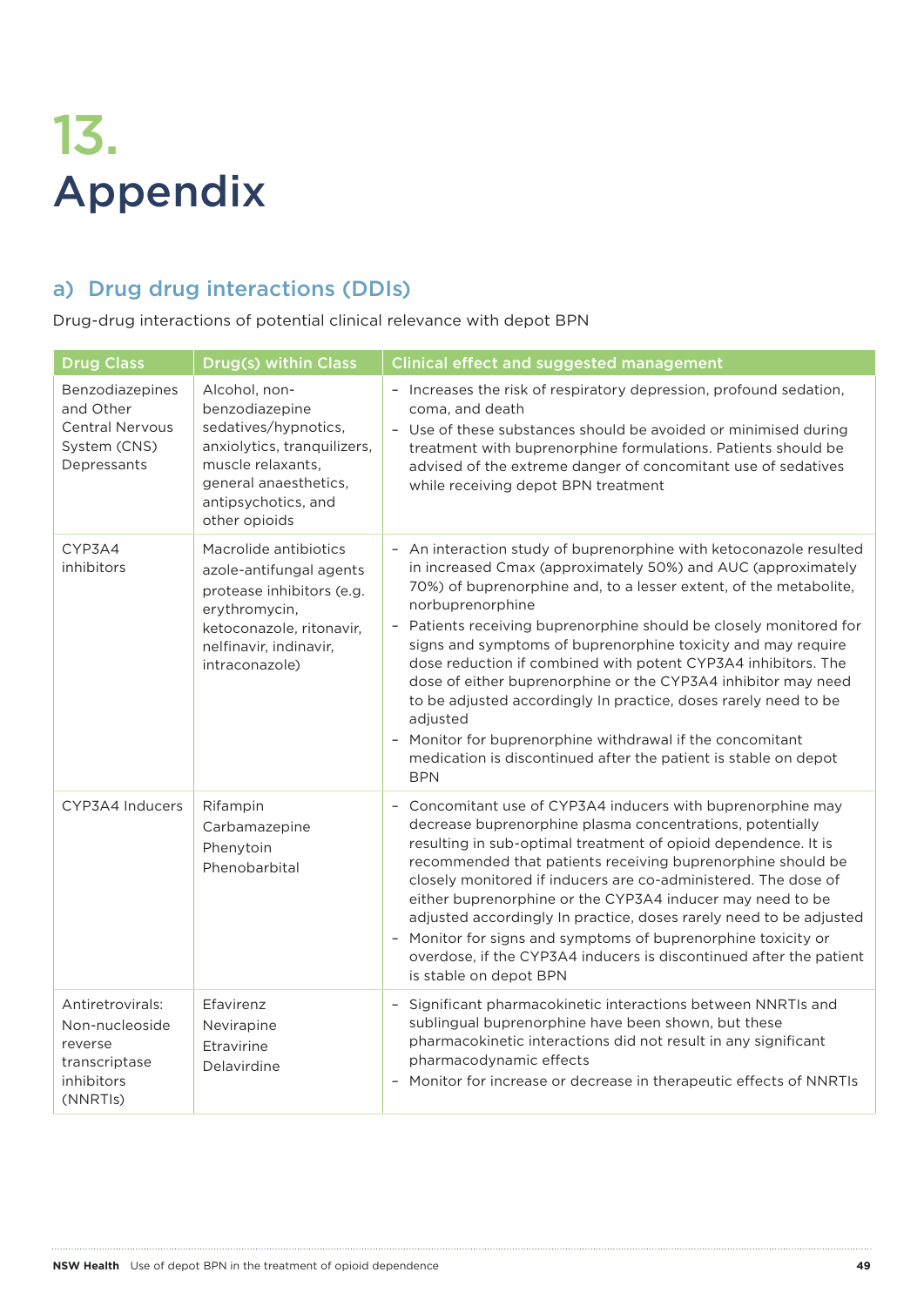# 13. Appendix

## a) Drug drug interactions (DDIs)

Drug-drug interactions of potential clinical relevance with depot BPN

| Drug Class | Drug(s) within Class | Clinical effect and suggested management |
|---|---|---|
| Benzodiazepines and Other Central Nervous System (CNS) Depressants | Alcohol, non-benzodiazepine sedatives/hypnotics, anxiolytics, tranquilizers, muscle relaxants, general anaesthetics, antipsychotics, and other opioids | - Increases the risk of respiratory depression, profound sedation, coma, and death<br>- Use of these substances should be avoided or minimised during treatment with buprenorphine formulations. Patients should be advised of the extreme danger of concomitant use of sedatives while receiving depot BPN treatment |
| CYP3A4 inhibitors | Macrolide antibiotics azole-antifungal agents protease inhibitors (e.g. erythromycin, ketoconazole, ritonavir, nelfinavir, indinavir, intraconazole) | - An interaction study of buprenorphine with ketoconazole resulted in increased Cmax (approximately 50%) and AUC (approximately 70%) of buprenorphine and, to a lesser extent, of the metabolite, norbuprenorphine<br>- Patients receiving buprenorphine should be closely monitored for signs and symptoms of buprenorphine toxicity and may require dose reduction if combined with potent CYP3A4 inhibitors. The dose of either buprenorphine or the CYP3A4 inhibitor may need to be adjusted accordingly In practice, doses rarely need to be adjusted<br>- Monitor for buprenorphine withdrawal if the concomitant medication is discontinued after the patient is stable on depot BPN |
| CYP3A4 Inducers | Rifampin<br>Carbamazepine<br>Phenytoin<br>Phenobarbital | - Concomitant use of CYP3A4 inducers with buprenorphine may decrease buprenorphine plasma concentrations, potentially resulting in sub-optimal treatment of opioid dependence. It is recommended that patients receiving buprenorphine should be closely monitored if inducers are co-administered. The dose of either buprenorphine or the CYP3A4 inducer may need to be adjusted accordingly In practice, doses rarely need to be adjusted<br>- Monitor for signs and symptoms of buprenorphine toxicity or overdose, if the CYP3A4 inducers is discontinued after the patient is stable on depot BPN |
| Antiretrovirals: Non-nucleoside reverse transcriptase inhibitors (NNRTIs) | Efavirenz<br>Nevirapine<br>Etravirine<br>Delavirdine | - Significant pharmacokinetic interactions between NNRTIs and sublingual buprenorphine have been shown, but these pharmacokinetic interactions did not result in any significant pharmacodynamic effects<br>- Monitor for increase or decrease in therapeutic effects of NNRTIs |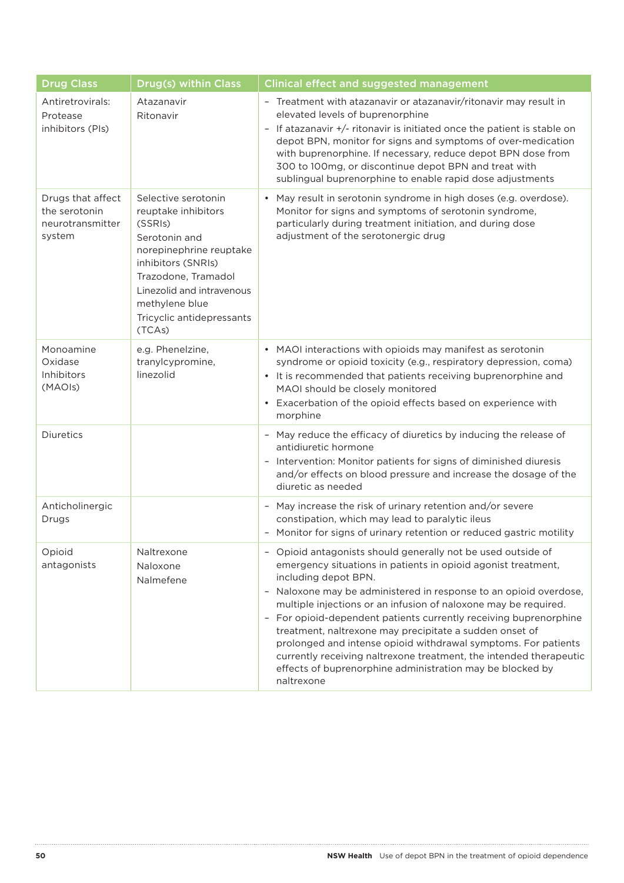| Drug Class | Drug(s) within Class | Clinical effect and suggested management |
|---|---|---|
| Antiretrovirals: Protease inhibitors (PIs) | Atazanavir<br>Ritonavir | - Treatment with atazanavir or atazanavir/ritonavir may result in elevated levels of buprenorphine<br>- If atazanavir +/- ritonavir is initiated once the patient is stable on depot BPN, monitor for signs and symptoms of over-medication with buprenorphine. If necessary, reduce depot BPN dose from 300 to 100mg, or discontinue depot BPN and treat with sublingual buprenorphine to enable rapid dose adjustments |
| Drugs that affect the serotonin neurotransmitter system | Selective serotonin reuptake inhibitors (SSRIs)<br>Serotonin and norepinephrine reuptake inhibitors (SNRIs)<br>Trazodone, Tramadol<br>Linezolid and intravenous methylene blue<br>Tricyclic antidepressants (TCAs) | • May result in serotonin syndrome in high doses (e.g. overdose). Monitor for signs and symptoms of serotonin syndrome, particularly during treatment initiation, and during dose adjustment of the serotonergic drug |
| Monoamine Oxidase Inhibitors (MAOIs) | e.g. Phenelzine, tranylcypromine, linezolid | • MAOI interactions with opioids may manifest as serotonin syndrome or opioid toxicity (e.g., respiratory depression, coma)<br>• It is recommended that patients receiving buprenorphine and MAOI should be closely monitored<br>• Exacerbation of the opioid effects based on experience with morphine |
| Diuretics | | - May reduce the efficacy of diuretics by inducing the release of antidiuretic hormone<br>- Intervention: Monitor patients for signs of diminished diuresis and/or effects on blood pressure and increase the dosage of the diuretic as needed |
| Anticholinergic Drugs | | - May increase the risk of urinary retention and/or severe constipation, which may lead to paralytic ileus<br>- Monitor for signs of urinary retention or reduced gastric motility |
| Opioid antagonists | Naltrexone<br>Naloxone<br>Nalmefene | - Opioid antagonists should generally not be used outside of emergency situations in patients in opioid agonist treatment, including depot BPN.<br>- Naloxone may be administered in response to an opioid overdose, multiple injections or an infusion of naloxone may be required.<br>- For opioid-dependent patients currently receiving buprenorphine treatment, naltrexone may precipitate a sudden onset of prolonged and intense opioid withdrawal symptoms. For patients currently receiving naltrexone treatment, the intended therapeutic effects of buprenorphine administration may be blocked by naltrexone |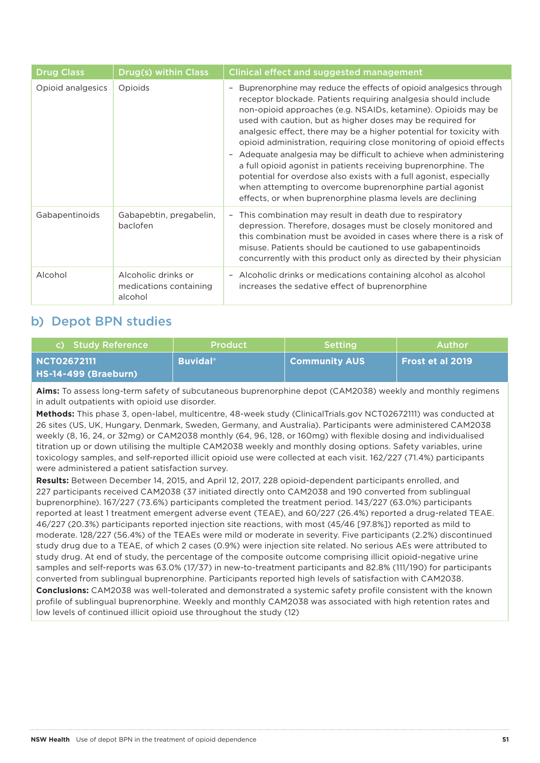| Drug Class | Drug(s) within Class | Clinical effect and suggested management |
|---|---|---|
| Opioid analgesics | Opioids | - Buprenorphine may reduce the effects of opioid analgesics through receptor blockade. Patients requiring analgesia should include non-opioid approaches (e.g. NSAIDs, ketamine). Opioids may be used with caution, but as higher doses may be required for analgesic effect, there may be a higher potential for toxicity with opioid administration, requiring close monitoring of opioid effects<br>- Adequate analgesia may be difficult to achieve when administering a full opioid agonist in patients receiving buprenorphine. The potential for overdose also exists with a full agonist, especially when attempting to overcome buprenorphine partial agonist effects, or when buprenorphine plasma levels are declining |
| Gabapentinoids | Gabapebtin, pregabelin, baclofen | - This combination may result in death due to respiratory depression. Therefore, dosages must be closely monitored and this combination must be avoided in cases where there is a risk of misuse. Patients should be cautioned to use gabapentinoids concurrently with this product only as directed by their physician |
| Alcohol | Alcoholic drinks or medications containing alcohol | - Alcoholic drinks or medications containing alcohol as alcohol increases the sedative effect of buprenorphine |

## b) Depot BPN studies

| c) Study Reference | Product | Setting | Author |
|---|---|---|---|
| **NCT02672111**<br>**HS-14-499 (Braeburn)** | **Buvidal®** | **Community AUS** | **Frost et al 2019** |

**Aims:** To assess long-term safety of subcutaneous buprenorphine depot (CAM2038) weekly and monthly regimens in adult outpatients with opioid use disorder.

**Methods:** This phase 3, open-label, multicentre, 48-week study (ClinicalTrials.gov NCT02672111) was conducted at 26 sites (US, UK, Hungary, Denmark, Sweden, Germany, and Australia). Participants were administered CAM2038 weekly (8, 16, 24, or 32mg) or CAM2038 monthly (64, 96, 128, or 160mg) with flexible dosing and individualised titration up or down utilising the multiple CAM2038 weekly and monthly dosing options. Safety variables, urine toxicology samples, and self-reported illicit opioid use were collected at each visit. 162/227 (71.4%) participants were administered a patient satisfaction survey.

**Results:** Between December 14, 2015, and April 12, 2017, 228 opioid-dependent participants enrolled, and 227 participants received CAM2038 (37 initiated directly onto CAM2038 and 190 converted from sublingual buprenorphine). 167/227 (73.6%) participants completed the treatment period. 143/227 (63.0%) participants reported at least 1 treatment emergent adverse event (TEAE), and 60/227 (26.4%) reported a drug-related TEAE. 46/227 (20.3%) participants reported injection site reactions, with most (45/46 [97.8%]) reported as mild to moderate. 128/227 (56.4%) of the TEAEs were mild or moderate in severity. Five participants (2.2%) discontinued study drug due to a TEAE, of which 2 cases (0.9%) were injection site related. No serious AEs were attributed to study drug. At end of study, the percentage of the composite outcome comprising illicit opioid-negative urine samples and self-reports was 63.0% (17/37) in new-to-treatment participants and 82.8% (111/190) for participants converted from sublingual buprenorphine. Participants reported high levels of satisfaction with CAM2038.

**Conclusions:** CAM2038 was well-tolerated and demonstrated a systemic safety profile consistent with the known profile of sublingual buprenorphine. Weekly and monthly CAM2038 was associated with high retention rates and low levels of continued illicit opioid use throughout the study (12)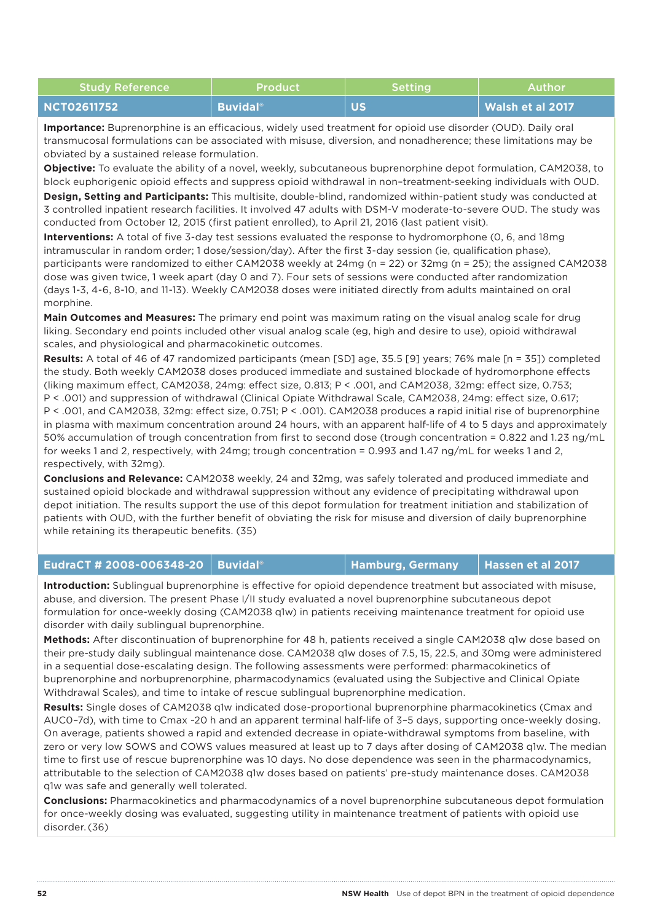| Study Reference | Product | Setting | Author |
|---|---|---|---|
| NCT02611752 | Buvidal® | US | Walsh et al 2017 |

**Importance:** Buprenorphine is an efficacious, widely used treatment for opioid use disorder (OUD). Daily oral transmucosal formulations can be associated with misuse, diversion, and nonadherence; these limitations may be obviated by a sustained release formulation.

**Objective:** To evaluate the ability of a novel, weekly, subcutaneous buprenorphine depot formulation, CAM2038, to block euphorigenic opioid effects and suppress opioid withdrawal in non–treatment-seeking individuals with OUD.

**Design, Setting and Participants:** This multisite, double-blind, randomized within-patient study was conducted at 3 controlled inpatient research facilities. It involved 47 adults with DSM-V moderate-to-severe OUD. The study was conducted from October 12, 2015 (first patient enrolled), to April 21, 2016 (last patient visit).

**Interventions:** A total of five 3-day test sessions evaluated the response to hydromorphone (0, 6, and 18mg intramuscular in random order; 1 dose/session/day). After the first 3-day session (ie, qualification phase), participants were randomized to either CAM2038 weekly at 24mg (n = 22) or 32mg (n = 25); the assigned CAM2038 dose was given twice, 1 week apart (day 0 and 7). Four sets of sessions were conducted after randomization (days 1-3, 4-6, 8-10, and 11-13). Weekly CAM2038 doses were initiated directly from adults maintained on oral morphine.

**Main Outcomes and Measures:** The primary end point was maximum rating on the visual analog scale for drug liking. Secondary end points included other visual analog scale (eg, high and desire to use), opioid withdrawal scales, and physiological and pharmacokinetic outcomes.

**Results:** A total of 46 of 47 randomized participants (mean [SD] age, 35.5 [9] years; 76% male [n = 35]) completed the study. Both weekly CAM2038 doses produced immediate and sustained blockade of hydromorphone effects (liking maximum effect, CAM2038, 24mg: effect size, 0.813; P < .001, and CAM2038, 32mg: effect size, 0.753; P < .001) and suppression of withdrawal (Clinical Opiate Withdrawal Scale, CAM2038, 24mg: effect size, 0.617; P < .001, and CAM2038, 32mg: effect size, 0.751; P < .001). CAM2038 produces a rapid initial rise of buprenorphine in plasma with maximum concentration around 24 hours, with an apparent half-life of 4 to 5 days and approximately 50% accumulation of trough concentration from first to second dose (trough concentration = 0.822 and 1.23 ng/mL for weeks 1 and 2, respectively, with 24mg; trough concentration = 0.993 and 1.47 ng/mL for weeks 1 and 2, respectively, with 32mg).

**Conclusions and Relevance:** CAM2038 weekly, 24 and 32mg, was safely tolerated and produced immediate and sustained opioid blockade and withdrawal suppression without any evidence of precipitating withdrawal upon depot initiation. The results support the use of this depot formulation for treatment initiation and stabilization of patients with OUD, with the further benefit of obviating the risk for misuse and diversion of daily buprenorphine while retaining its therapeutic benefits. (35)

| Study Reference | Product | Setting | Author |
|---|---|---|---|
| EudraCT # 2008-006348-20 | Buvidal® | Hamburg, Germany | Hassen et al 2017 |

**Introduction:** Sublingual buprenorphine is effective for opioid dependence treatment but associated with misuse, abuse, and diversion. The present Phase I/II study evaluated a novel buprenorphine subcutaneous depot formulation for once-weekly dosing (CAM2038 q1w) in patients receiving maintenance treatment for opioid use disorder with daily sublingual buprenorphine.

**Methods:** After discontinuation of buprenorphine for 48 h, patients received a single CAM2038 q1w dose based on their pre-study daily sublingual maintenance dose. CAM2038 q1w doses of 7.5, 15, 22.5, and 30mg were administered in a sequential dose-escalating design. The following assessments were performed: pharmacokinetics of buprenorphine and norbuprenorphine, pharmacodynamics (evaluated using the Subjective and Clinical Opiate Withdrawal Scales), and time to intake of rescue sublingual buprenorphine medication.

**Results:** Single doses of CAM2038 q1w indicated dose-proportional buprenorphine pharmacokinetics (Cmax and AUC0–7d), with time to Cmax ~20 h and an apparent terminal half-life of 3–5 days, supporting once-weekly dosing. On average, patients showed a rapid and extended decrease in opiate-withdrawal symptoms from baseline, with zero or very low SOWS and COWS values measured at least up to 7 days after dosing of CAM2038 q1w. The median time to first use of rescue buprenorphine was 10 days. No dose dependence was seen in the pharmacodynamics, attributable to the selection of CAM2038 q1w doses based on patients' pre-study maintenance doses. CAM2038 q1w was safe and generally well tolerated.

**Conclusions:** Pharmacokinetics and pharmacodynamics of a novel buprenorphine subcutaneous depot formulation for once-weekly dosing was evaluated, suggesting utility in maintenance treatment of patients with opioid use disorder. (36)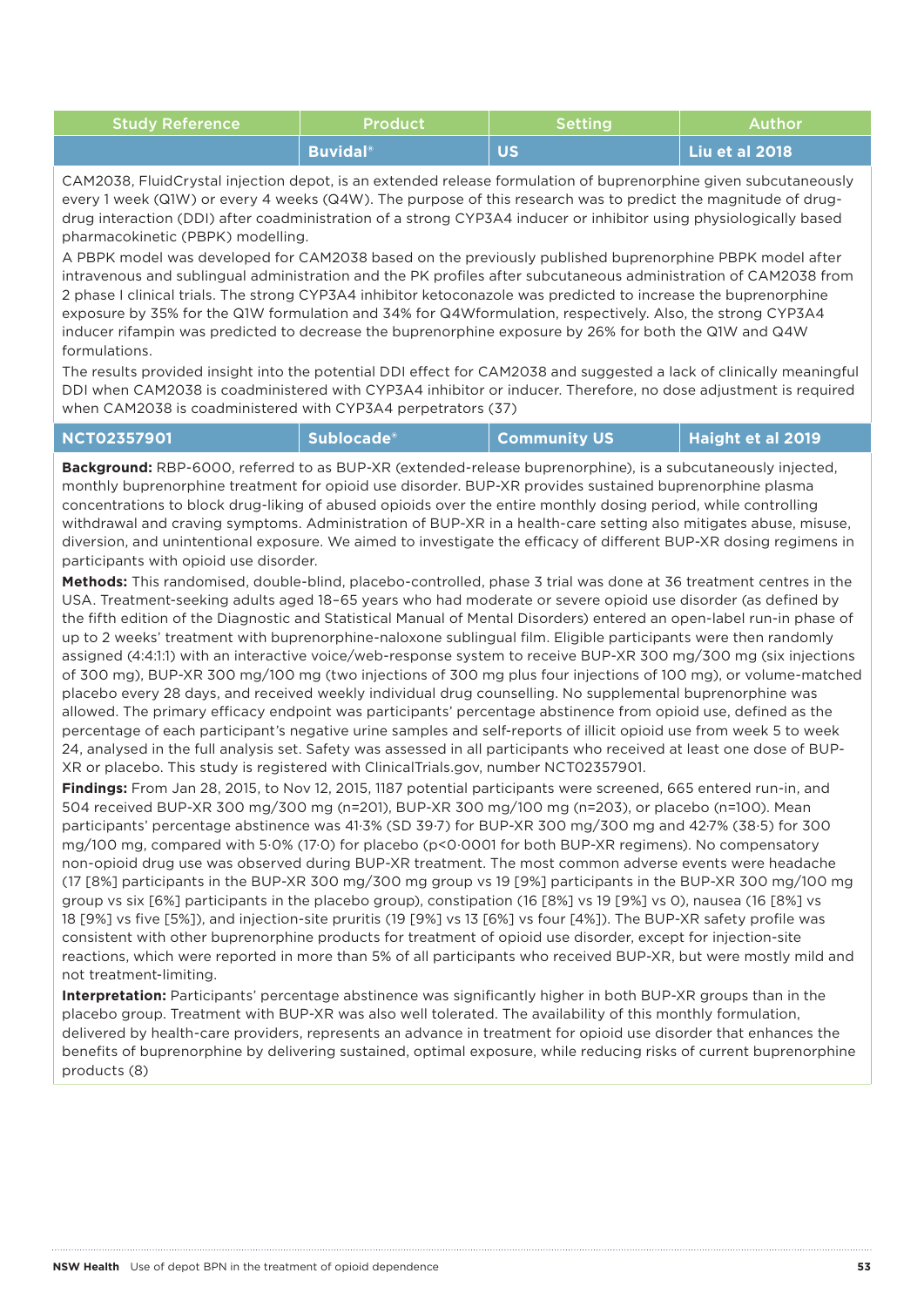| Study Reference | Product | Setting | Author |
|---|---|---|---|
| | **Buvidal®** | **US** | **Liu et al 2018** |

CAM2038, FluidCrystal injection depot, is an extended release formulation of buprenorphine given subcutaneously every 1 week (Q1W) or every 4 weeks (Q4W). The purpose of this research was to predict the magnitude of drug-drug interaction (DDI) after coadministration of a strong CYP3A4 inducer or inhibitor using physiologically based pharmacokinetic (PBPK) modelling.

A PBPK model was developed for CAM2038 based on the previously published buprenorphine PBPK model after intravenous and sublingual administration and the PK profiles after subcutaneous administration of CAM2038 from 2 phase I clinical trials. The strong CYP3A4 inhibitor ketoconazole was predicted to increase the buprenorphine exposure by 35% for the Q1W formulation and 34% for Q4Wformulation, respectively. Also, the strong CYP3A4 inducer rifampin was predicted to decrease the buprenorphine exposure by 26% for both the Q1W and Q4W formulations.

The results provided insight into the potential DDI effect for CAM2038 and suggested a lack of clinically meaningful DDI when CAM2038 is coadministered with CYP3A4 inhibitor or inducer. Therefore, no dose adjustment is required when CAM2038 is coadministered with CYP3A4 perpetrators (37)

| NCT02357901 | Sublocade® | Community US | Haight et al 2019 |
|---|---|---|---|

**Background:** RBP-6000, referred to as BUP-XR (extended-release buprenorphine), is a subcutaneously injected, monthly buprenorphine treatment for opioid use disorder. BUP-XR provides sustained buprenorphine plasma concentrations to block drug-liking of abused opioids over the entire monthly dosing period, while controlling withdrawal and craving symptoms. Administration of BUP-XR in a health-care setting also mitigates abuse, misuse, diversion, and unintentional exposure. We aimed to investigate the efficacy of different BUP-XR dosing regimens in participants with opioid use disorder.

**Methods:** This randomised, double-blind, placebo-controlled, phase 3 trial was done at 36 treatment centres in the USA. Treatment-seeking adults aged 18–65 years who had moderate or severe opioid use disorder (as defined by the fifth edition of the Diagnostic and Statistical Manual of Mental Disorders) entered an open-label run-in phase of up to 2 weeks' treatment with buprenorphine-naloxone sublingual film. Eligible participants were then randomly assigned (4:4:1:1) with an interactive voice/web-response system to receive BUP-XR 300 mg/300 mg (six injections of 300 mg), BUP-XR 300 mg/100 mg (two injections of 300 mg plus four injections of 100 mg), or volume-matched placebo every 28 days, and received weekly individual drug counselling. No supplemental buprenorphine was allowed. The primary efficacy endpoint was participants' percentage abstinence from opioid use, defined as the percentage of each participant's negative urine samples and self-reports of illicit opioid use from week 5 to week 24, analysed in the full analysis set. Safety was assessed in all participants who received at least one dose of BUP-XR or placebo. This study is registered with ClinicalTrials.gov, number NCT02357901.

**Findings:** From Jan 28, 2015, to Nov 12, 2015, 1187 potential participants were screened, 665 entered run-in, and 504 received BUP-XR 300 mg/300 mg (n=201), BUP-XR 300 mg/100 mg (n=203), or placebo (n=100). Mean participants' percentage abstinence was 41·3% (SD 39·7) for BUP-XR 300 mg/300 mg and 42·7% (38·5) for 300 mg/100 mg, compared with 5·0% (17·0) for placebo ($p<0·0001$ for both BUP-XR regimens). No compensatory non-opioid drug use was observed during BUP-XR treatment. The most common adverse events were headache (17 [8%] participants in the BUP-XR 300 mg/300 mg group vs 19 [9%] participants in the BUP-XR 300 mg/100 mg group vs six [6%] participants in the placebo group), constipation (16 [8%] vs 19 [9%] vs 0), nausea (16 [8%] vs 18 [9%] vs five [5%]), and injection-site pruritis (19 [9%] vs 13 [6%] vs four [4%]). The BUP-XR safety profile was consistent with other buprenorphine products for treatment of opioid use disorder, except for injection-site reactions, which were reported in more than 5% of all participants who received BUP-XR, but were mostly mild and not treatment-limiting.

**Interpretation:** Participants' percentage abstinence was significantly higher in both BUP-XR groups than in the placebo group. Treatment with BUP-XR was also well tolerated. The availability of this monthly formulation, delivered by health-care providers, represents an advance in treatment for opioid use disorder that enhances the benefits of buprenorphine by delivering sustained, optimal exposure, while reducing risks of current buprenorphine products (8)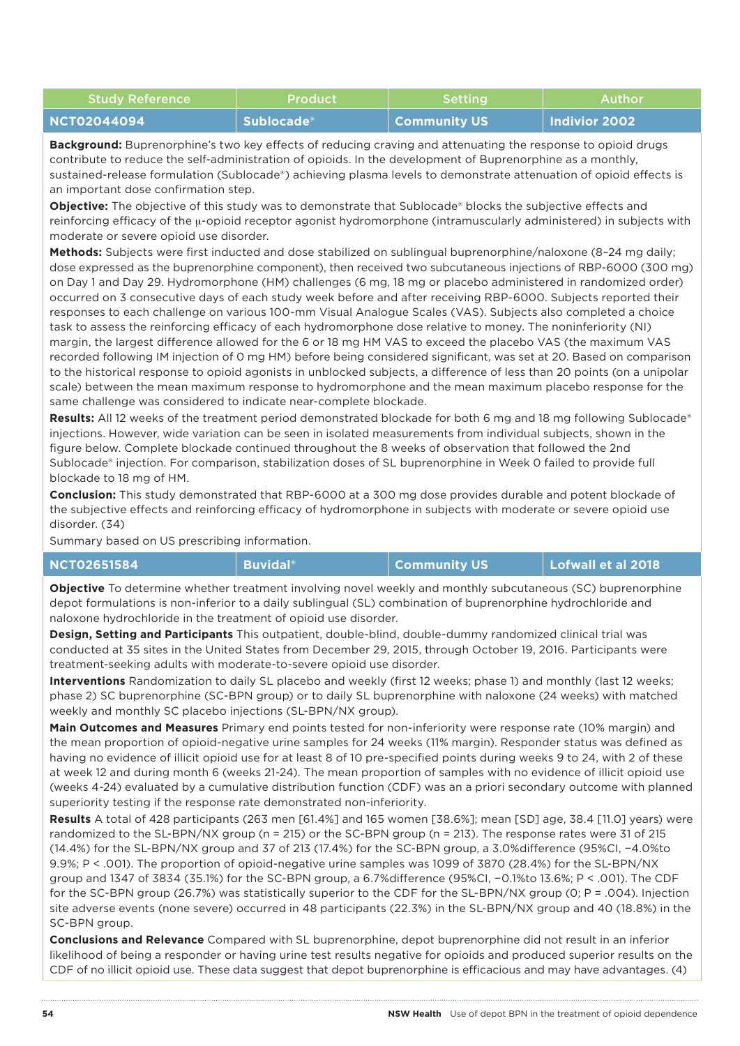| Study Reference | Product | Setting | Author |
|---|---|---|---|
| **NCT02044094** | **Sublocade®** | **Community US** | **Indivior 2002** |

**Background:** Buprenorphine's two key effects of reducing craving and attenuating the response to opioid drugs contribute to reduce the self-administration of opioids. In the development of Buprenorphine as a monthly, sustained-release formulation (Sublocade®) achieving plasma levels to demonstrate attenuation of opioid effects is an important dose confirmation step.

**Objective:** The objective of this study was to demonstrate that Sublocade® blocks the subjective effects and reinforcing efficacy of the μ-opioid receptor agonist hydromorphone (intramuscularly administered) in subjects with moderate or severe opioid use disorder.

**Methods:** Subjects were first inducted and dose stabilized on sublingual buprenorphine/naloxone (8–24 mg daily; dose expressed as the buprenorphine component), then received two subcutaneous injections of RBP-6000 (300 mg) on Day 1 and Day 29. Hydromorphone (HM) challenges (6 mg, 18 mg or placebo administered in randomized order) occurred on 3 consecutive days of each study week before and after receiving RBP-6000. Subjects reported their responses to each challenge on various 100-mm Visual Analogue Scales (VAS). Subjects also completed a choice task to assess the reinforcing efficacy of each hydromorphone dose relative to money. The noninferiority (NI) margin, the largest difference allowed for the 6 or 18 mg HM VAS to exceed the placebo VAS (the maximum VAS recorded following IM injection of 0 mg HM) before being considered significant, was set at 20. Based on comparison to the historical response to opioid agonists in unblocked subjects, a difference of less than 20 points (on a unipolar scale) between the mean maximum response to hydromorphone and the mean maximum placebo response for the same challenge was considered to indicate near-complete blockade.

**Results:** All 12 weeks of the treatment period demonstrated blockade for both 6 mg and 18 mg following Sublocade® injections. However, wide variation can be seen in isolated measurements from individual subjects, shown in the figure below. Complete blockade continued throughout the 8 weeks of observation that followed the 2nd Sublocade® injection. For comparison, stabilization doses of SL buprenorphine in Week 0 failed to provide full blockade to 18 mg of HM.

**Conclusion:** This study demonstrated that RBP-6000 at a 300 mg dose provides durable and potent blockade of the subjective effects and reinforcing efficacy of hydromorphone in subjects with moderate or severe opioid use disorder. (34)

Summary based on US prescribing information.

| Study Reference | Product | Setting | Author |
|---|---|---|---|
| **NCT02651584** | **Buvidal®** | **Community US** | **Lofwall et al 2018** |

**Objective** To determine whether treatment involving novel weekly and monthly subcutaneous (SC) buprenorphine depot formulations is non-inferior to a daily sublingual (SL) combination of buprenorphine hydrochloride and naloxone hydrochloride in the treatment of opioid use disorder.

**Design, Setting and Participants** This outpatient, double-blind, double-dummy randomized clinical trial was conducted at 35 sites in the United States from December 29, 2015, through October 19, 2016. Participants were treatment-seeking adults with moderate-to-severe opioid use disorder.

**Interventions** Randomization to daily SL placebo and weekly (first 12 weeks; phase 1) and monthly (last 12 weeks; phase 2) SC buprenorphine (SC-BPN group) or to daily SL buprenorphine with naloxone (24 weeks) with matched weekly and monthly SC placebo injections (SL-BPN/NX group).

**Main Outcomes and Measures** Primary end points tested for non-inferiority were response rate (10% margin) and the mean proportion of opioid-negative urine samples for 24 weeks (11% margin). Responder status was defined as having no evidence of illicit opioid use for at least 8 of 10 pre-specified points during weeks 9 to 24, with 2 of these at week 12 and during month 6 (weeks 21-24). The mean proportion of samples with no evidence of illicit opioid use (weeks 4-24) evaluated by a cumulative distribution function (CDF) was an a priori secondary outcome with planned superiority testing if the response rate demonstrated non-inferiority.

**Results** A total of 428 participants (263 men [61.4%] and 165 women [38.6%]; mean [SD] age, 38.4 [11.0] years) were randomized to the SL-BPN/NX group (n = 215) or the SC-BPN group (n = 213). The response rates were 31 of 215 (14.4%) for the SL-BPN/NX group and 37 of 213 (17.4%) for the SC-BPN group, a 3.0%difference (95%CI, −4.0%to 9.9%; P < .001). The proportion of opioid-negative urine samples was 1099 of 3870 (28.4%) for the SL-BPN/NX group and 1347 of 3834 (35.1%) for the SC-BPN group, a 6.7%difference (95%CI, −0.1%to 13.6%; P < .001). The CDF for the SC-BPN group (26.7%) was statistically superior to the CDF for the SL-BPN/NX group (0; P = .004). Injection site adverse events (none severe) occurred in 48 participants (22.3%) in the SL-BPN/NX group and 40 (18.8%) in the SC-BPN group.

**Conclusions and Relevance** Compared with SL buprenorphine, depot buprenorphine did not result in an inferior likelihood of being a responder or having urine test results negative for opioids and produced superior results on the CDF of no illicit opioid use. These data suggest that depot buprenorphine is efficacious and may have advantages. (4)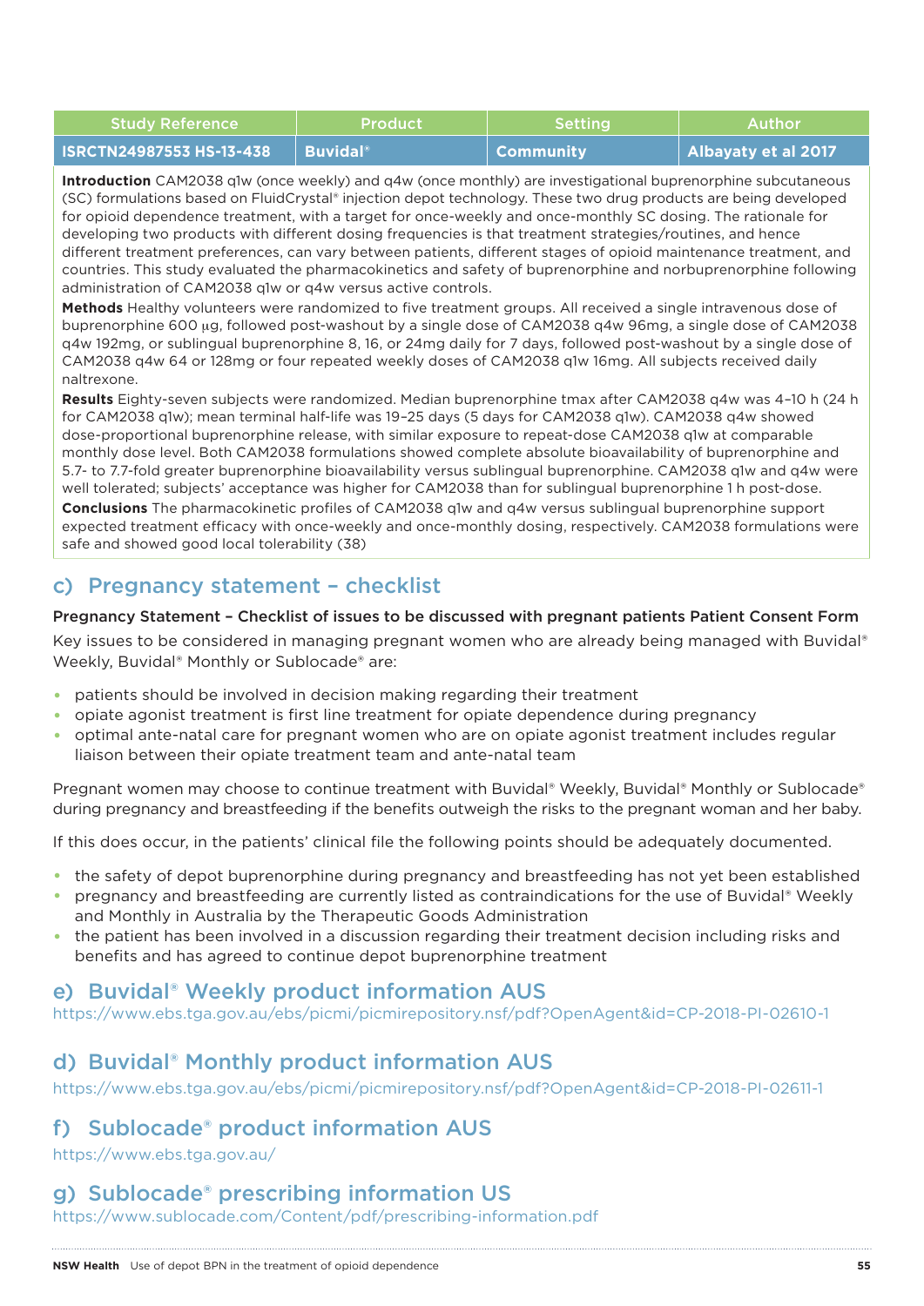| Study Reference | Product | Setting | Author |
|---|---|---|---|
| ISRCTN24987553 HS-13-438 | Buvidal® | Community | Albayaty et al 2017 |

**Introduction** CAM2038 q1w (once weekly) and q4w (once monthly) are investigational buprenorphine subcutaneous (SC) formulations based on FluidCrystal® injection depot technology. These two drug products are being developed for opioid dependence treatment, with a target for once-weekly and once-monthly SC dosing. The rationale for developing two products with different dosing frequencies is that treatment strategies/routines, and hence different treatment preferences, can vary between patients, different stages of opioid maintenance treatment, and countries. This study evaluated the pharmacokinetics and safety of buprenorphine and norbuprenorphine following administration of CAM2038 q1w or q4w versus active controls.

**Methods** Healthy volunteers were randomized to five treatment groups. All received a single intravenous dose of buprenorphine 600 μg, followed post-washout by a single dose of CAM2038 q4w 96mg, a single dose of CAM2038 q4w 192mg, or sublingual buprenorphine 8, 16, or 24mg daily for 7 days, followed post-washout by a single dose of CAM2038 q4w 64 or 128mg or four repeated weekly doses of CAM2038 q1w 16mg. All subjects received daily naltrexone.

**Results** Eighty-seven subjects were randomized. Median buprenorphine tmax after CAM2038 q4w was 4–10 h (24 h for CAM2038 q1w); mean terminal half-life was 19–25 days (5 days for CAM2038 q1w). CAM2038 q4w showed dose-proportional buprenorphine release, with similar exposure to repeat-dose CAM2038 q1w at comparable monthly dose level. Both CAM2038 formulations showed complete absolute bioavailability of buprenorphine and 5.7- to 7.7-fold greater buprenorphine bioavailability versus sublingual buprenorphine. CAM2038 q1w and q4w were well tolerated; subjects' acceptance was higher for CAM2038 than for sublingual buprenorphine 1 h post-dose.

**Conclusions** The pharmacokinetic profiles of CAM2038 q1w and q4w versus sublingual buprenorphine support expected treatment efficacy with once-weekly and once-monthly dosing, respectively. CAM2038 formulations were safe and showed good local tolerability (38)

## c) Pregnancy statement – checklist

**Pregnancy Statement – Checklist of issues to be discussed with pregnant patients Patient Consent Form**

Key issues to be considered in managing pregnant women who are already being managed with Buvidal® Weekly, Buvidal® Monthly or Sublocade® are:

- patients should be involved in decision making regarding their treatment
- opiate agonist treatment is first line treatment for opiate dependence during pregnancy
- optimal ante-natal care for pregnant women who are on opiate agonist treatment includes regular liaison between their opiate treatment team and ante-natal team

Pregnant women may choose to continue treatment with Buvidal® Weekly, Buvidal® Monthly or Sublocade® during pregnancy and breastfeeding if the benefits outweigh the risks to the pregnant woman and her baby.

If this does occur, in the patients' clinical file the following points should be adequately documented.

- the safety of depot buprenorphine during pregnancy and breastfeeding has not yet been established
- pregnancy and breastfeeding are currently listed as contraindications for the use of Buvidal® Weekly and Monthly in Australia by the Therapeutic Goods Administration
- the patient has been involved in a discussion regarding their treatment decision including risks and benefits and has agreed to continue depot buprenorphine treatment

## e) Buvidal® Weekly product information AUS

https://www.ebs.tga.gov.au/ebs/picmi/picmirepository.nsf/pdf?OpenAgent&id=CP-2018-PI-02610-1

## d) Buvidal® Monthly product information AUS

https://www.ebs.tga.gov.au/ebs/picmi/picmirepository.nsf/pdf?OpenAgent&id=CP-2018-PI-02611-1

## f) Sublocade® product information AUS

https://www.ebs.tga.gov.au/

## g) Sublocade® prescribing information US

https://www.sublocade.com/Content/pdf/prescribing-information.pdf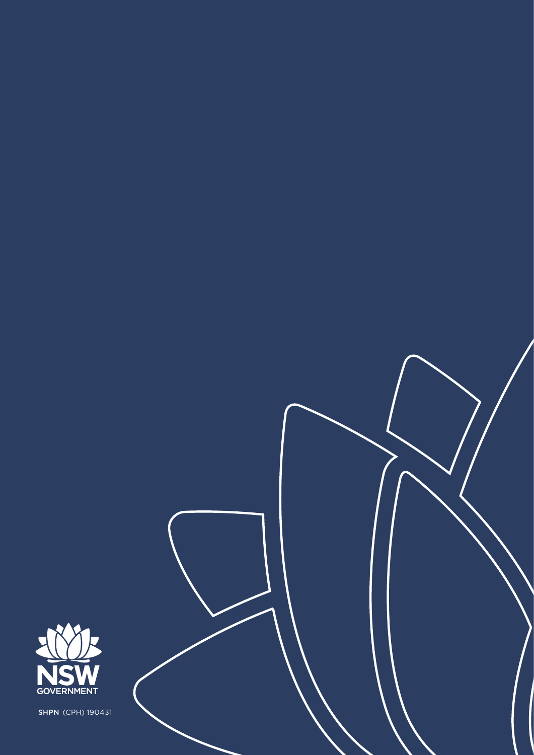NSW GOVERNMENT

SHPN (CPH) 190431